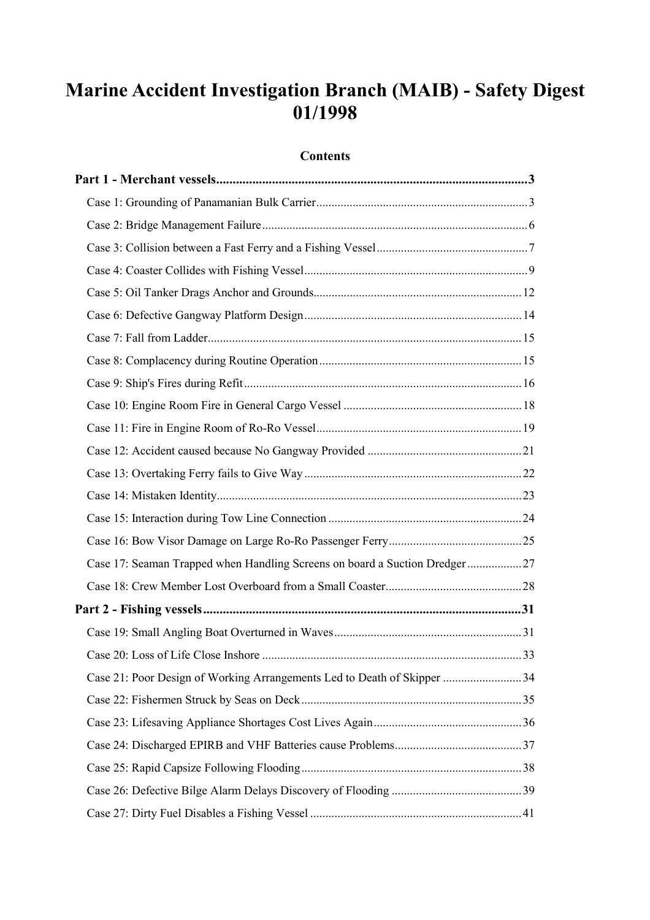# Marine Accident Investigation Branch (MAIB) - Safety Digest 01/1998

## Contents

**Part 1 - Merchant vessels** ..... 3

- Case 1: Grounding of Panamanian Bulk Carrier ..... 3
- Case 2: Bridge Management Failure ..... 6
- Case 3: Collision between a Fast Ferry and a Fishing Vessel ..... 7
- Case 4: Coaster Collides with Fishing Vessel ..... 9
- Case 5: Oil Tanker Drags Anchor and Grounds ..... 12
- Case 6: Defective Gangway Platform Design ..... 14
- Case 7: Fall from Ladder ..... 15
- Case 8: Complacency during Routine Operation ..... 15
- Case 9: Ship's Fires during Refit ..... 16
- Case 10: Engine Room Fire in General Cargo Vessel ..... 18
- Case 11: Fire in Engine Room of Ro-Ro Vessel ..... 19
- Case 12: Accident caused because No Gangway Provided ..... 21
- Case 13: Overtaking Ferry fails to Give Way ..... 22
- Case 14: Mistaken Identity ..... 23
- Case 15: Interaction during Tow Line Connection ..... 24
- Case 16: Bow Visor Damage on Large Ro-Ro Passenger Ferry ..... 25
- Case 17: Seaman Trapped when Handling Screens on board a Suction Dredger ..... 27
- Case 18: Crew Member Lost Overboard from a Small Coaster ..... 28

**Part 2 - Fishing vessels** ..... 31

- Case 19: Small Angling Boat Overturned in Waves ..... 31
- Case 20: Loss of Life Close Inshore ..... 33
- Case 21: Poor Design of Working Arrangements Led to Death of Skipper ..... 34
- Case 22: Fishermen Struck by Seas on Deck ..... 35
- Case 23: Lifesaving Appliance Shortages Cost Lives Again ..... 36
- Case 24: Discharged EPIRB and VHF Batteries cause Problems ..... 37
- Case 25: Rapid Capsize Following Flooding ..... 38
- Case 26: Defective Bilge Alarm Delays Discovery of Flooding ..... 39
- Case 27: Dirty Fuel Disables a Fishing Vessel ..... 41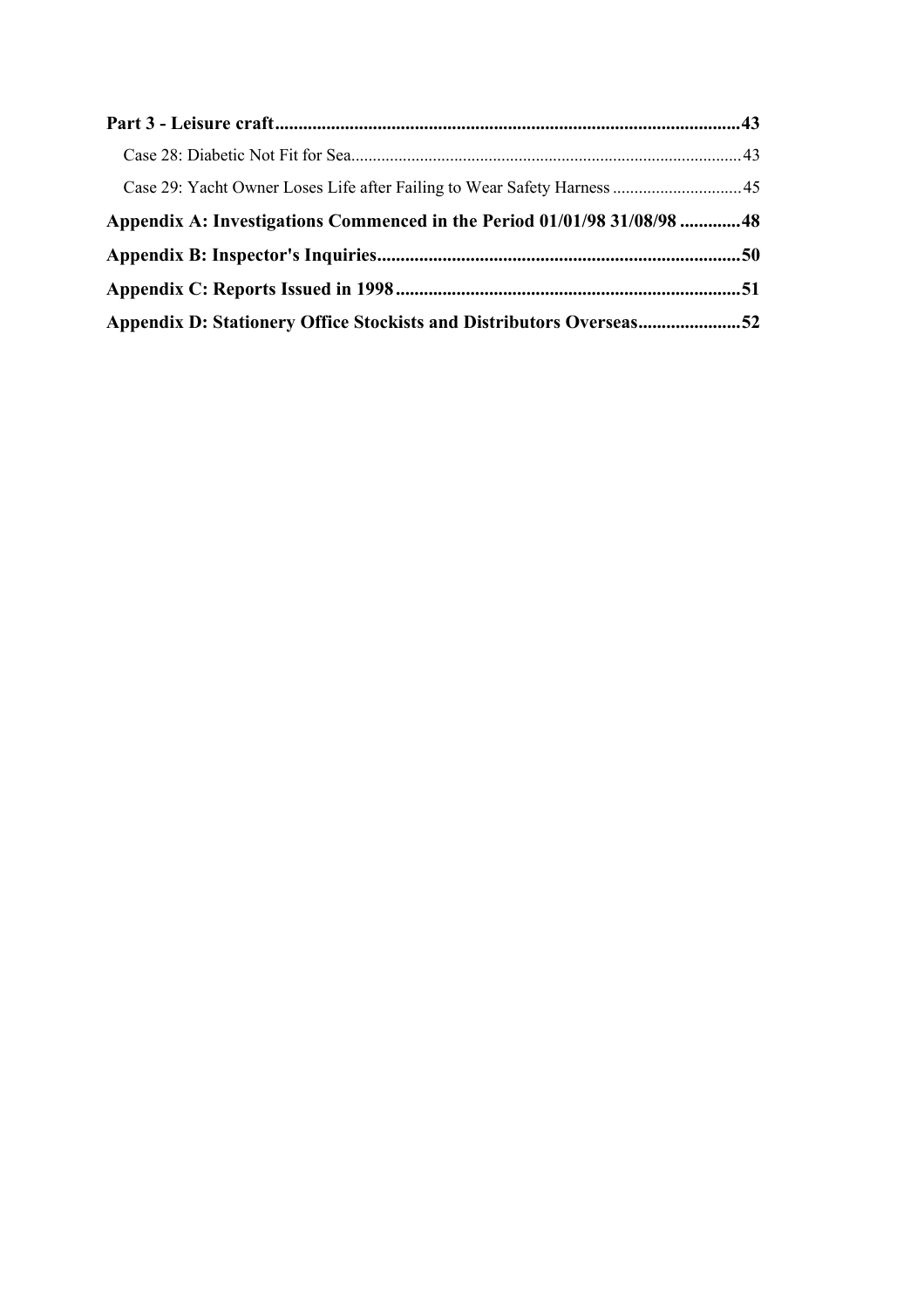**Part 3 - Leisure craft....................................................................................................43**

Case 28: Diabetic Not Fit for Sea..........................................................................................43

Case 29: Yacht Owner Loses Life after Failing to Wear Safety Harness ..............................45

**Appendix A: Investigations Commenced in the Period 01/01/98 31/08/98 .............48**

**Appendix B: Inspector's Inquiries.............................................................................50**

**Appendix C: Reports Issued in 1998.........................................................................51**

**Appendix D: Stationery Office Stockists and Distributors Overseas......................52**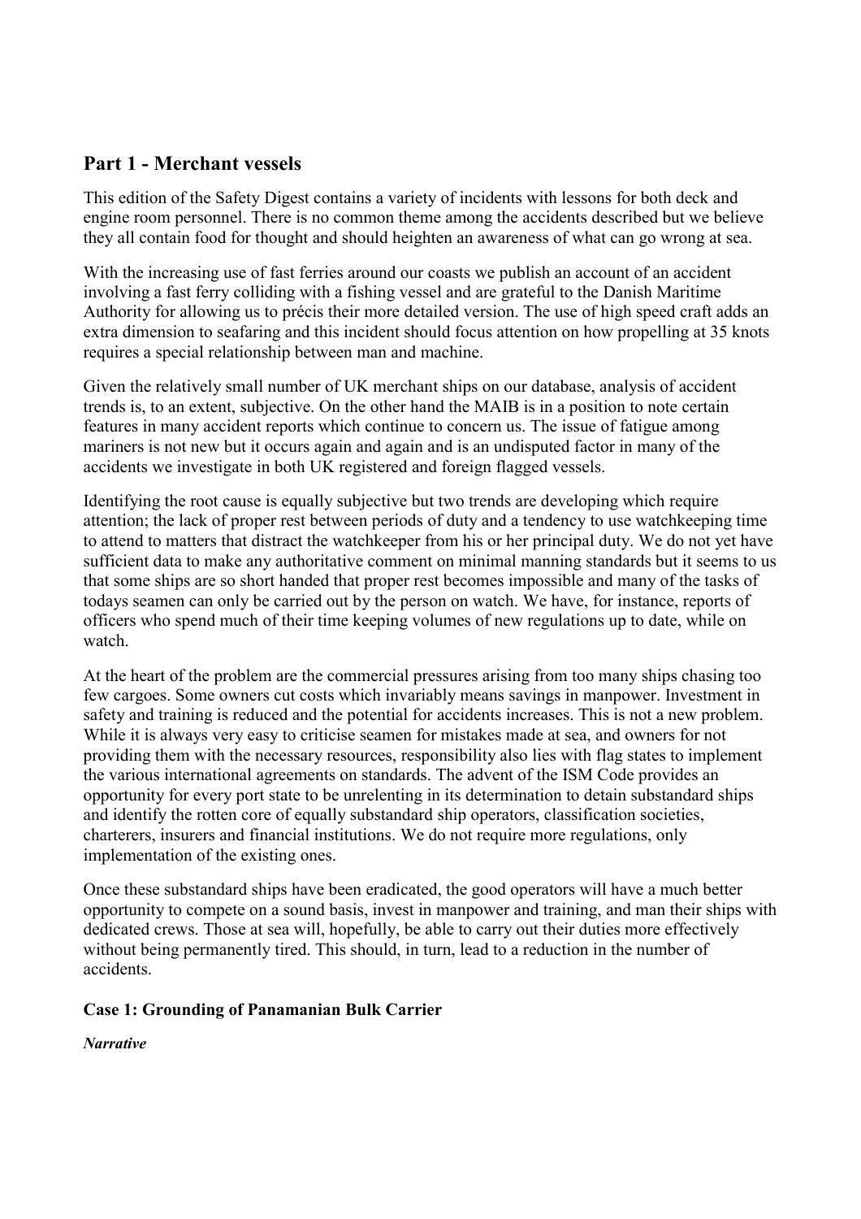## Part 1 - Merchant vessels

This edition of the Safety Digest contains a variety of incidents with lessons for both deck and engine room personnel. There is no common theme among the accidents described but we believe they all contain food for thought and should heighten an awareness of what can go wrong at sea.

With the increasing use of fast ferries around our coasts we publish an account of an accident involving a fast ferry colliding with a fishing vessel and are grateful to the Danish Maritime Authority for allowing us to précis their more detailed version. The use of high speed craft adds an extra dimension to seafaring and this incident should focus attention on how propelling at 35 knots requires a special relationship between man and machine.

Given the relatively small number of UK merchant ships on our database, analysis of accident trends is, to an extent, subjective. On the other hand the MAIB is in a position to note certain features in many accident reports which continue to concern us. The issue of fatigue among mariners is not new but it occurs again and again and is an undisputed factor in many of the accidents we investigate in both UK registered and foreign flagged vessels.

Identifying the root cause is equally subjective but two trends are developing which require attention; the lack of proper rest between periods of duty and a tendency to use watchkeeping time to attend to matters that distract the watchkeeper from his or her principal duty. We do not yet have sufficient data to make any authoritative comment on minimal manning standards but it seems to us that some ships are so short handed that proper rest becomes impossible and many of the tasks of todays seamen can only be carried out by the person on watch. We have, for instance, reports of officers who spend much of their time keeping volumes of new regulations up to date, while on watch.

At the heart of the problem are the commercial pressures arising from too many ships chasing too few cargoes. Some owners cut costs which invariably means savings in manpower. Investment in safety and training is reduced and the potential for accidents increases. This is not a new problem. While it is always very easy to criticise seamen for mistakes made at sea, and owners for not providing them with the necessary resources, responsibility also lies with flag states to implement the various international agreements on standards. The advent of the ISM Code provides an opportunity for every port state to be unrelenting in its determination to detain substandard ships and identify the rotten core of equally substandard ship operators, classification societies, charterers, insurers and financial institutions. We do not require more regulations, only implementation of the existing ones.

Once these substandard ships have been eradicated, the good operators will have a much better opportunity to compete on a sound basis, invest in manpower and training, and man their ships with dedicated crews. Those at sea will, hopefully, be able to carry out their duties more effectively without being permanently tired. This should, in turn, lead to a reduction in the number of accidents.

### Case 1: Grounding of Panamanian Bulk Carrier

***Narrative***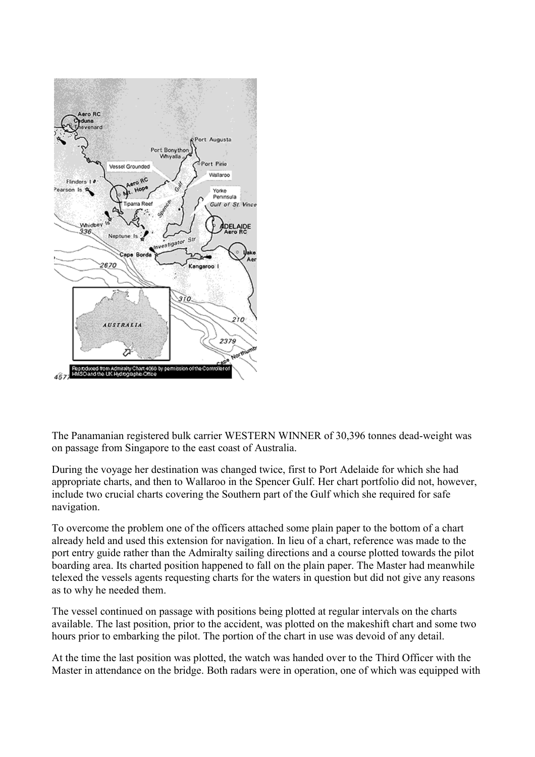The Panamanian registered bulk carrier WESTERN WINNER of 30,396 tonnes dead-weight was on passage from Singapore to the east coast of Australia.

During the voyage her destination was changed twice, first to Port Adelaide for which she had appropriate charts, and then to Wallaroo in the Spencer Gulf. Her chart portfolio did not, however, include two crucial charts covering the Southern part of the Gulf which she required for safe navigation.

To overcome the problem one of the officers attached some plain paper to the bottom of a chart already held and used this extension for navigation. In lieu of a chart, reference was made to the port entry guide rather than the Admiralty sailing directions and a course plotted towards the pilot boarding area. Its charted position happened to fall on the plain paper. The Master had meanwhile telexed the vessels agents requesting charts for the waters in question but did not give any reasons as to why he needed them.

The vessel continued on passage with positions being plotted at regular intervals on the charts available. The last position, prior to the accident, was plotted on the makeshift chart and some two hours prior to embarking the pilot. The portion of the chart in use was devoid of any detail.

At the time the last position was plotted, the watch was handed over to the Third Officer with the Master in attendance on the bridge. Both radars were in operation, one of which was equipped with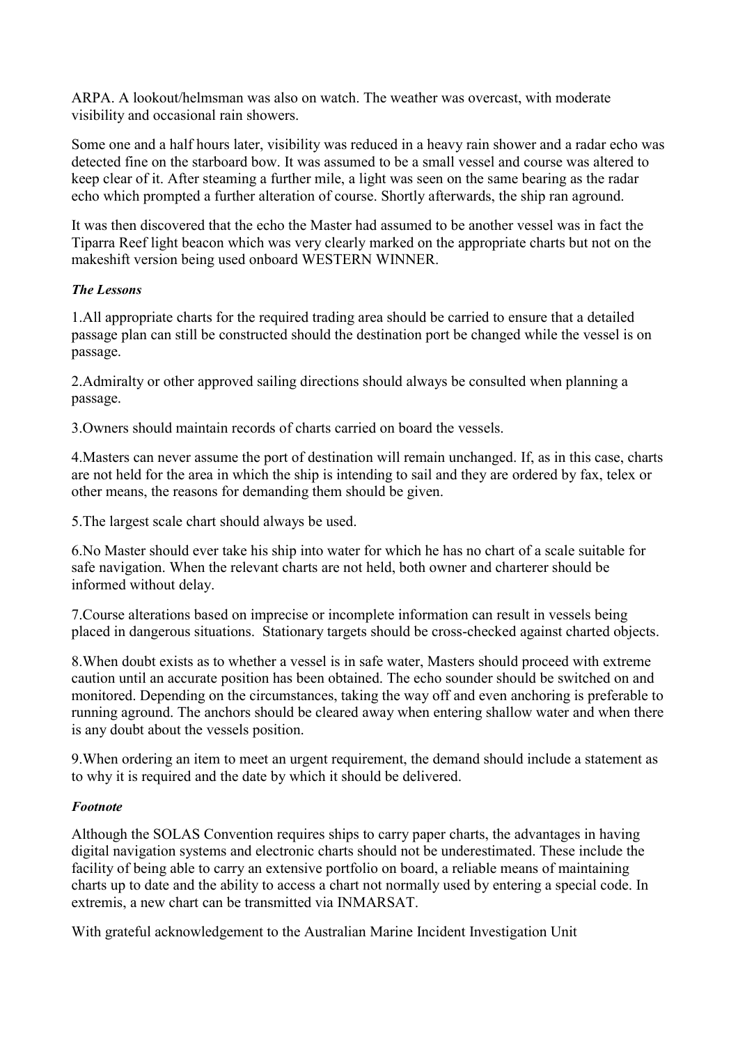ARPA. A lookout/helmsman was also on watch. The weather was overcast, with moderate visibility and occasional rain showers.

Some one and a half hours later, visibility was reduced in a heavy rain shower and a radar echo was detected fine on the starboard bow. It was assumed to be a small vessel and course was altered to keep clear of it. After steaming a further mile, a light was seen on the same bearing as the radar echo which prompted a further alteration of course. Shortly afterwards, the ship ran aground.

It was then discovered that the echo the Master had assumed to be another vessel was in fact the Tiparra Reef light beacon which was very clearly marked on the appropriate charts but not on the makeshift version being used onboard WESTERN WINNER.

***The Lessons***

1.All appropriate charts for the required trading area should be carried to ensure that a detailed passage plan can still be constructed should the destination port be changed while the vessel is on passage.

2.Admiralty or other approved sailing directions should always be consulted when planning a passage.

3.Owners should maintain records of charts carried on board the vessels.

4.Masters can never assume the port of destination will remain unchanged. If, as in this case, charts are not held for the area in which the ship is intending to sail and they are ordered by fax, telex or other means, the reasons for demanding them should be given.

5.The largest scale chart should always be used.

6.No Master should ever take his ship into water for which he has no chart of a scale suitable for safe navigation. When the relevant charts are not held, both owner and charterer should be informed without delay.

7.Course alterations based on imprecise or incomplete information can result in vessels being placed in dangerous situations. Stationary targets should be cross-checked against charted objects.

8.When doubt exists as to whether a vessel is in safe water, Masters should proceed with extreme caution until an accurate position has been obtained. The echo sounder should be switched on and monitored. Depending on the circumstances, taking the way off and even anchoring is preferable to running aground. The anchors should be cleared away when entering shallow water and when there is any doubt about the vessels position.

9.When ordering an item to meet an urgent requirement, the demand should include a statement as to why it is required and the date by which it should be delivered.

***Footnote***

Although the SOLAS Convention requires ships to carry paper charts, the advantages in having digital navigation systems and electronic charts should not be underestimated. These include the facility of being able to carry an extensive portfolio on board, a reliable means of maintaining charts up to date and the ability to access a chart not normally used by entering a special code. In extremis, a new chart can be transmitted via INMARSAT.

With grateful acknowledgement to the Australian Marine Incident Investigation Unit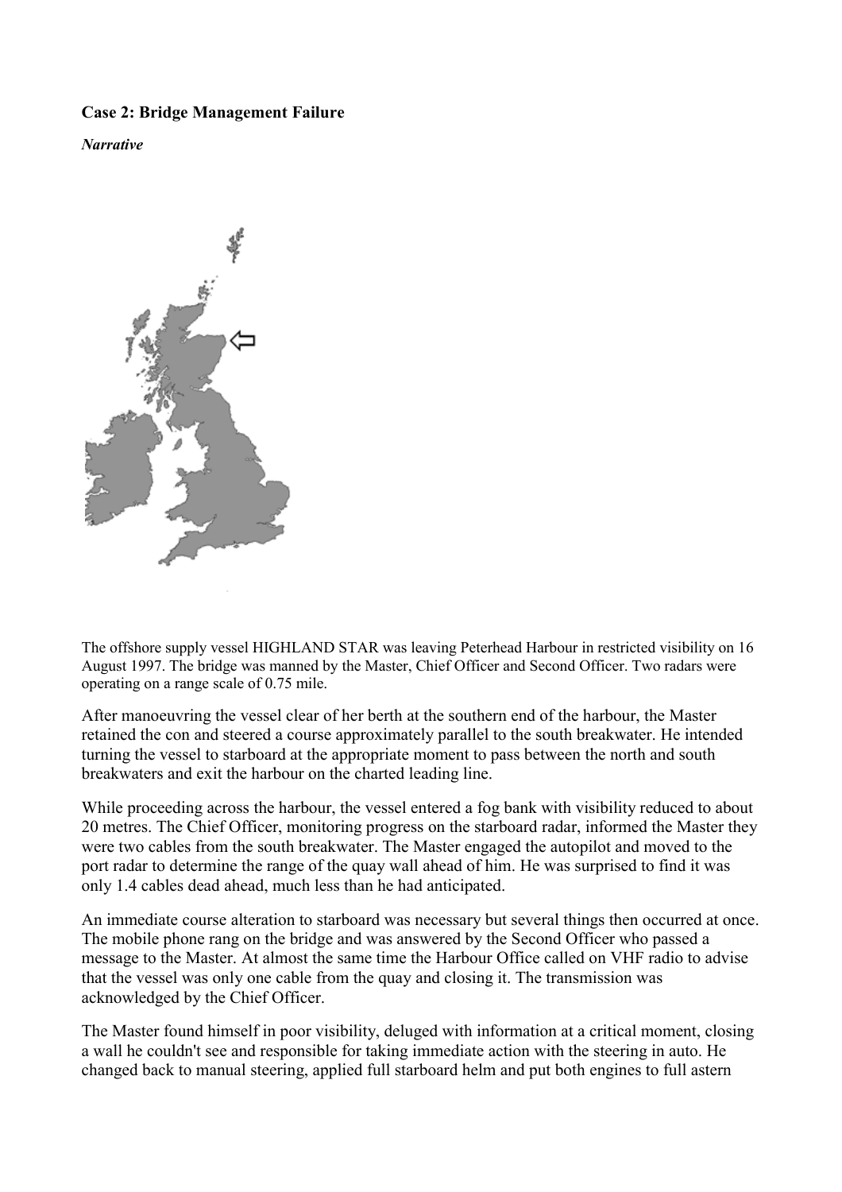**Case 2: Bridge Management Failure**

***Narrative***

The offshore supply vessel HIGHLAND STAR was leaving Peterhead Harbour in restricted visibility on 16 August 1997. The bridge was manned by the Master, Chief Officer and Second Officer. Two radars were operating on a range scale of 0.75 mile.

After manoeuvring the vessel clear of her berth at the southern end of the harbour, the Master retained the con and steered a course approximately parallel to the south breakwater. He intended turning the vessel to starboard at the appropriate moment to pass between the north and south breakwaters and exit the harbour on the charted leading line.

While proceeding across the harbour, the vessel entered a fog bank with visibility reduced to about 20 metres. The Chief Officer, monitoring progress on the starboard radar, informed the Master they were two cables from the south breakwater. The Master engaged the autopilot and moved to the port radar to determine the range of the quay wall ahead of him. He was surprised to find it was only 1.4 cables dead ahead, much less than he had anticipated.

An immediate course alteration to starboard was necessary but several things then occurred at once. The mobile phone rang on the bridge and was answered by the Second Officer who passed a message to the Master. At almost the same time the Harbour Office called on VHF radio to advise that the vessel was only one cable from the quay and closing it. The transmission was acknowledged by the Chief Officer.

The Master found himself in poor visibility, deluged with information at a critical moment, closing a wall he couldn't see and responsible for taking immediate action with the steering in auto. He changed back to manual steering, applied full starboard helm and put both engines to full astern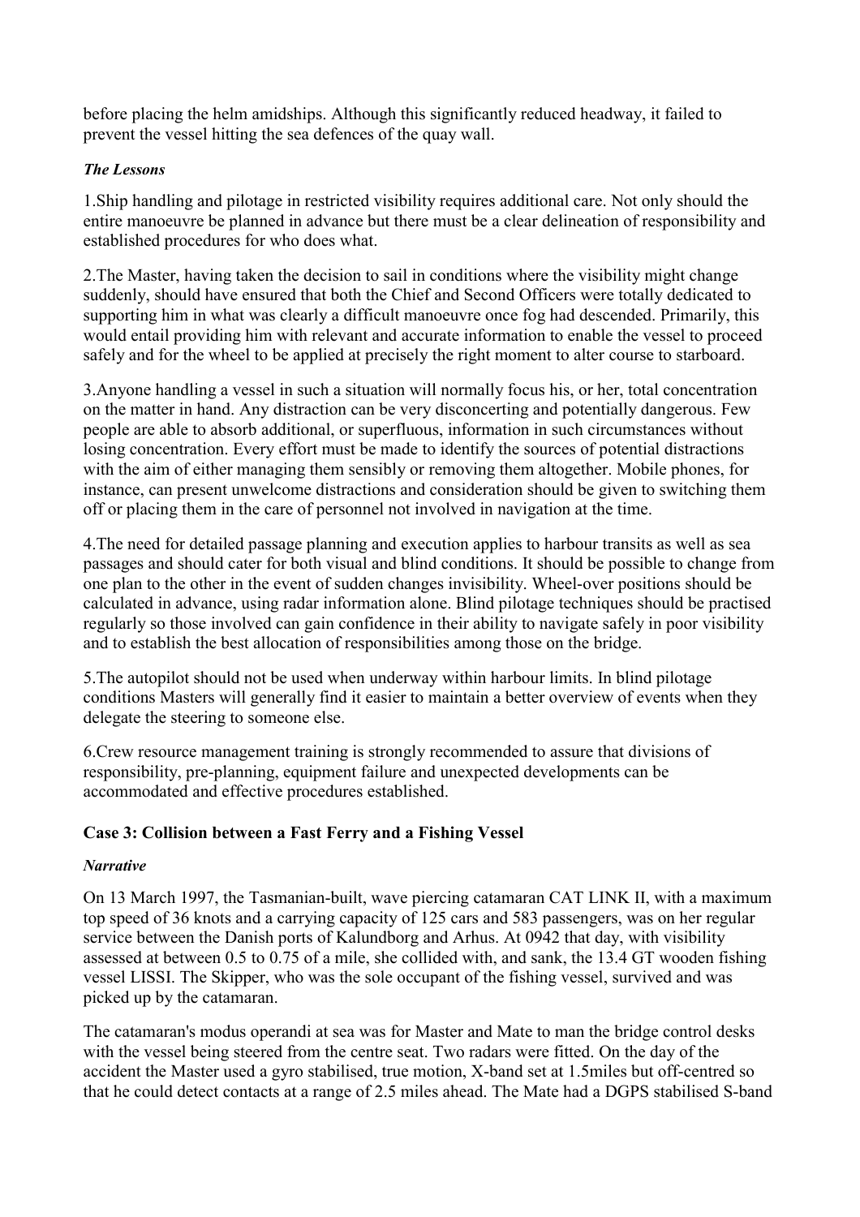before placing the helm amidships. Although this significantly reduced headway, it failed to prevent the vessel hitting the sea defences of the quay wall.

***The Lessons***

1.Ship handling and pilotage in restricted visibility requires additional care. Not only should the entire manoeuvre be planned in advance but there must be a clear delineation of responsibility and established procedures for who does what.

2.The Master, having taken the decision to sail in conditions where the visibility might change suddenly, should have ensured that both the Chief and Second Officers were totally dedicated to supporting him in what was clearly a difficult manoeuvre once fog had descended. Primarily, this would entail providing him with relevant and accurate information to enable the vessel to proceed safely and for the wheel to be applied at precisely the right moment to alter course to starboard.

3.Anyone handling a vessel in such a situation will normally focus his, or her, total concentration on the matter in hand. Any distraction can be very disconcerting and potentially dangerous. Few people are able to absorb additional, or superfluous, information in such circumstances without losing concentration. Every effort must be made to identify the sources of potential distractions with the aim of either managing them sensibly or removing them altogether. Mobile phones, for instance, can present unwelcome distractions and consideration should be given to switching them off or placing them in the care of personnel not involved in navigation at the time.

4.The need for detailed passage planning and execution applies to harbour transits as well as sea passages and should cater for both visual and blind conditions. It should be possible to change from one plan to the other in the event of sudden changes invisibility. Wheel-over positions should be calculated in advance, using radar information alone. Blind pilotage techniques should be practised regularly so those involved can gain confidence in their ability to navigate safely in poor visibility and to establish the best allocation of responsibilities among those on the bridge.

5.The autopilot should not be used when underway within harbour limits. In blind pilotage conditions Masters will generally find it easier to maintain a better overview of events when they delegate the steering to someone else.

6.Crew resource management training is strongly recommended to assure that divisions of responsibility, pre-planning, equipment failure and unexpected developments can be accommodated and effective procedures established.

### Case 3: Collision between a Fast Ferry and a Fishing Vessel

***Narrative***

On 13 March 1997, the Tasmanian-built, wave piercing catamaran CAT LINK II, with a maximum top speed of 36 knots and a carrying capacity of 125 cars and 583 passengers, was on her regular service between the Danish ports of Kalundborg and Arhus. At 0942 that day, with visibility assessed at between 0.5 to 0.75 of a mile, she collided with, and sank, the 13.4 GT wooden fishing vessel LISSI. The Skipper, who was the sole occupant of the fishing vessel, survived and was picked up by the catamaran.

The catamaran's modus operandi at sea was for Master and Mate to man the bridge control desks with the vessel being steered from the centre seat. Two radars were fitted. On the day of the accident the Master used a gyro stabilised, true motion, X-band set at 1.5miles but off-centred so that he could detect contacts at a range of 2.5 miles ahead. The Mate had a DGPS stabilised S-band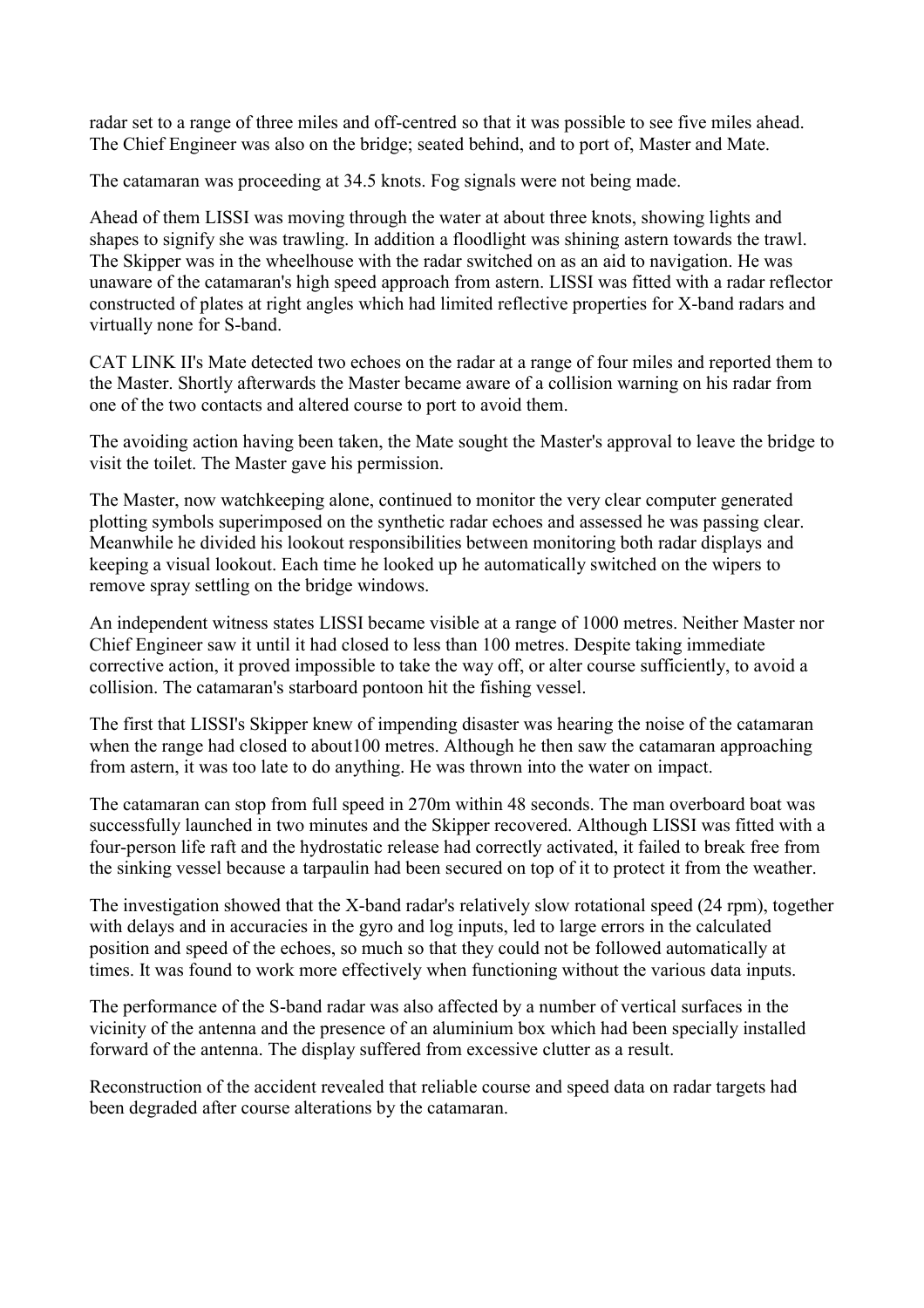radar set to a range of three miles and off-centred so that it was possible to see five miles ahead. The Chief Engineer was also on the bridge; seated behind, and to port of, Master and Mate.

The catamaran was proceeding at 34.5 knots. Fog signals were not being made.

Ahead of them LISSI was moving through the water at about three knots, showing lights and shapes to signify she was trawling. In addition a floodlight was shining astern towards the trawl. The Skipper was in the wheelhouse with the radar switched on as an aid to navigation. He was unaware of the catamaran's high speed approach from astern. LISSI was fitted with a radar reflector constructed of plates at right angles which had limited reflective properties for X-band radars and virtually none for S-band.

CAT LINK II's Mate detected two echoes on the radar at a range of four miles and reported them to the Master. Shortly afterwards the Master became aware of a collision warning on his radar from one of the two contacts and altered course to port to avoid them.

The avoiding action having been taken, the Mate sought the Master's approval to leave the bridge to visit the toilet. The Master gave his permission.

The Master, now watchkeeping alone, continued to monitor the very clear computer generated plotting symbols superimposed on the synthetic radar echoes and assessed he was passing clear. Meanwhile he divided his lookout responsibilities between monitoring both radar displays and keeping a visual lookout. Each time he looked up he automatically switched on the wipers to remove spray settling on the bridge windows.

An independent witness states LISSI became visible at a range of 1000 metres. Neither Master nor Chief Engineer saw it until it had closed to less than 100 metres. Despite taking immediate corrective action, it proved impossible to take the way off, or alter course sufficiently, to avoid a collision. The catamaran's starboard pontoon hit the fishing vessel.

The first that LISSI's Skipper knew of impending disaster was hearing the noise of the catamaran when the range had closed to about100 metres. Although he then saw the catamaran approaching from astern, it was too late to do anything. He was thrown into the water on impact.

The catamaran can stop from full speed in 270m within 48 seconds. The man overboard boat was successfully launched in two minutes and the Skipper recovered. Although LISSI was fitted with a four-person life raft and the hydrostatic release had correctly activated, it failed to break free from the sinking vessel because a tarpaulin had been secured on top of it to protect it from the weather.

The investigation showed that the X-band radar's relatively slow rotational speed (24 rpm), together with delays and in accuracies in the gyro and log inputs, led to large errors in the calculated position and speed of the echoes, so much so that they could not be followed automatically at times. It was found to work more effectively when functioning without the various data inputs.

The performance of the S-band radar was also affected by a number of vertical surfaces in the vicinity of the antenna and the presence of an aluminium box which had been specially installed forward of the antenna. The display suffered from excessive clutter as a result.

Reconstruction of the accident revealed that reliable course and speed data on radar targets had been degraded after course alterations by the catamaran.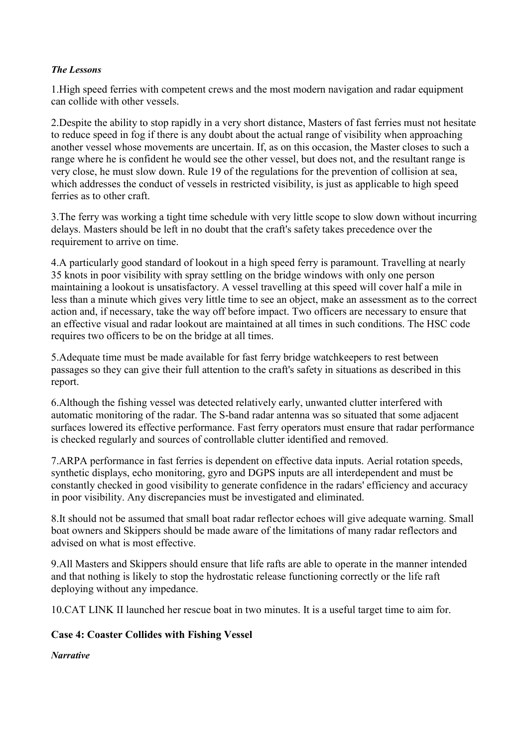*The Lessons*

1.High speed ferries with competent crews and the most modern navigation and radar equipment can collide with other vessels.

2.Despite the ability to stop rapidly in a very short distance, Masters of fast ferries must not hesitate to reduce speed in fog if there is any doubt about the actual range of visibility when approaching another vessel whose movements are uncertain. If, as on this occasion, the Master closes to such a range where he is confident he would see the other vessel, but does not, and the resultant range is very close, he must slow down. Rule 19 of the regulations for the prevention of collision at sea, which addresses the conduct of vessels in restricted visibility, is just as applicable to high speed ferries as to other craft.

3.The ferry was working a tight time schedule with very little scope to slow down without incurring delays. Masters should be left in no doubt that the craft's safety takes precedence over the requirement to arrive on time.

4.A particularly good standard of lookout in a high speed ferry is paramount. Travelling at nearly 35 knots in poor visibility with spray settling on the bridge windows with only one person maintaining a lookout is unsatisfactory. A vessel travelling at this speed will cover half a mile in less than a minute which gives very little time to see an object, make an assessment as to the correct action and, if necessary, take the way off before impact. Two officers are necessary to ensure that an effective visual and radar lookout are maintained at all times in such conditions. The HSC code requires two officers to be on the bridge at all times.

5.Adequate time must be made available for fast ferry bridge watchkeepers to rest between passages so they can give their full attention to the craft's safety in situations as described in this report.

6.Although the fishing vessel was detected relatively early, unwanted clutter interfered with automatic monitoring of the radar. The S-band radar antenna was so situated that some adjacent surfaces lowered its effective performance. Fast ferry operators must ensure that radar performance is checked regularly and sources of controllable clutter identified and removed.

7.ARPA performance in fast ferries is dependent on effective data inputs. Aerial rotation speeds, synthetic displays, echo monitoring, gyro and DGPS inputs are all interdependent and must be constantly checked in good visibility to generate confidence in the radars' efficiency and accuracy in poor visibility. Any discrepancies must be investigated and eliminated.

8.It should not be assumed that small boat radar reflector echoes will give adequate warning. Small boat owners and Skippers should be made aware of the limitations of many radar reflectors and advised on what is most effective.

9.All Masters and Skippers should ensure that life rafts are able to operate in the manner intended and that nothing is likely to stop the hydrostatic release functioning correctly or the life raft deploying without any impedance.

10.CAT LINK II launched her rescue boat in two minutes. It is a useful target time to aim for.

## Case 4: Coaster Collides with Fishing Vessel

*Narrative*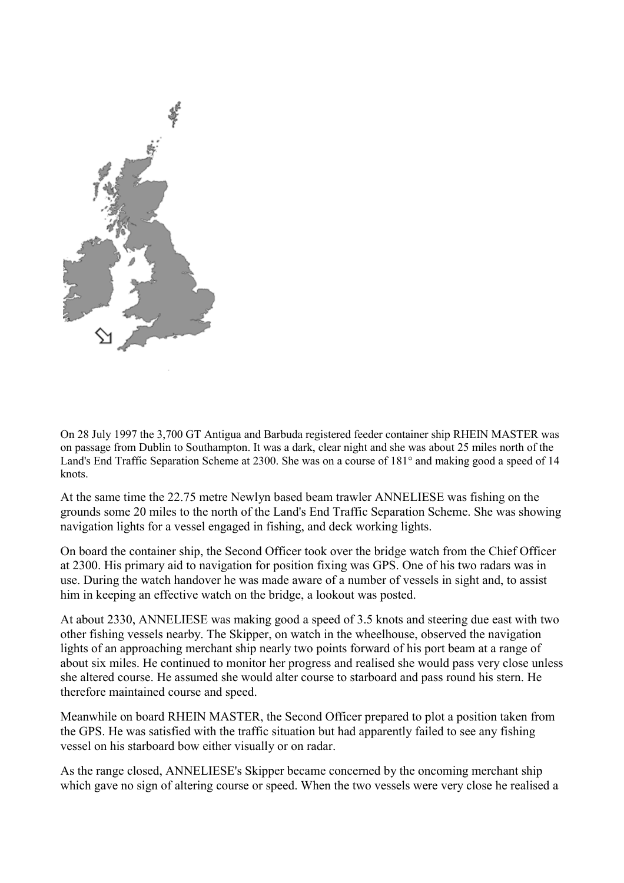On 28 July 1997 the 3,700 GT Antigua and Barbuda registered feeder container ship RHEIN MASTER was on passage from Dublin to Southampton. It was a dark, clear night and she was about 25 miles north of the Land's End Traffic Separation Scheme at 2300. She was on a course of 181° and making good a speed of 14 knots.

At the same time the 22.75 metre Newlyn based beam trawler ANNELIESE was fishing on the grounds some 20 miles to the north of the Land's End Traffic Separation Scheme. She was showing navigation lights for a vessel engaged in fishing, and deck working lights.

On board the container ship, the Second Officer took over the bridge watch from the Chief Officer at 2300. His primary aid to navigation for position fixing was GPS. One of his two radars was in use. During the watch handover he was made aware of a number of vessels in sight and, to assist him in keeping an effective watch on the bridge, a lookout was posted.

At about 2330, ANNELIESE was making good a speed of 3.5 knots and steering due east with two other fishing vessels nearby. The Skipper, on watch in the wheelhouse, observed the navigation lights of an approaching merchant ship nearly two points forward of his port beam at a range of about six miles. He continued to monitor her progress and realised she would pass very close unless she altered course. He assumed she would alter course to starboard and pass round his stern. He therefore maintained course and speed.

Meanwhile on board RHEIN MASTER, the Second Officer prepared to plot a position taken from the GPS. He was satisfied with the traffic situation but had apparently failed to see any fishing vessel on his starboard bow either visually or on radar.

As the range closed, ANNELIESE's Skipper became concerned by the oncoming merchant ship which gave no sign of altering course or speed. When the two vessels were very close he realised a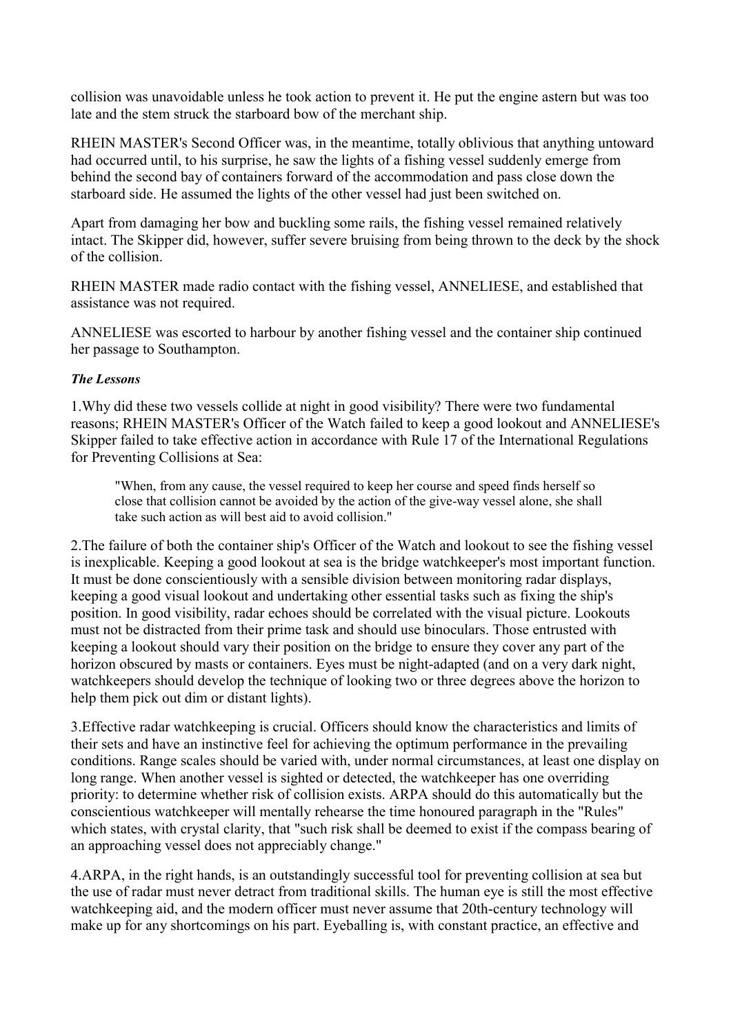collision was unavoidable unless he took action to prevent it. He put the engine astern but was too late and the stem struck the starboard bow of the merchant ship.

RHEIN MASTER's Second Officer was, in the meantime, totally oblivious that anything untoward had occurred until, to his surprise, he saw the lights of a fishing vessel suddenly emerge from behind the second bay of containers forward of the accommodation and pass close down the starboard side. He assumed the lights of the other vessel had just been switched on.

Apart from damaging her bow and buckling some rails, the fishing vessel remained relatively intact. The Skipper did, however, suffer severe bruising from being thrown to the deck by the shock of the collision.

RHEIN MASTER made radio contact with the fishing vessel, ANNELIESE, and established that assistance was not required.

ANNELIESE was escorted to harbour by another fishing vessel and the container ship continued her passage to Southampton.

***The Lessons***

1.Why did these two vessels collide at night in good visibility? There were two fundamental reasons; RHEIN MASTER's Officer of the Watch failed to keep a good lookout and ANNELIESE's Skipper failed to take effective action in accordance with Rule 17 of the International Regulations for Preventing Collisions at Sea:

> "When, from any cause, the vessel required to keep her course and speed finds herself so close that collision cannot be avoided by the action of the give-way vessel alone, she shall take such action as will best aid to avoid collision."

2.The failure of both the container ship's Officer of the Watch and lookout to see the fishing vessel is inexplicable. Keeping a good lookout at sea is the bridge watchkeeper's most important function. It must be done conscientiously with a sensible division between monitoring radar displays, keeping a good visual lookout and undertaking other essential tasks such as fixing the ship's position. In good visibility, radar echoes should be correlated with the visual picture. Lookouts must not be distracted from their prime task and should use binoculars. Those entrusted with keeping a lookout should vary their position on the bridge to ensure they cover any part of the horizon obscured by masts or containers. Eyes must be night-adapted (and on a very dark night, watchkeepers should develop the technique of looking two or three degrees above the horizon to help them pick out dim or distant lights).

3.Effective radar watchkeeping is crucial. Officers should know the characteristics and limits of their sets and have an instinctive feel for achieving the optimum performance in the prevailing conditions. Range scales should be varied with, under normal circumstances, at least one display on long range. When another vessel is sighted or detected, the watchkeeper has one overriding priority: to determine whether risk of collision exists. ARPA should do this automatically but the conscientious watchkeeper will mentally rehearse the time honoured paragraph in the "Rules" which states, with crystal clarity, that "such risk shall be deemed to exist if the compass bearing of an approaching vessel does not appreciably change."

4.ARPA, in the right hands, is an outstandingly successful tool for preventing collision at sea but the use of radar must never detract from traditional skills. The human eye is still the most effective watchkeeping aid, and the modern officer must never assume that 20th-century technology will make up for any shortcomings on his part. Eyeballing is, with constant practice, an effective and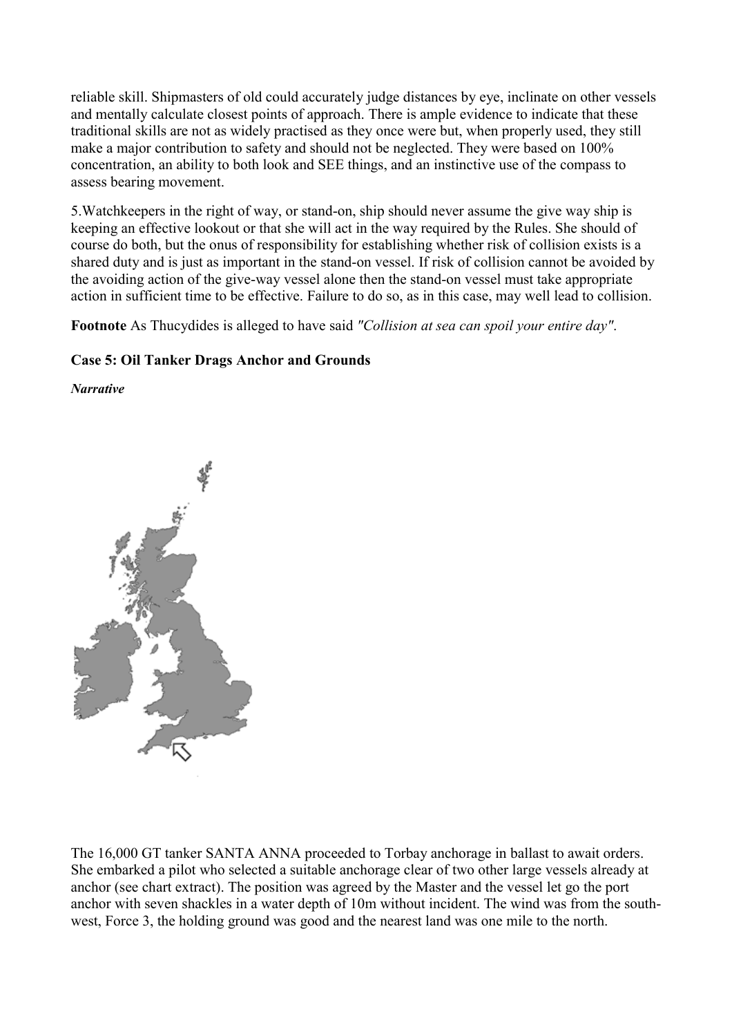reliable skill. Shipmasters of old could accurately judge distances by eye, inclinate on other vessels and mentally calculate closest points of approach. There is ample evidence to indicate that these traditional skills are not as widely practised as they once were but, when properly used, they still make a major contribution to safety and should not be neglected. They were based on 100% concentration, an ability to both look and SEE things, and an instinctive use of the compass to assess bearing movement.

5.Watchkeepers in the right of way, or stand-on, ship should never assume the give way ship is keeping an effective lookout or that she will act in the way required by the Rules. She should of course do both, but the onus of responsibility for establishing whether risk of collision exists is a shared duty and is just as important in the stand-on vessel. If risk of collision cannot be avoided by the avoiding action of the give-way vessel alone then the stand-on vessel must take appropriate action in sufficient time to be effective. Failure to do so, as in this case, may well lead to collision.

**Footnote** As Thucydides is alleged to have said *"Collision at sea can spoil your entire day"*.

### Case 5: Oil Tanker Drags Anchor and Grounds

***Narrative***

The 16,000 GT tanker SANTA ANNA proceeded to Torbay anchorage in ballast to await orders. She embarked a pilot who selected a suitable anchorage clear of two other large vessels already at anchor (see chart extract). The position was agreed by the Master and the vessel let go the port anchor with seven shackles in a water depth of 10m without incident. The wind was from the south-west, Force 3, the holding ground was good and the nearest land was one mile to the north.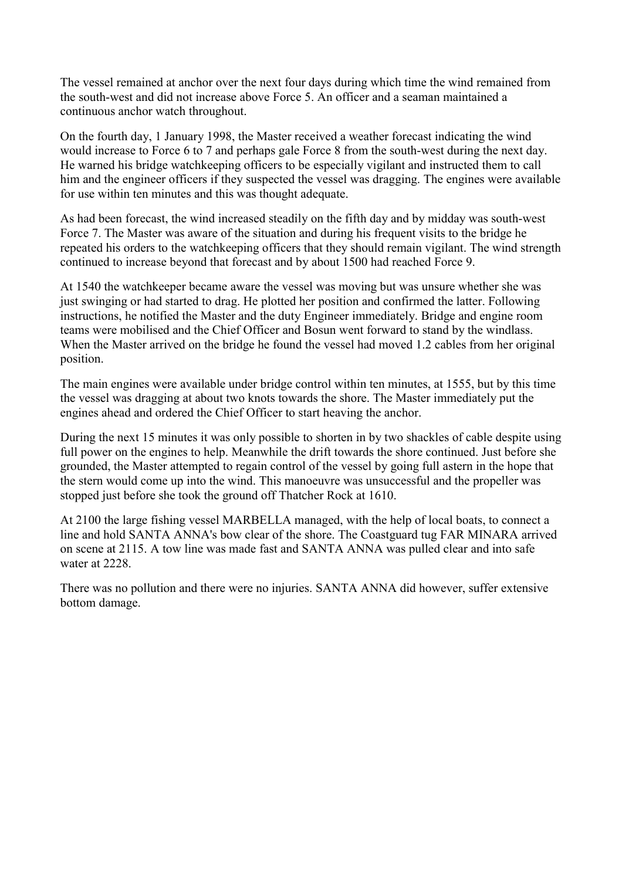The vessel remained at anchor over the next four days during which time the wind remained from the south-west and did not increase above Force 5. An officer and a seaman maintained a continuous anchor watch throughout.

On the fourth day, 1 January 1998, the Master received a weather forecast indicating the wind would increase to Force 6 to 7 and perhaps gale Force 8 from the south-west during the next day. He warned his bridge watchkeeping officers to be especially vigilant and instructed them to call him and the engineer officers if they suspected the vessel was dragging. The engines were available for use within ten minutes and this was thought adequate.

As had been forecast, the wind increased steadily on the fifth day and by midday was south-west Force 7. The Master was aware of the situation and during his frequent visits to the bridge he repeated his orders to the watchkeeping officers that they should remain vigilant. The wind strength continued to increase beyond that forecast and by about 1500 had reached Force 9.

At 1540 the watchkeeper became aware the vessel was moving but was unsure whether she was just swinging or had started to drag. He plotted her position and confirmed the latter. Following instructions, he notified the Master and the duty Engineer immediately. Bridge and engine room teams were mobilised and the Chief Officer and Bosun went forward to stand by the windlass. When the Master arrived on the bridge he found the vessel had moved 1.2 cables from her original position.

The main engines were available under bridge control within ten minutes, at 1555, but by this time the vessel was dragging at about two knots towards the shore. The Master immediately put the engines ahead and ordered the Chief Officer to start heaving the anchor.

During the next 15 minutes it was only possible to shorten in by two shackles of cable despite using full power on the engines to help. Meanwhile the drift towards the shore continued. Just before she grounded, the Master attempted to regain control of the vessel by going full astern in the hope that the stern would come up into the wind. This manoeuvre was unsuccessful and the propeller was stopped just before she took the ground off Thatcher Rock at 1610.

At 2100 the large fishing vessel MARBELLA managed, with the help of local boats, to connect a line and hold SANTA ANNA's bow clear of the shore. The Coastguard tug FAR MINARA arrived on scene at 2115. A tow line was made fast and SANTA ANNA was pulled clear and into safe water at 2228.

There was no pollution and there were no injuries. SANTA ANNA did however, suffer extensive bottom damage.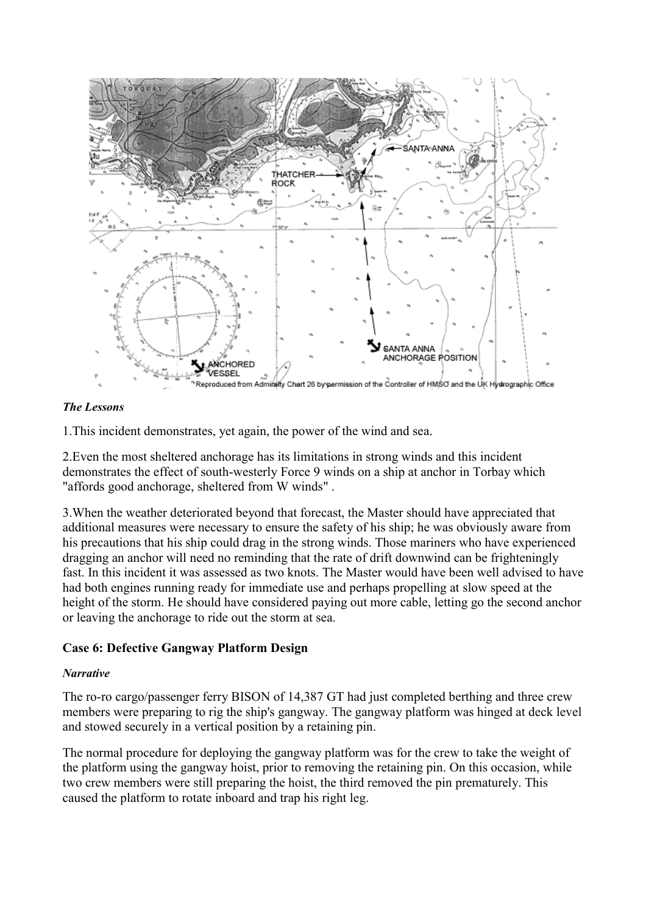*The Lessons*

1.This incident demonstrates, yet again, the power of the wind and sea.

2.Even the most sheltered anchorage has its limitations in strong winds and this incident demonstrates the effect of south-westerly Force 9 winds on a ship at anchor in Torbay which "affords good anchorage, sheltered from W winds" .

3.When the weather deteriorated beyond that forecast, the Master should have appreciated that additional measures were necessary to ensure the safety of his ship; he was obviously aware from his precautions that his ship could drag in the strong winds. Those mariners who have experienced dragging an anchor will need no reminding that the rate of drift downwind can be frighteningly fast. In this incident it was assessed as two knots. The Master would have been well advised to have had both engines running ready for immediate use and perhaps propelling at slow speed at the height of the storm. He should have considered paying out more cable, letting go the second anchor or leaving the anchorage to ride out the storm at sea.

### Case 6: Defective Gangway Platform Design

*Narrative*

The ro-ro cargo/passenger ferry BISON of 14,387 GT had just completed berthing and three crew members were preparing to rig the ship's gangway. The gangway platform was hinged at deck level and stowed securely in a vertical position by a retaining pin.

The normal procedure for deploying the gangway platform was for the crew to take the weight of the platform using the gangway hoist, prior to removing the retaining pin. On this occasion, while two crew members were still preparing the hoist, the third removed the pin prematurely. This caused the platform to rotate inboard and trap his right leg.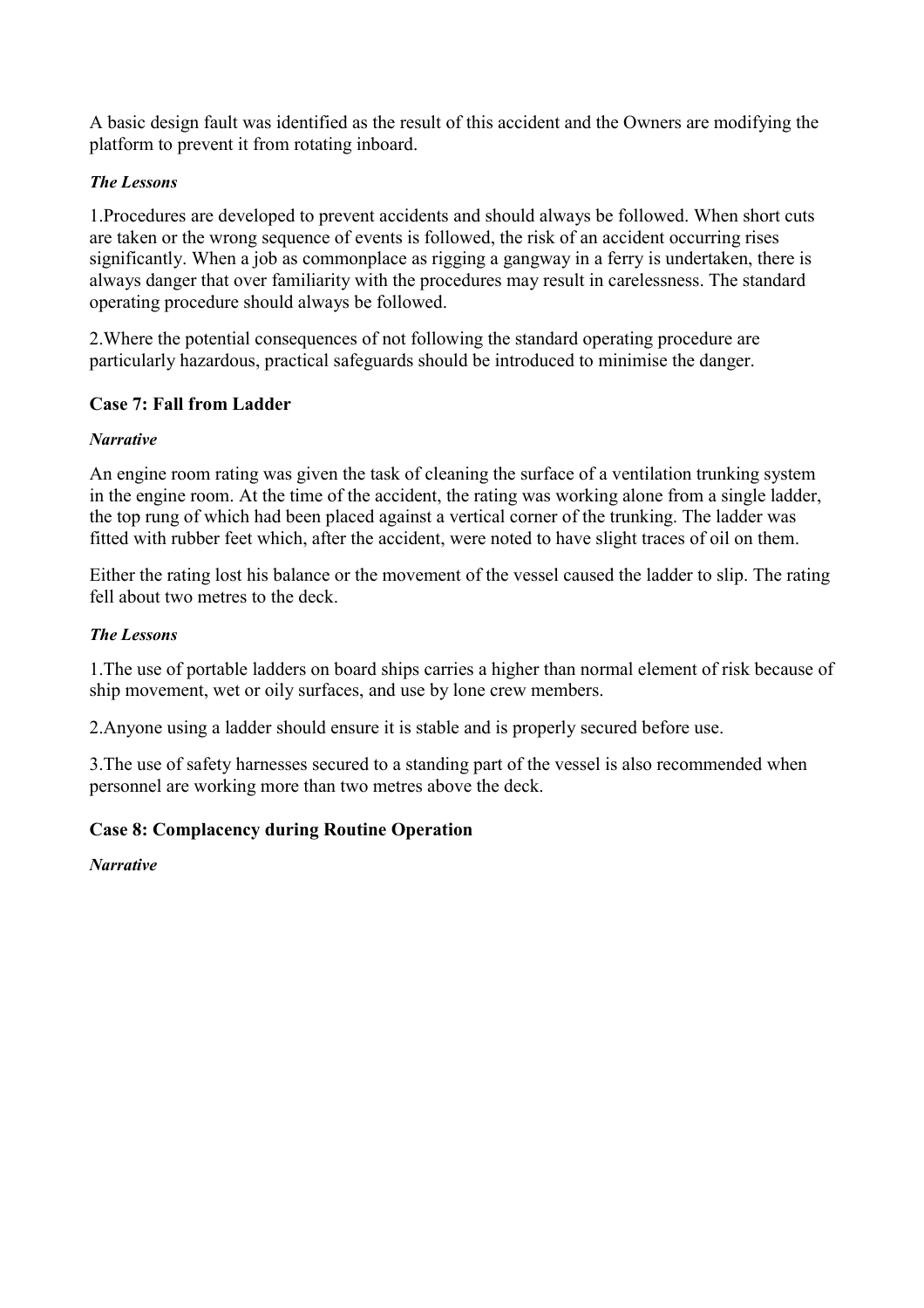A basic design fault was identified as the result of this accident and the Owners are modifying the platform to prevent it from rotating inboard.

***The Lessons***

1.Procedures are developed to prevent accidents and should always be followed. When short cuts are taken or the wrong sequence of events is followed, the risk of an accident occurring rises significantly. When a job as commonplace as rigging a gangway in a ferry is undertaken, there is always danger that over familiarity with the procedures may result in carelessness. The standard operating procedure should always be followed.

2.Where the potential consequences of not following the standard operating procedure are particularly hazardous, practical safeguards should be introduced to minimise the danger.

### Case 7: Fall from Ladder

***Narrative***

An engine room rating was given the task of cleaning the surface of a ventilation trunking system in the engine room. At the time of the accident, the rating was working alone from a single ladder, the top rung of which had been placed against a vertical corner of the trunking. The ladder was fitted with rubber feet which, after the accident, were noted to have slight traces of oil on them.

Either the rating lost his balance or the movement of the vessel caused the ladder to slip. The rating fell about two metres to the deck.

***The Lessons***

1.The use of portable ladders on board ships carries a higher than normal element of risk because of ship movement, wet or oily surfaces, and use by lone crew members.

2.Anyone using a ladder should ensure it is stable and is properly secured before use.

3.The use of safety harnesses secured to a standing part of the vessel is also recommended when personnel are working more than two metres above the deck.

### Case 8: Complacency during Routine Operation

***Narrative***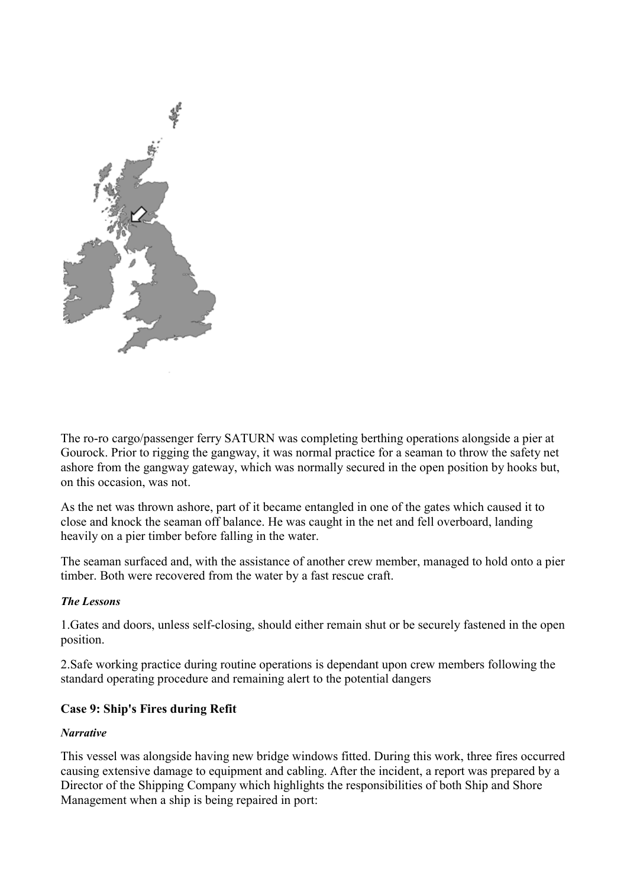The ro-ro cargo/passenger ferry SATURN was completing berthing operations alongside a pier at Gourock. Prior to rigging the gangway, it was normal practice for a seaman to throw the safety net ashore from the gangway gateway, which was normally secured in the open position by hooks but, on this occasion, was not.

As the net was thrown ashore, part of it became entangled in one of the gates which caused it to close and knock the seaman off balance. He was caught in the net and fell overboard, landing heavily on a pier timber before falling in the water.

The seaman surfaced and, with the assistance of another crew member, managed to hold onto a pier timber. Both were recovered from the water by a fast rescue craft.

***The Lessons***

1.Gates and doors, unless self-closing, should either remain shut or be securely fastened in the open position.

2.Safe working practice during routine operations is dependant upon crew members following the standard operating procedure and remaining alert to the potential dangers

**Case 9: Ship's Fires during Refit**

***Narrative***

This vessel was alongside having new bridge windows fitted. During this work, three fires occurred causing extensive damage to equipment and cabling. After the incident, a report was prepared by a Director of the Shipping Company which highlights the responsibilities of both Ship and Shore Management when a ship is being repaired in port: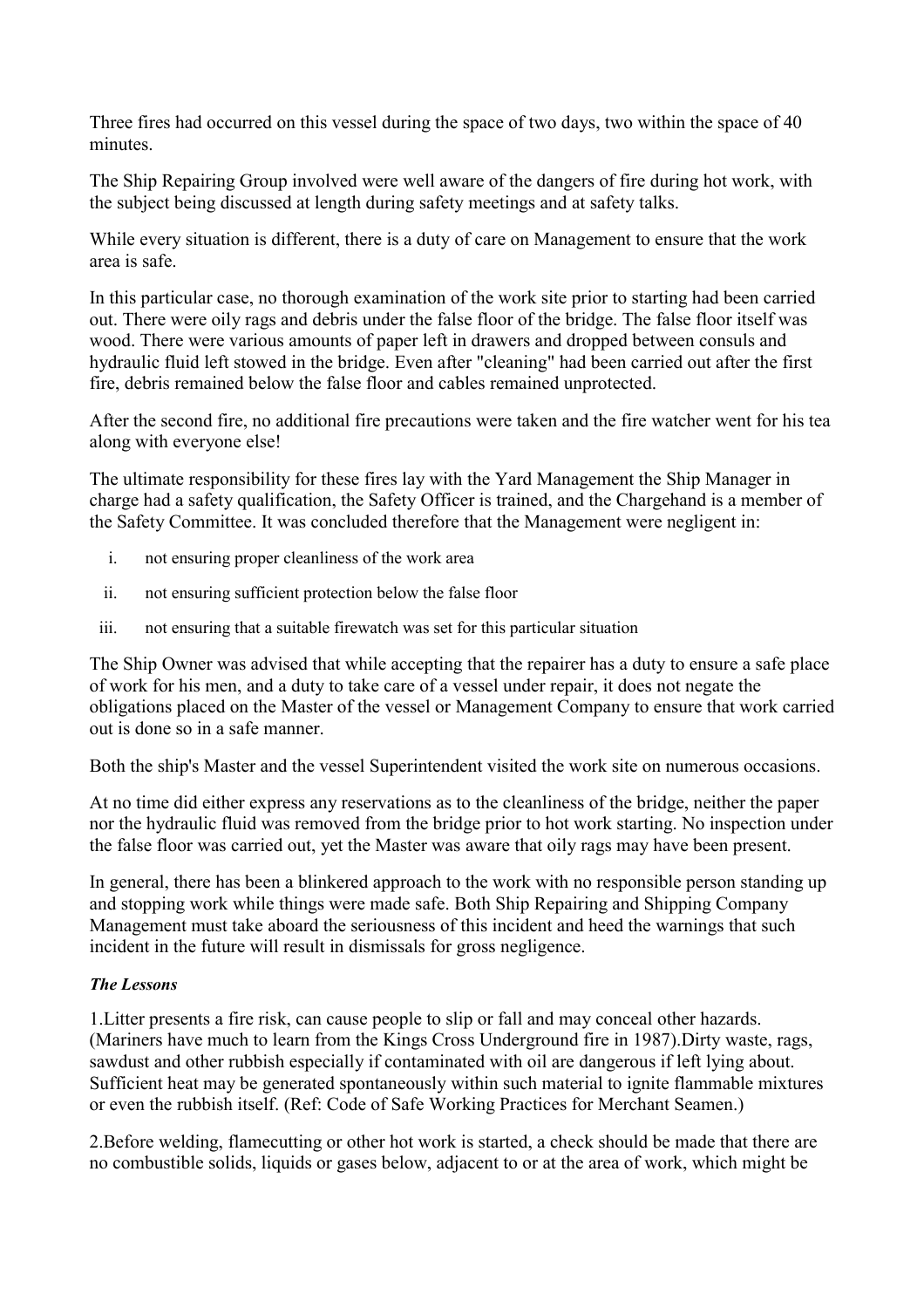Three fires had occurred on this vessel during the space of two days, two within the space of 40 minutes.

The Ship Repairing Group involved were well aware of the dangers of fire during hot work, with the subject being discussed at length during safety meetings and at safety talks.

While every situation is different, there is a duty of care on Management to ensure that the work area is safe.

In this particular case, no thorough examination of the work site prior to starting had been carried out. There were oily rags and debris under the false floor of the bridge. The false floor itself was wood. There were various amounts of paper left in drawers and dropped between consuls and hydraulic fluid left stowed in the bridge. Even after "cleaning" had been carried out after the first fire, debris remained below the false floor and cables remained unprotected.

After the second fire, no additional fire precautions were taken and the fire watcher went for his tea along with everyone else!

The ultimate responsibility for these fires lay with the Yard Management the Ship Manager in charge had a safety qualification, the Safety Officer is trained, and the Chargehand is a member of the Safety Committee. It was concluded therefore that the Management were negligent in:

i. not ensuring proper cleanliness of the work area
ii. not ensuring sufficient protection below the false floor
iii. not ensuring that a suitable firewatch was set for this particular situation

The Ship Owner was advised that while accepting that the repairer has a duty to ensure a safe place of work for his men, and a duty to take care of a vessel under repair, it does not negate the obligations placed on the Master of the vessel or Management Company to ensure that work carried out is done so in a safe manner.

Both the ship's Master and the vessel Superintendent visited the work site on numerous occasions.

At no time did either express any reservations as to the cleanliness of the bridge, neither the paper nor the hydraulic fluid was removed from the bridge prior to hot work starting. No inspection under the false floor was carried out, yet the Master was aware that oily rags may have been present.

In general, there has been a blinkered approach to the work with no responsible person standing up and stopping work while things were made safe. Both Ship Repairing and Shipping Company Management must take aboard the seriousness of this incident and heed the warnings that such incident in the future will result in dismissals for gross negligence.

***The Lessons***

1.Litter presents a fire risk, can cause people to slip or fall and may conceal other hazards. (Mariners have much to learn from the Kings Cross Underground fire in 1987).Dirty waste, rags, sawdust and other rubbish especially if contaminated with oil are dangerous if left lying about. Sufficient heat may be generated spontaneously within such material to ignite flammable mixtures or even the rubbish itself. (Ref: Code of Safe Working Practices for Merchant Seamen.)

2.Before welding, flamecutting or other hot work is started, a check should be made that there are no combustible solids, liquids or gases below, adjacent to or at the area of work, which might be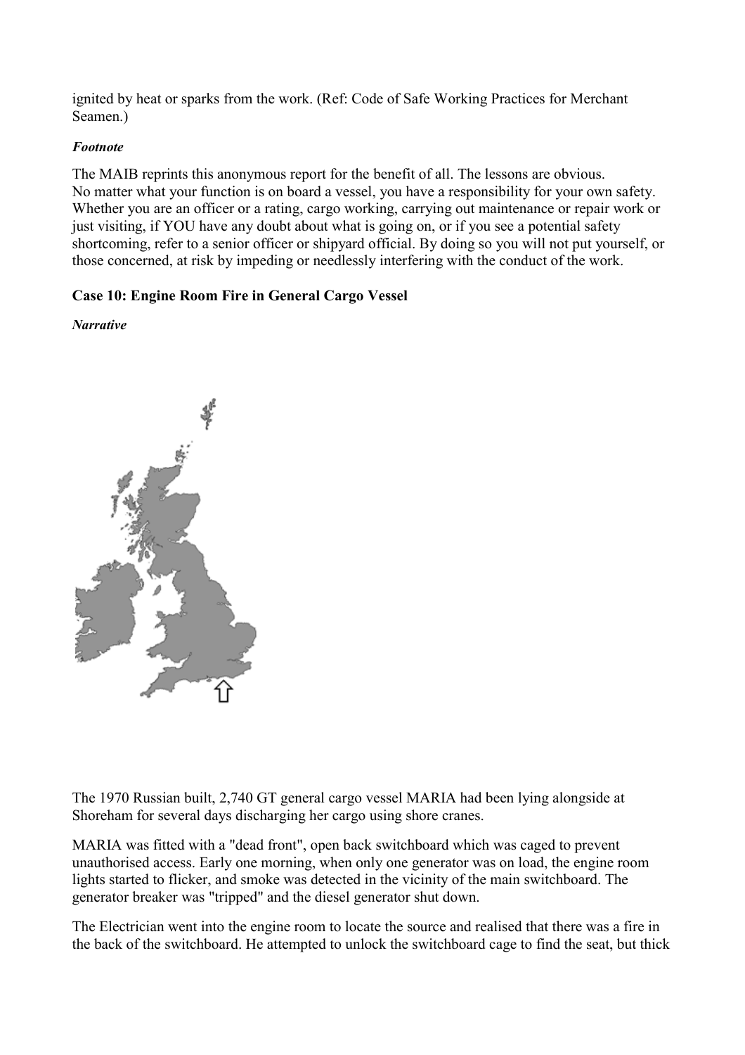ignited by heat or sparks from the work. (Ref: Code of Safe Working Practices for Merchant Seamen.)

***Footnote***

The MAIB reprints this anonymous report for the benefit of all. The lessons are obvious.
No matter what your function is on board a vessel, you have a responsibility for your own safety. Whether you are an officer or a rating, cargo working, carrying out maintenance or repair work or just visiting, if YOU have any doubt about what is going on, or if you see a potential safety shortcoming, refer to a senior officer or shipyard official. By doing so you will not put yourself, or those concerned, at risk by impeding or needlessly interfering with the conduct of the work.

### Case 10: Engine Room Fire in General Cargo Vessel

***Narrative***

The 1970 Russian built, 2,740 GT general cargo vessel MARIA had been lying alongside at Shoreham for several days discharging her cargo using shore cranes.

MARIA was fitted with a "dead front", open back switchboard which was caged to prevent unauthorised access. Early one morning, when only one generator was on load, the engine room lights started to flicker, and smoke was detected in the vicinity of the main switchboard. The generator breaker was "tripped" and the diesel generator shut down.

The Electrician went into the engine room to locate the source and realised that there was a fire in the back of the switchboard. He attempted to unlock the switchboard cage to find the seat, but thick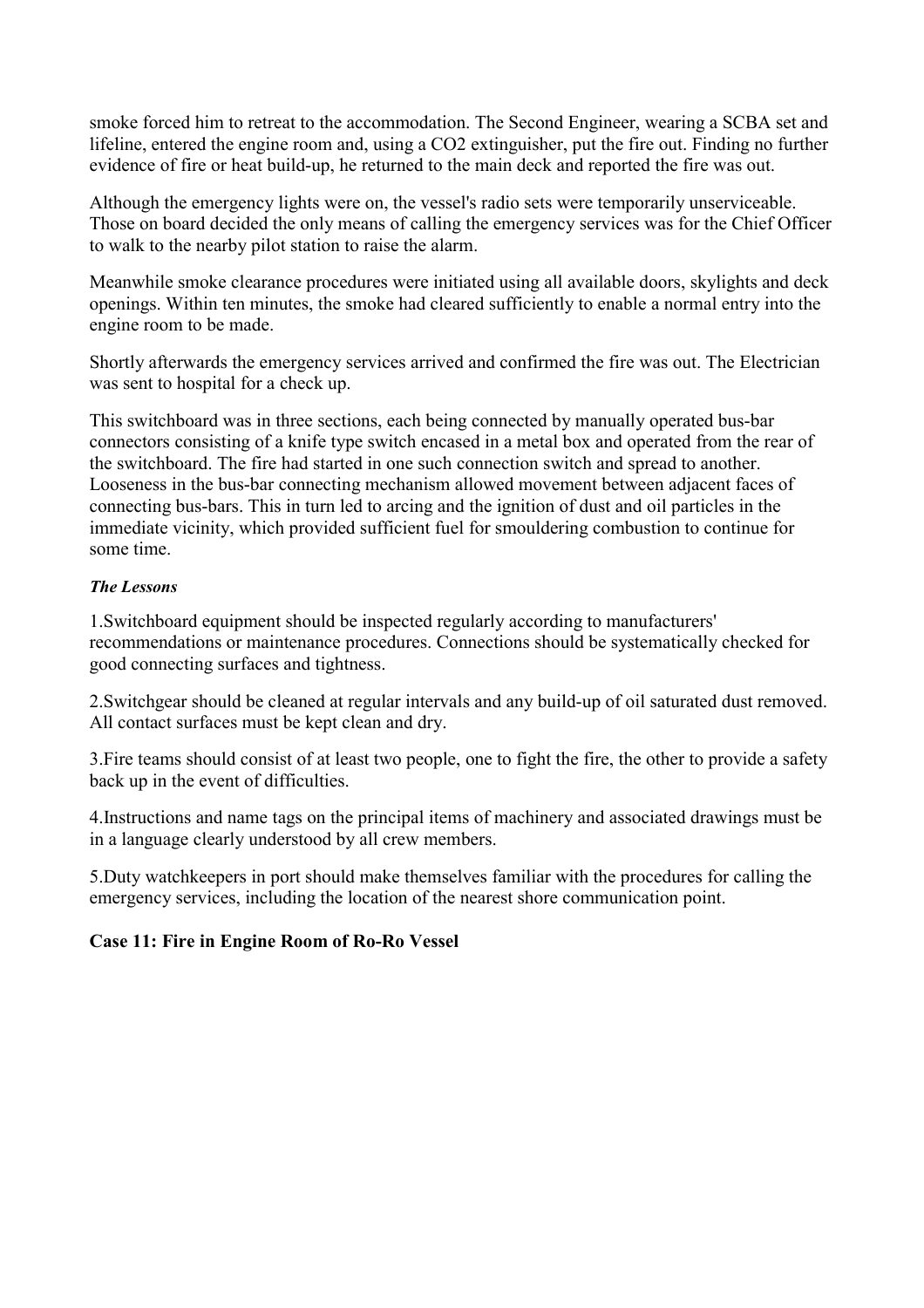smoke forced him to retreat to the accommodation. The Second Engineer, wearing a SCBA set and lifeline, entered the engine room and, using a $CO_2$ extinguisher, put the fire out. Finding no further evidence of fire or heat build-up, he returned to the main deck and reported the fire was out.

Although the emergency lights were on, the vessel's radio sets were temporarily unserviceable. Those on board decided the only means of calling the emergency services was for the Chief Officer to walk to the nearby pilot station to raise the alarm.

Meanwhile smoke clearance procedures were initiated using all available doors, skylights and deck openings. Within ten minutes, the smoke had cleared sufficiently to enable a normal entry into the engine room to be made.

Shortly afterwards the emergency services arrived and confirmed the fire was out. The Electrician was sent to hospital for a check up.

This switchboard was in three sections, each being connected by manually operated bus-bar connectors consisting of a knife type switch encased in a metal box and operated from the rear of the switchboard. The fire had started in one such connection switch and spread to another. Looseness in the bus-bar connecting mechanism allowed movement between adjacent faces of connecting bus-bars. This in turn led to arcing and the ignition of dust and oil particles in the immediate vicinity, which provided sufficient fuel for smouldering combustion to continue for some time.

***The Lessons***

1.Switchboard equipment should be inspected regularly according to manufacturers' recommendations or maintenance procedures. Connections should be systematically checked for good connecting surfaces and tightness.

2.Switchgear should be cleaned at regular intervals and any build-up of oil saturated dust removed. All contact surfaces must be kept clean and dry.

3.Fire teams should consist of at least two people, one to fight the fire, the other to provide a safety back up in the event of difficulties.

4.Instructions and name tags on the principal items of machinery and associated drawings must be in a language clearly understood by all crew members.

5.Duty watchkeepers in port should make themselves familiar with the procedures for calling the emergency services, including the location of the nearest shore communication point.

**Case 11: Fire in Engine Room of Ro-Ro Vessel**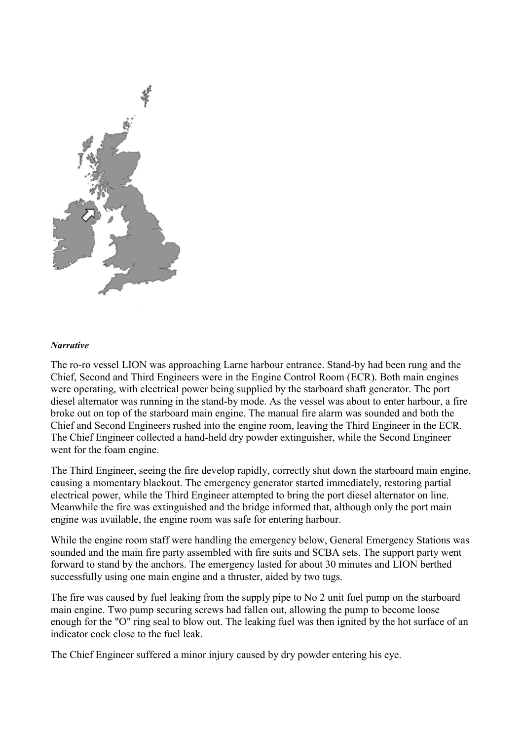***Narrative***

The ro-ro vessel LION was approaching Larne harbour entrance. Stand-by had been rung and the Chief, Second and Third Engineers were in the Engine Control Room (ECR). Both main engines were operating, with electrical power being supplied by the starboard shaft generator. The port diesel alternator was running in the stand-by mode. As the vessel was about to enter harbour, a fire broke out on top of the starboard main engine. The manual fire alarm was sounded and both the Chief and Second Engineers rushed into the engine room, leaving the Third Engineer in the ECR. The Chief Engineer collected a hand-held dry powder extinguisher, while the Second Engineer went for the foam engine.

The Third Engineer, seeing the fire develop rapidly, correctly shut down the starboard main engine, causing a momentary blackout. The emergency generator started immediately, restoring partial electrical power, while the Third Engineer attempted to bring the port diesel alternator on line. Meanwhile the fire was extinguished and the bridge informed that, although only the port main engine was available, the engine room was safe for entering harbour.

While the engine room staff were handling the emergency below, General Emergency Stations was sounded and the main fire party assembled with fire suits and SCBA sets. The support party went forward to stand by the anchors. The emergency lasted for about 30 minutes and LION berthed successfully using one main engine and a thruster, aided by two tugs.

The fire was caused by fuel leaking from the supply pipe to No 2 unit fuel pump on the starboard main engine. Two pump securing screws had fallen out, allowing the pump to become loose enough for the "O" ring seal to blow out. The leaking fuel was then ignited by the hot surface of an indicator cock close to the fuel leak.

The Chief Engineer suffered a minor injury caused by dry powder entering his eye.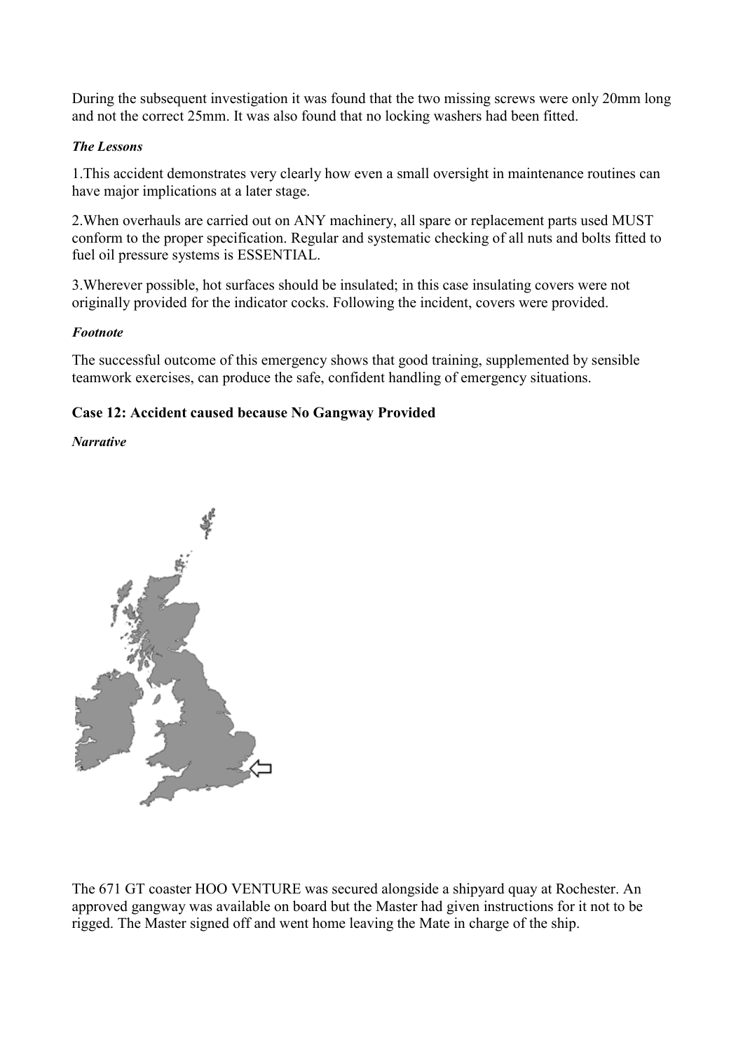During the subsequent investigation it was found that the two missing screws were only 20mm long and not the correct 25mm. It was also found that no locking washers had been fitted.

***The Lessons***

1.This accident demonstrates very clearly how even a small oversight in maintenance routines can have major implications at a later stage.

2.When overhauls are carried out on ANY machinery, all spare or replacement parts used MUST conform to the proper specification. Regular and systematic checking of all nuts and bolts fitted to fuel oil pressure systems is ESSENTIAL.

3.Wherever possible, hot surfaces should be insulated; in this case insulating covers were not originally provided for the indicator cocks. Following the incident, covers were provided.

***Footnote***

The successful outcome of this emergency shows that good training, supplemented by sensible teamwork exercises, can produce the safe, confident handling of emergency situations.

**Case 12: Accident caused because No Gangway Provided**

***Narrative***

The 671 GT coaster HOO VENTURE was secured alongside a shipyard quay at Rochester. An approved gangway was available on board but the Master had given instructions for it not to be rigged. The Master signed off and went home leaving the Mate in charge of the ship.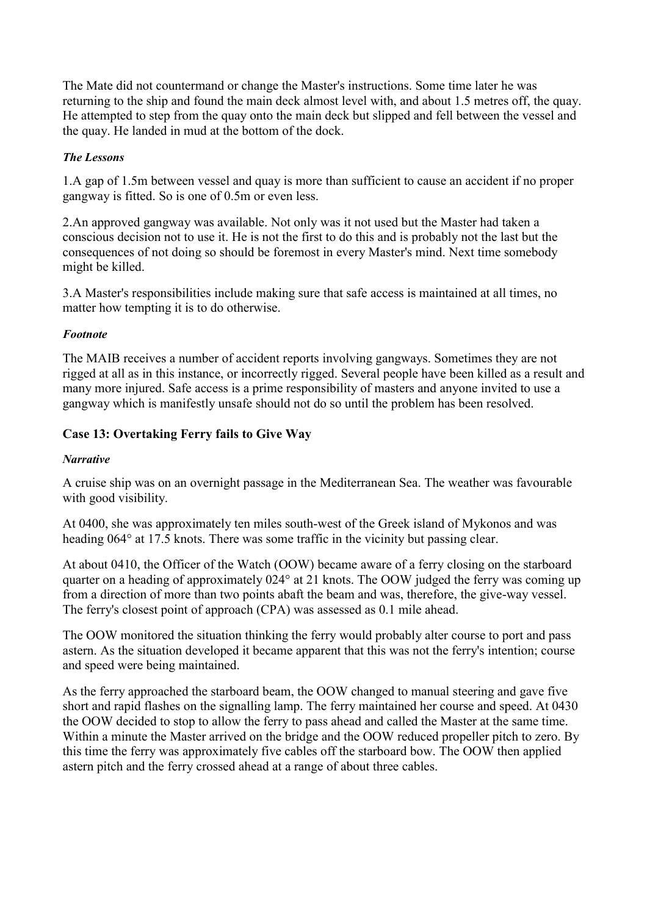The Mate did not countermand or change the Master's instructions. Some time later he was returning to the ship and found the main deck almost level with, and about 1.5 metres off, the quay. He attempted to step from the quay onto the main deck but slipped and fell between the vessel and the quay. He landed in mud at the bottom of the dock.

#### *The Lessons*

1.A gap of 1.5m between vessel and quay is more than sufficient to cause an accident if no proper gangway is fitted. So is one of 0.5m or even less.

2.An approved gangway was available. Not only was it not used but the Master had taken a conscious decision not to use it. He is not the first to do this and is probably not the last but the consequences of not doing so should be foremost in every Master's mind. Next time somebody might be killed.

3.A Master's responsibilities include making sure that safe access is maintained at all times, no matter how tempting it is to do otherwise.

#### *Footnote*

The MAIB receives a number of accident reports involving gangways. Sometimes they are not rigged at all as in this instance, or incorrectly rigged. Several people have been killed as a result and many more injured. Safe access is a prime responsibility of masters and anyone invited to use a gangway which is manifestly unsafe should not do so until the problem has been resolved.

### Case 13: Overtaking Ferry fails to Give Way

#### *Narrative*

A cruise ship was on an overnight passage in the Mediterranean Sea. The weather was favourable with good visibility.

At 0400, she was approximately ten miles south-west of the Greek island of Mykonos and was heading 064° at 17.5 knots. There was some traffic in the vicinity but passing clear.

At about 0410, the Officer of the Watch (OOW) became aware of a ferry closing on the starboard quarter on a heading of approximately 024° at 21 knots. The OOW judged the ferry was coming up from a direction of more than two points abaft the beam and was, therefore, the give-way vessel. The ferry's closest point of approach (CPA) was assessed as 0.1 mile ahead.

The OOW monitored the situation thinking the ferry would probably alter course to port and pass astern. As the situation developed it became apparent that this was not the ferry's intention; course and speed were being maintained.

As the ferry approached the starboard beam, the OOW changed to manual steering and gave five short and rapid flashes on the signalling lamp. The ferry maintained her course and speed. At 0430 the OOW decided to stop to allow the ferry to pass ahead and called the Master at the same time. Within a minute the Master arrived on the bridge and the OOW reduced propeller pitch to zero. By this time the ferry was approximately five cables off the starboard bow. The OOW then applied astern pitch and the ferry crossed ahead at a range of about three cables.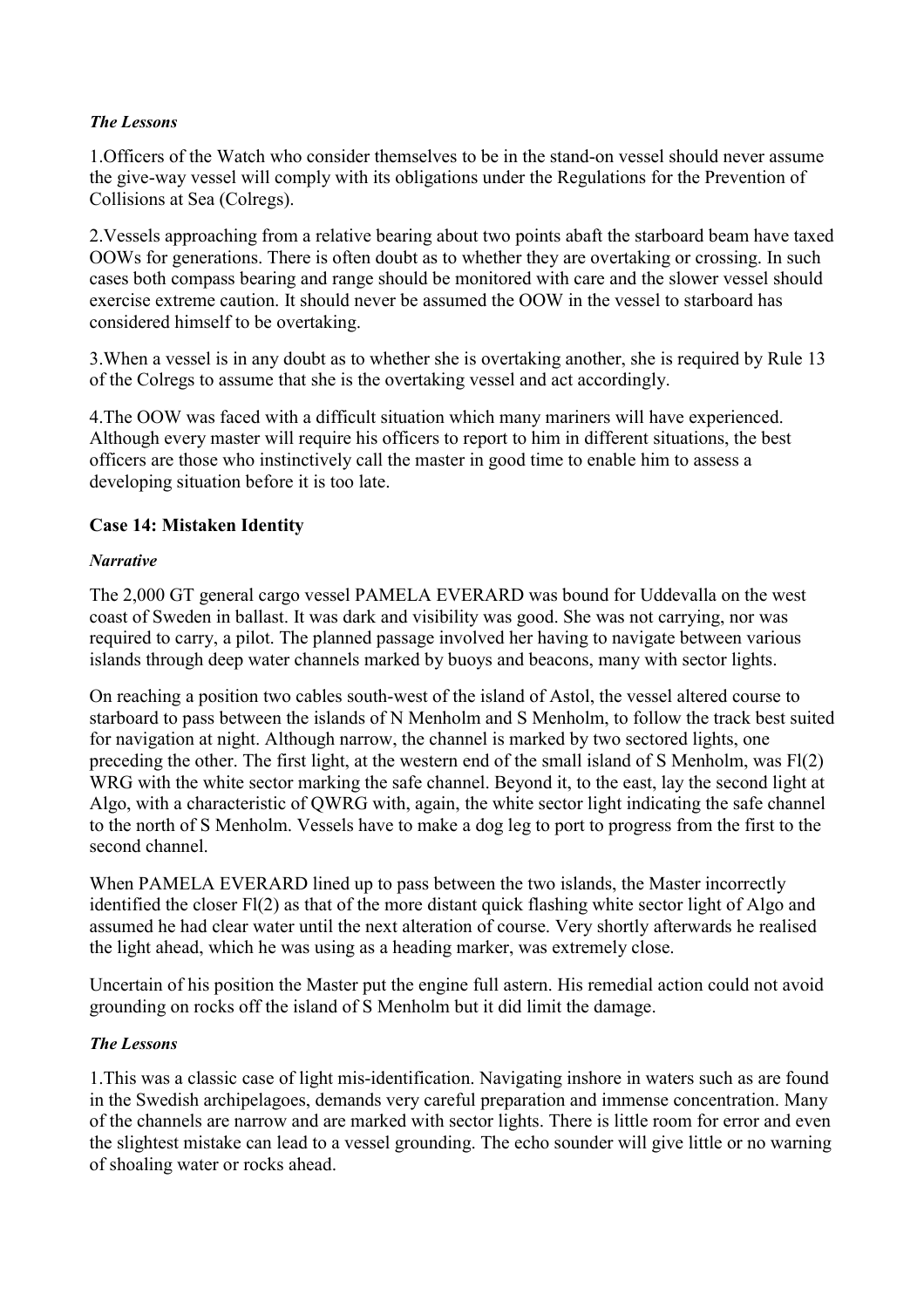### *The Lessons*

1.Officers of the Watch who consider themselves to be in the stand-on vessel should never assume the give-way vessel will comply with its obligations under the Regulations for the Prevention of Collisions at Sea (Colregs).

2.Vessels approaching from a relative bearing about two points abaft the starboard beam have taxed OOWs for generations. There is often doubt as to whether they are overtaking or crossing. In such cases both compass bearing and range should be monitored with care and the slower vessel should exercise extreme caution. It should never be assumed the OOW in the vessel to starboard has considered himself to be overtaking.

3.When a vessel is in any doubt as to whether she is overtaking another, she is required by Rule 13 of the Colregs to assume that she is the overtaking vessel and act accordingly.

4.The OOW was faced with a difficult situation which many mariners will have experienced. Although every master will require his officers to report to him in different situations, the best officers are those who instinctively call the master in good time to enable him to assess a developing situation before it is too late.

## Case 14: Mistaken Identity

### *Narrative*

The 2,000 GT general cargo vessel PAMELA EVERARD was bound for Uddevalla on the west coast of Sweden in ballast. It was dark and visibility was good. She was not carrying, nor was required to carry, a pilot. The planned passage involved her having to navigate between various islands through deep water channels marked by buoys and beacons, many with sector lights.

On reaching a position two cables south-west of the island of Astol, the vessel altered course to starboard to pass between the islands of N Menholm and S Menholm, to follow the track best suited for navigation at night. Although narrow, the channel is marked by two sectored lights, one preceding the other. The first light, at the western end of the small island of S Menholm, was Fl(2) WRG with the white sector marking the safe channel. Beyond it, to the east, lay the second light at Algo, with a characteristic of QWRG with, again, the white sector light indicating the safe channel to the north of S Menholm. Vessels have to make a dog leg to port to progress from the first to the second channel.

When PAMELA EVERARD lined up to pass between the two islands, the Master incorrectly identified the closer Fl(2) as that of the more distant quick flashing white sector light of Algo and assumed he had clear water until the next alteration of course. Very shortly afterwards he realised the light ahead, which he was using as a heading marker, was extremely close.

Uncertain of his position the Master put the engine full astern. His remedial action could not avoid grounding on rocks off the island of S Menholm but it did limit the damage.

### *The Lessons*

1.This was a classic case of light mis-identification. Navigating inshore in waters such as are found in the Swedish archipelagoes, demands very careful preparation and immense concentration. Many of the channels are narrow and are marked with sector lights. There is little room for error and even the slightest mistake can lead to a vessel grounding. The echo sounder will give little or no warning of shoaling water or rocks ahead.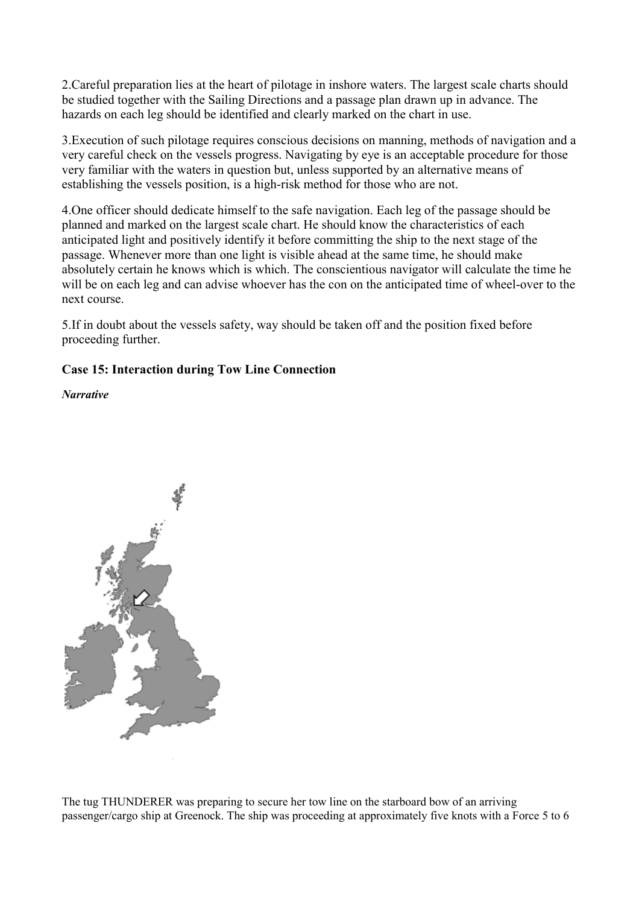2.Careful preparation lies at the heart of pilotage in inshore waters. The largest scale charts should be studied together with the Sailing Directions and a passage plan drawn up in advance. The hazards on each leg should be identified and clearly marked on the chart in use.

3.Execution of such pilotage requires conscious decisions on manning, methods of navigation and a very careful check on the vessels progress. Navigating by eye is an acceptable procedure for those very familiar with the waters in question but, unless supported by an alternative means of establishing the vessels position, is a high-risk method for those who are not.

4.One officer should dedicate himself to the safe navigation. Each leg of the passage should be planned and marked on the largest scale chart. He should know the characteristics of each anticipated light and positively identify it before committing the ship to the next stage of the passage. Whenever more than one light is visible ahead at the same time, he should make absolutely certain he knows which is which. The conscientious navigator will calculate the time he will be on each leg and can advise whoever has the con on the anticipated time of wheel-over to the next course.

5.If in doubt about the vessels safety, way should be taken off and the position fixed before proceeding further.

**Case 15: Interaction during Tow Line Connection**

***Narrative***

The tug THUNDERER was preparing to secure her tow line on the starboard bow of an arriving passenger/cargo ship at Greenock. The ship was proceeding at approximately five knots with a Force 5 to 6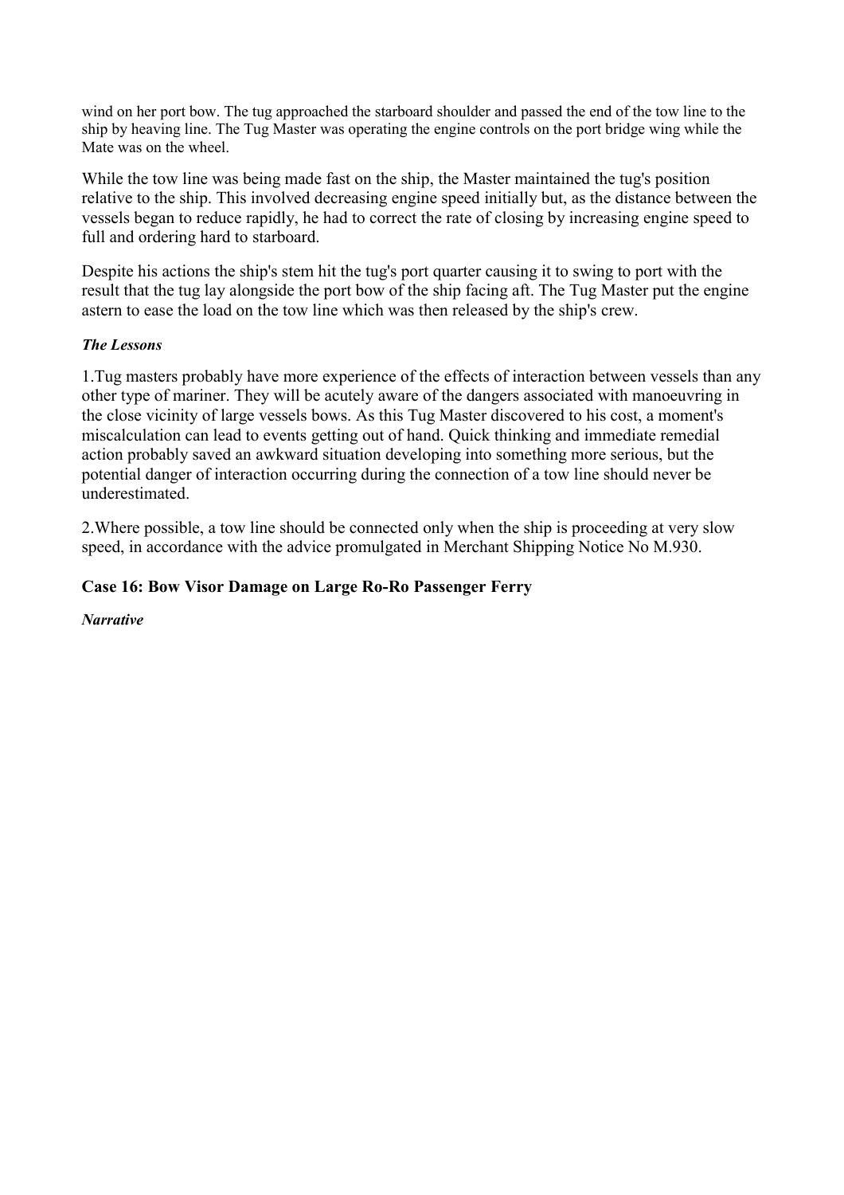wind on her port bow. The tug approached the starboard shoulder and passed the end of the tow line to the ship by heaving line. The Tug Master was operating the engine controls on the port bridge wing while the Mate was on the wheel.

While the tow line was being made fast on the ship, the Master maintained the tug's position relative to the ship. This involved decreasing engine speed initially but, as the distance between the vessels began to reduce rapidly, he had to correct the rate of closing by increasing engine speed to full and ordering hard to starboard.

Despite his actions the ship's stem hit the tug's port quarter causing it to swing to port with the result that the tug lay alongside the port bow of the ship facing aft. The Tug Master put the engine astern to ease the load on the tow line which was then released by the ship's crew.

***The Lessons***

1.Tug masters probably have more experience of the effects of interaction between vessels than any other type of mariner. They will be acutely aware of the dangers associated with manoeuvring in the close vicinity of large vessels bows. As this Tug Master discovered to his cost, a moment's miscalculation can lead to events getting out of hand. Quick thinking and immediate remedial action probably saved an awkward situation developing into something more serious, but the potential danger of interaction occurring during the connection of a tow line should never be underestimated.

2.Where possible, a tow line should be connected only when the ship is proceeding at very slow speed, in accordance with the advice promulgated in Merchant Shipping Notice No M.930.

### Case 16: Bow Visor Damage on Large Ro-Ro Passenger Ferry

***Narrative***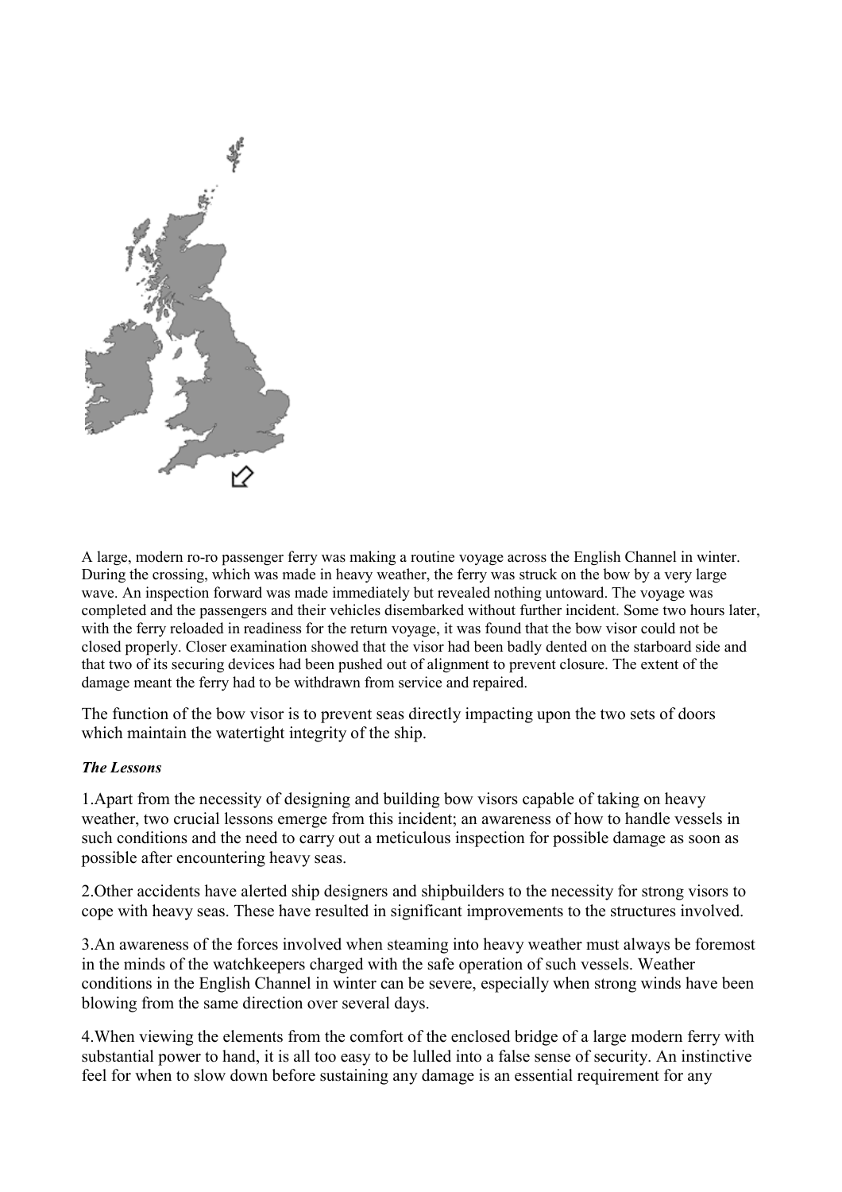A large, modern ro-ro passenger ferry was making a routine voyage across the English Channel in winter. During the crossing, which was made in heavy weather, the ferry was struck on the bow by a very large wave. An inspection forward was made immediately but revealed nothing untoward. The voyage was completed and the passengers and their vehicles disembarked without further incident. Some two hours later, with the ferry reloaded in readiness for the return voyage, it was found that the bow visor could not be closed properly. Closer examination showed that the visor had been badly dented on the starboard side and that two of its securing devices had been pushed out of alignment to prevent closure. The extent of the damage meant the ferry had to be withdrawn from service and repaired.

The function of the bow visor is to prevent seas directly impacting upon the two sets of doors which maintain the watertight integrity of the ship.

***The Lessons***

1.Apart from the necessity of designing and building bow visors capable of taking on heavy weather, two crucial lessons emerge from this incident; an awareness of how to handle vessels in such conditions and the need to carry out a meticulous inspection for possible damage as soon as possible after encountering heavy seas.

2.Other accidents have alerted ship designers and shipbuilders to the necessity for strong visors to cope with heavy seas. These have resulted in significant improvements to the structures involved.

3.An awareness of the forces involved when steaming into heavy weather must always be foremost in the minds of the watchkeepers charged with the safe operation of such vessels. Weather conditions in the English Channel in winter can be severe, especially when strong winds have been blowing from the same direction over several days.

4.When viewing the elements from the comfort of the enclosed bridge of a large modern ferry with substantial power to hand, it is all too easy to be lulled into a false sense of security. An instinctive feel for when to slow down before sustaining any damage is an essential requirement for any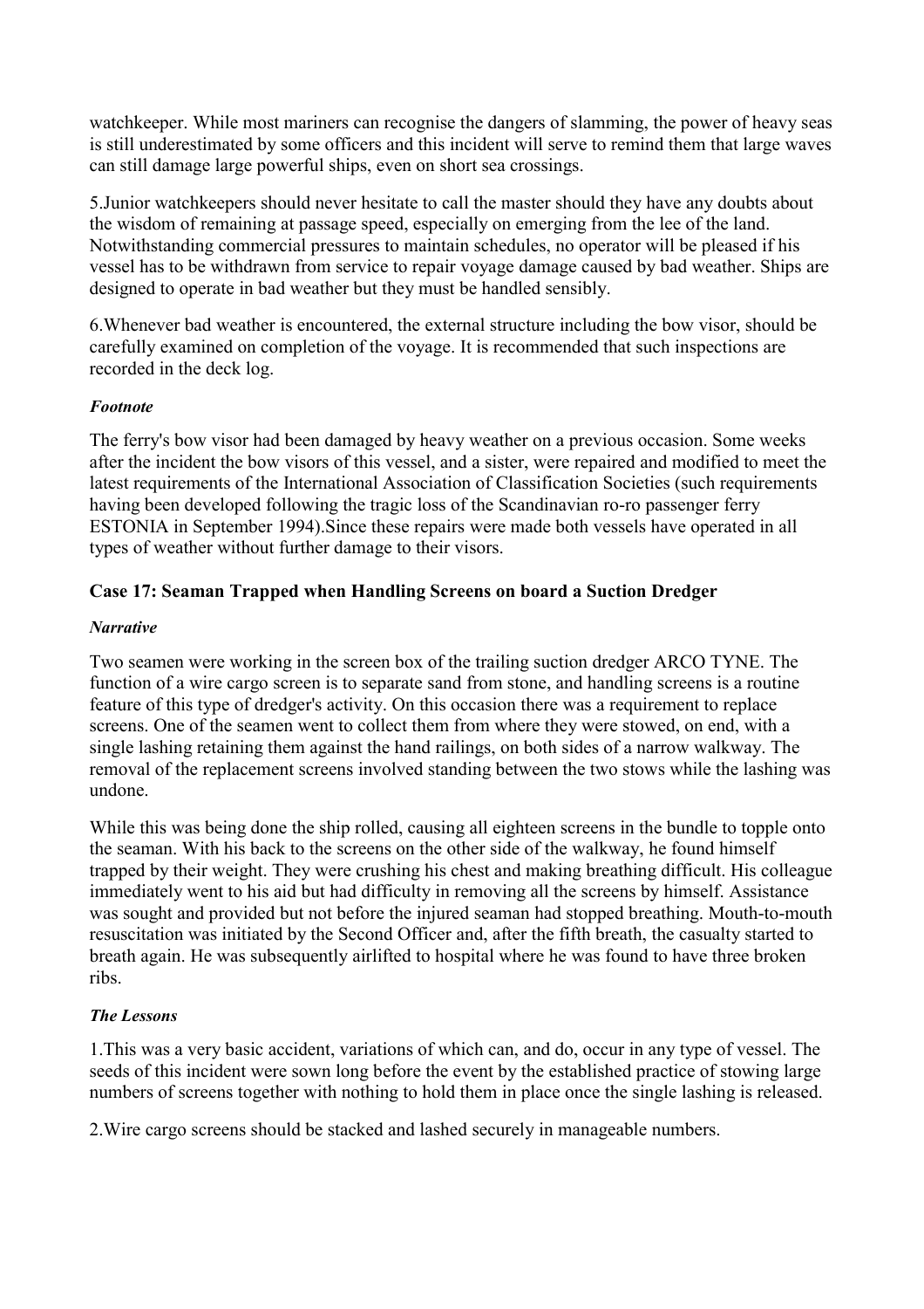watchkeeper. While most mariners can recognise the dangers of slamming, the power of heavy seas is still underestimated by some officers and this incident will serve to remind them that large waves can still damage large powerful ships, even on short sea crossings.

5.Junior watchkeepers should never hesitate to call the master should they have any doubts about the wisdom of remaining at passage speed, especially on emerging from the lee of the land. Notwithstanding commercial pressures to maintain schedules, no operator will be pleased if his vessel has to be withdrawn from service to repair voyage damage caused by bad weather. Ships are designed to operate in bad weather but they must be handled sensibly.

6.Whenever bad weather is encountered, the external structure including the bow visor, should be carefully examined on completion of the voyage. It is recommended that such inspections are recorded in the deck log.

#### *Footnote*

The ferry's bow visor had been damaged by heavy weather on a previous occasion. Some weeks after the incident the bow visors of this vessel, and a sister, were repaired and modified to meet the latest requirements of the International Association of Classification Societies (such requirements having been developed following the tragic loss of the Scandinavian ro-ro passenger ferry ESTONIA in September 1994).Since these repairs were made both vessels have operated in all types of weather without further damage to their visors.

### Case 17: Seaman Trapped when Handling Screens on board a Suction Dredger

#### *Narrative*

Two seamen were working in the screen box of the trailing suction dredger ARCO TYNE. The function of a wire cargo screen is to separate sand from stone, and handling screens is a routine feature of this type of dredger's activity. On this occasion there was a requirement to replace screens. One of the seamen went to collect them from where they were stowed, on end, with a single lashing retaining them against the hand railings, on both sides of a narrow walkway. The removal of the replacement screens involved standing between the two stows while the lashing was undone.

While this was being done the ship rolled, causing all eighteen screens in the bundle to topple onto the seaman. With his back to the screens on the other side of the walkway, he found himself trapped by their weight. They were crushing his chest and making breathing difficult. His colleague immediately went to his aid but had difficulty in removing all the screens by himself. Assistance was sought and provided but not before the injured seaman had stopped breathing. Mouth-to-mouth resuscitation was initiated by the Second Officer and, after the fifth breath, the casualty started to breath again. He was subsequently airlifted to hospital where he was found to have three broken ribs.

#### *The Lessons*

1.This was a very basic accident, variations of which can, and do, occur in any type of vessel. The seeds of this incident were sown long before the event by the established practice of stowing large numbers of screens together with nothing to hold them in place once the single lashing is released.

2.Wire cargo screens should be stacked and lashed securely in manageable numbers.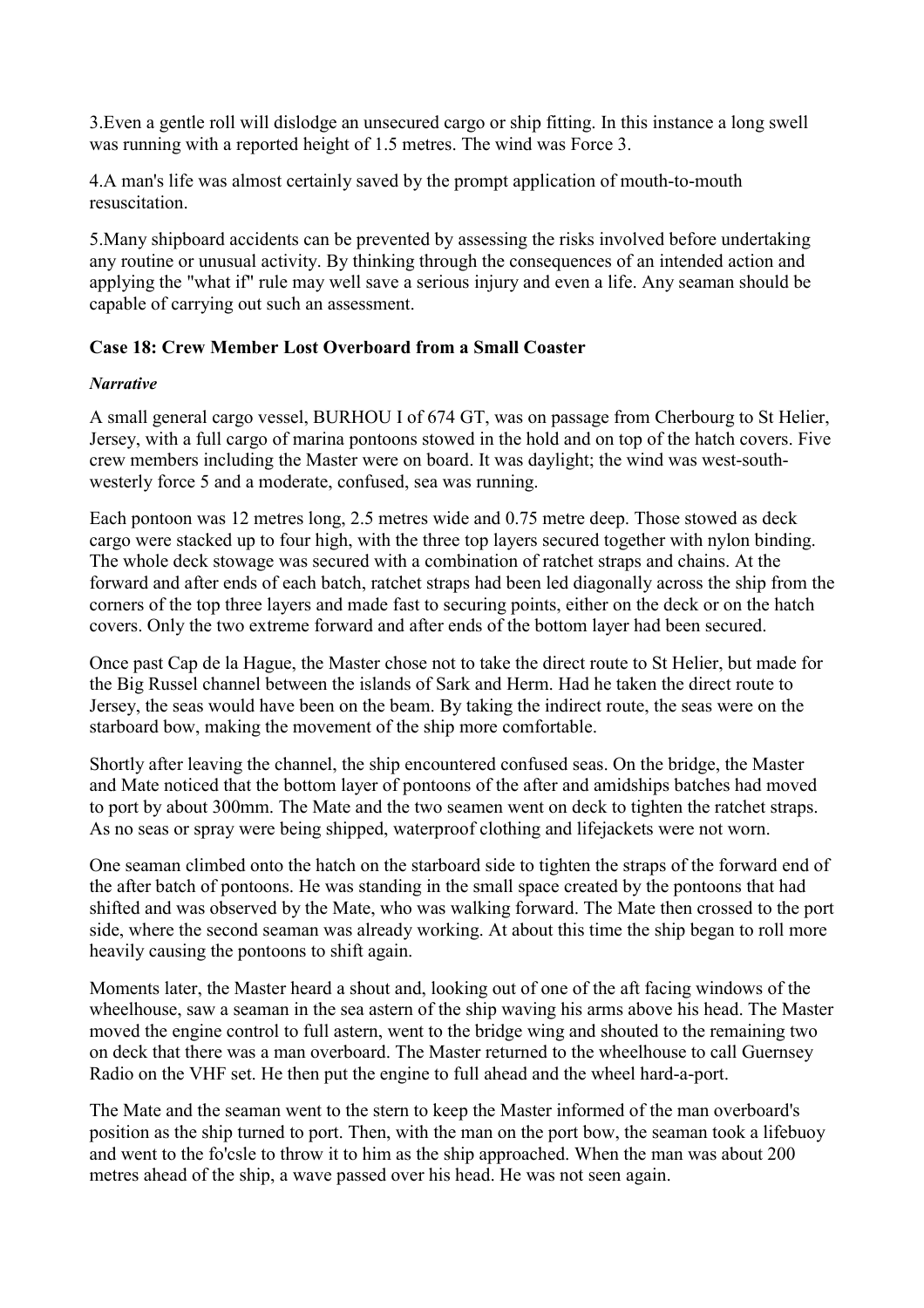3.Even a gentle roll will dislodge an unsecured cargo or ship fitting. In this instance a long swell was running with a reported height of 1.5 metres. The wind was Force 3.

4.A man's life was almost certainly saved by the prompt application of mouth-to-mouth resuscitation.

5.Many shipboard accidents can be prevented by assessing the risks involved before undertaking any routine or unusual activity. By thinking through the consequences of an intended action and applying the "what if" rule may well save a serious injury and even a life. Any seaman should be capable of carrying out such an assessment.

### Case 18: Crew Member Lost Overboard from a Small Coaster

***Narrative***

A small general cargo vessel, BURHOU I of 674 GT, was on passage from Cherbourg to St Helier, Jersey, with a full cargo of marina pontoons stowed in the hold and on top of the hatch covers. Five crew members including the Master were on board. It was daylight; the wind was west-south-westerly force 5 and a moderate, confused, sea was running.

Each pontoon was 12 metres long, 2.5 metres wide and 0.75 metre deep. Those stowed as deck cargo were stacked up to four high, with the three top layers secured together with nylon binding. The whole deck stowage was secured with a combination of ratchet straps and chains. At the forward and after ends of each batch, ratchet straps had been led diagonally across the ship from the corners of the top three layers and made fast to securing points, either on the deck or on the hatch covers. Only the two extreme forward and after ends of the bottom layer had been secured.

Once past Cap de la Hague, the Master chose not to take the direct route to St Helier, but made for the Big Russel channel between the islands of Sark and Herm. Had he taken the direct route to Jersey, the seas would have been on the beam. By taking the indirect route, the seas were on the starboard bow, making the movement of the ship more comfortable.

Shortly after leaving the channel, the ship encountered confused seas. On the bridge, the Master and Mate noticed that the bottom layer of pontoons of the after and amidships batches had moved to port by about 300mm. The Mate and the two seamen went on deck to tighten the ratchet straps. As no seas or spray were being shipped, waterproof clothing and lifejackets were not worn.

One seaman climbed onto the hatch on the starboard side to tighten the straps of the forward end of the after batch of pontoons. He was standing in the small space created by the pontoons that had shifted and was observed by the Mate, who was walking forward. The Mate then crossed to the port side, where the second seaman was already working. At about this time the ship began to roll more heavily causing the pontoons to shift again.

Moments later, the Master heard a shout and, looking out of one of the aft facing windows of the wheelhouse, saw a seaman in the sea astern of the ship waving his arms above his head. The Master moved the engine control to full astern, went to the bridge wing and shouted to the remaining two on deck that there was a man overboard. The Master returned to the wheelhouse to call Guernsey Radio on the VHF set. He then put the engine to full ahead and the wheel hard-a-port.

The Mate and the seaman went to the stern to keep the Master informed of the man overboard's position as the ship turned to port. Then, with the man on the port bow, the seaman took a lifebuoy and went to the fo'csle to throw it to him as the ship approached. When the man was about 200 metres ahead of the ship, a wave passed over his head. He was not seen again.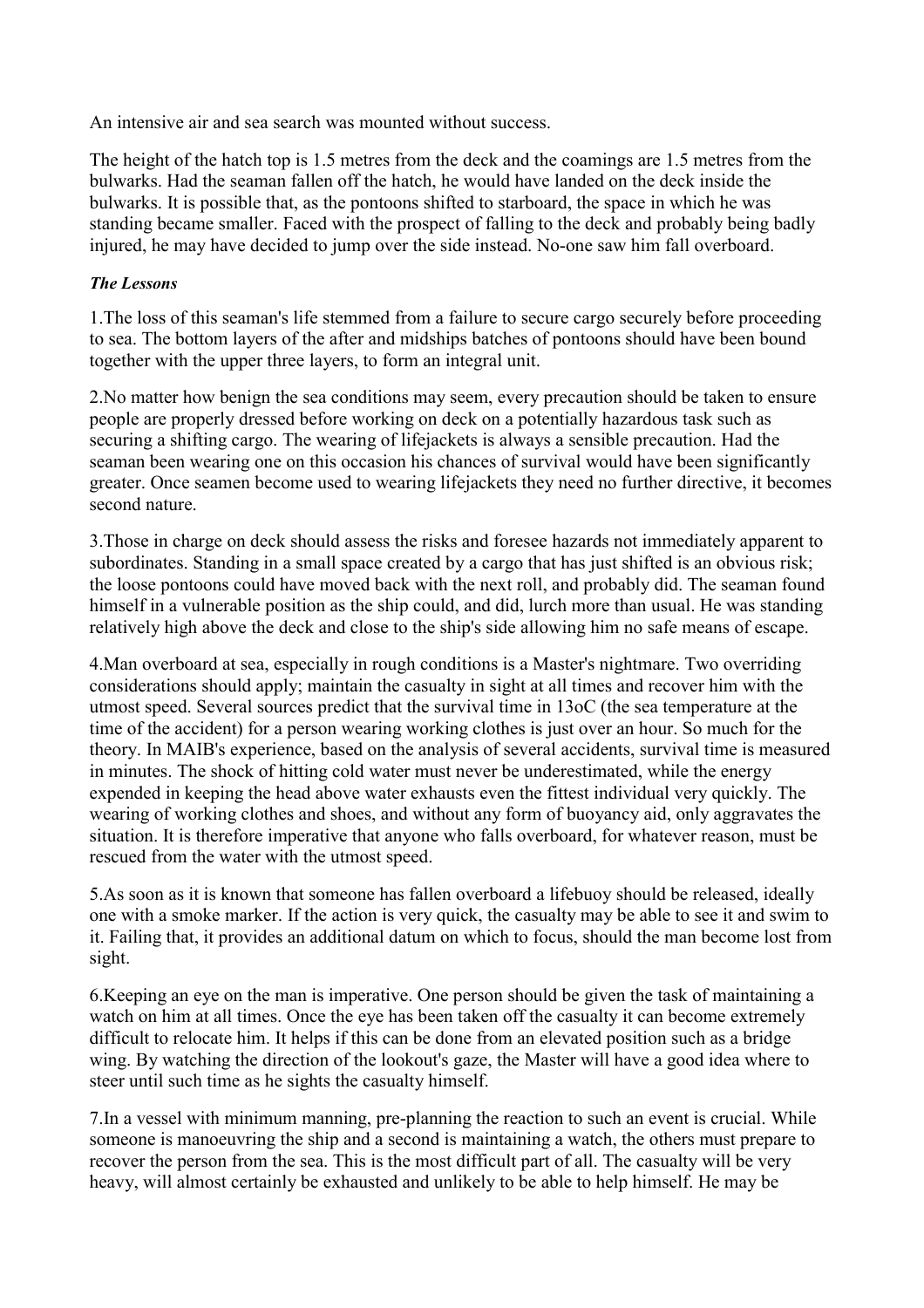An intensive air and sea search was mounted without success.

The height of the hatch top is 1.5 metres from the deck and the coamings are 1.5 metres from the bulwarks. Had the seaman fallen off the hatch, he would have landed on the deck inside the bulwarks. It is possible that, as the pontoons shifted to starboard, the space in which he was standing became smaller. Faced with the prospect of falling to the deck and probably being badly injured, he may have decided to jump over the side instead. No-one saw him fall overboard.

***The Lessons***

1.The loss of this seaman's life stemmed from a failure to secure cargo securely before proceeding to sea. The bottom layers of the after and midships batches of pontoons should have been bound together with the upper three layers, to form an integral unit.

2.No matter how benign the sea conditions may seem, every precaution should be taken to ensure people are properly dressed before working on deck on a potentially hazardous task such as securing a shifting cargo. The wearing of lifejackets is always a sensible precaution. Had the seaman been wearing one on this occasion his chances of survival would have been significantly greater. Once seamen become used to wearing lifejackets they need no further directive, it becomes second nature.

3.Those in charge on deck should assess the risks and foresee hazards not immediately apparent to subordinates. Standing in a small space created by a cargo that has just shifted is an obvious risk; the loose pontoons could have moved back with the next roll, and probably did. The seaman found himself in a vulnerable position as the ship could, and did, lurch more than usual. He was standing relatively high above the deck and close to the ship's side allowing him no safe means of escape.

4.Man overboard at sea, especially in rough conditions is a Master's nightmare. Two overriding considerations should apply; maintain the casualty in sight at all times and recover him with the utmost speed. Several sources predict that the survival time in 13oC (the sea temperature at the time of the accident) for a person wearing working clothes is just over an hour. So much for the theory. In MAIB's experience, based on the analysis of several accidents, survival time is measured in minutes. The shock of hitting cold water must never be underestimated, while the energy expended in keeping the head above water exhausts even the fittest individual very quickly. The wearing of working clothes and shoes, and without any form of buoyancy aid, only aggravates the situation. It is therefore imperative that anyone who falls overboard, for whatever reason, must be rescued from the water with the utmost speed.

5.As soon as it is known that someone has fallen overboard a lifebuoy should be released, ideally one with a smoke marker. If the action is very quick, the casualty may be able to see it and swim to it. Failing that, it provides an additional datum on which to focus, should the man become lost from sight.

6.Keeping an eye on the man is imperative. One person should be given the task of maintaining a watch on him at all times. Once the eye has been taken off the casualty it can become extremely difficult to relocate him. It helps if this can be done from an elevated position such as a bridge wing. By watching the direction of the lookout's gaze, the Master will have a good idea where to steer until such time as he sights the casualty himself.

7.In a vessel with minimum manning, pre-planning the reaction to such an event is crucial. While someone is manoeuvring the ship and a second is maintaining a watch, the others must prepare to recover the person from the sea. This is the most difficult part of all. The casualty will be very heavy, will almost certainly be exhausted and unlikely to be able to help himself. He may be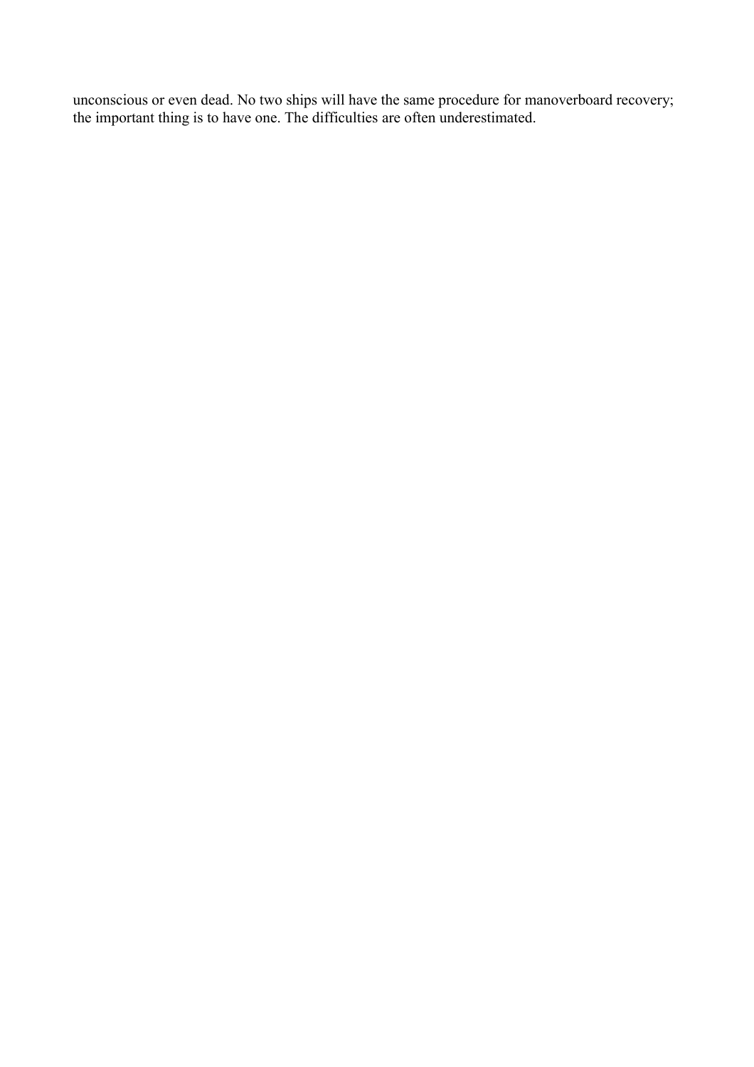unconscious or even dead. No two ships will have the same procedure for manoverboard recovery; the important thing is to have one. The difficulties are often underestimated.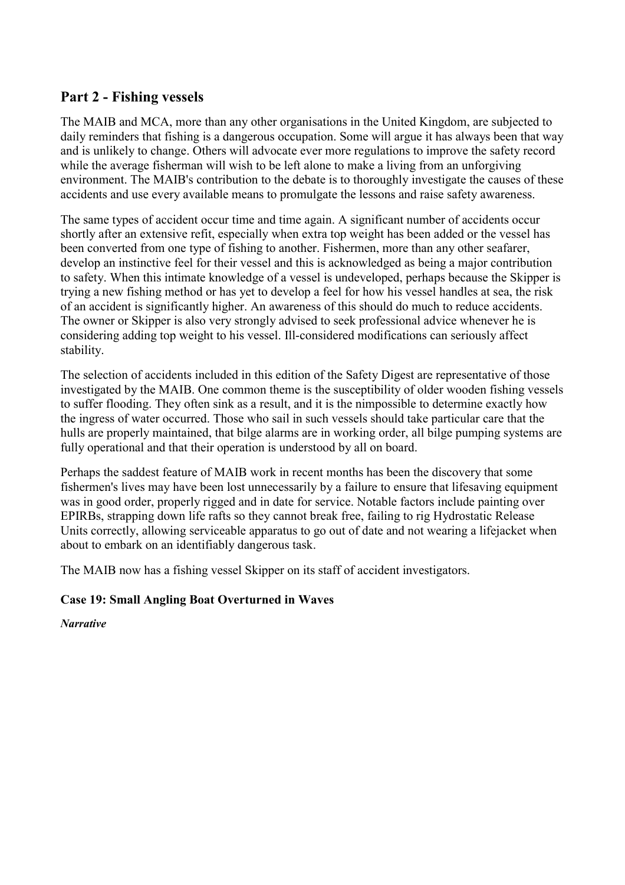## Part 2 - Fishing vessels

The MAIB and MCA, more than any other organisations in the United Kingdom, are subjected to daily reminders that fishing is a dangerous occupation. Some will argue it has always been that way and is unlikely to change. Others will advocate ever more regulations to improve the safety record while the average fisherman will wish to be left alone to make a living from an unforgiving environment. The MAIB's contribution to the debate is to thoroughly investigate the causes of these accidents and use every available means to promulgate the lessons and raise safety awareness.

The same types of accident occur time and time again. A significant number of accidents occur shortly after an extensive refit, especially when extra top weight has been added or the vessel has been converted from one type of fishing to another. Fishermen, more than any other seafarer, develop an instinctive feel for their vessel and this is acknowledged as being a major contribution to safety. When this intimate knowledge of a vessel is undeveloped, perhaps because the Skipper is trying a new fishing method or has yet to develop a feel for how his vessel handles at sea, the risk of an accident is significantly higher. An awareness of this should do much to reduce accidents. The owner or Skipper is also very strongly advised to seek professional advice whenever he is considering adding top weight to his vessel. Ill-considered modifications can seriously affect stability.

The selection of accidents included in this edition of the Safety Digest are representative of those investigated by the MAIB. One common theme is the susceptibility of older wooden fishing vessels to suffer flooding. They often sink as a result, and it is the nimpossible to determine exactly how the ingress of water occurred. Those who sail in such vessels should take particular care that the hulls are properly maintained, that bilge alarms are in working order, all bilge pumping systems are fully operational and that their operation is understood by all on board.

Perhaps the saddest feature of MAIB work in recent months has been the discovery that some fishermen's lives may have been lost unnecessarily by a failure to ensure that lifesaving equipment was in good order, properly rigged and in date for service. Notable factors include painting over EPIRBs, strapping down life rafts so they cannot break free, failing to rig Hydrostatic Release Units correctly, allowing serviceable apparatus to go out of date and not wearing a lifejacket when about to embark on an identifiably dangerous task.

The MAIB now has a fishing vessel Skipper on its staff of accident investigators.

### Case 19: Small Angling Boat Overturned in Waves

***Narrative***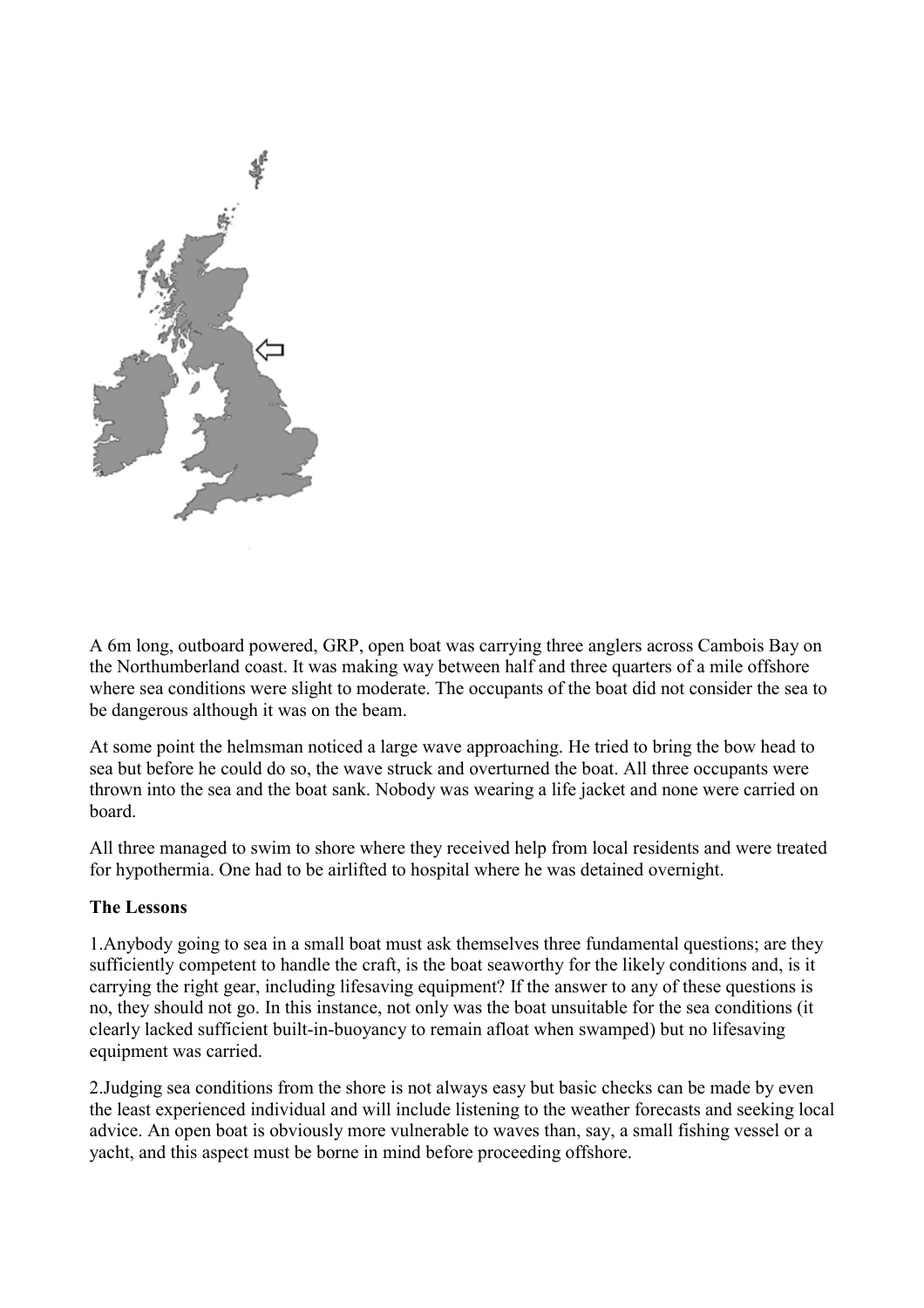A 6m long, outboard powered, GRP, open boat was carrying three anglers across Cambois Bay on the Northumberland coast. It was making way between half and three quarters of a mile offshore where sea conditions were slight to moderate. The occupants of the boat did not consider the sea to be dangerous although it was on the beam.

At some point the helmsman noticed a large wave approaching. He tried to bring the bow head to sea but before he could do so, the wave struck and overturned the boat. All three occupants were thrown into the sea and the boat sank. Nobody was wearing a life jacket and none were carried on board.

All three managed to swim to shore where they received help from local residents and were treated for hypothermia. One had to be airlifted to hospital where he was detained overnight.

**The Lessons**

1.Anybody going to sea in a small boat must ask themselves three fundamental questions; are they sufficiently competent to handle the craft, is the boat seaworthy for the likely conditions and, is it carrying the right gear, including lifesaving equipment? If the answer to any of these questions is no, they should not go. In this instance, not only was the boat unsuitable for the sea conditions (it clearly lacked sufficient built-in-buoyancy to remain afloat when swamped) but no lifesaving equipment was carried.

2.Judging sea conditions from the shore is not always easy but basic checks can be made by even the least experienced individual and will include listening to the weather forecasts and seeking local advice. An open boat is obviously more vulnerable to waves than, say, a small fishing vessel or a yacht, and this aspect must be borne in mind before proceeding offshore.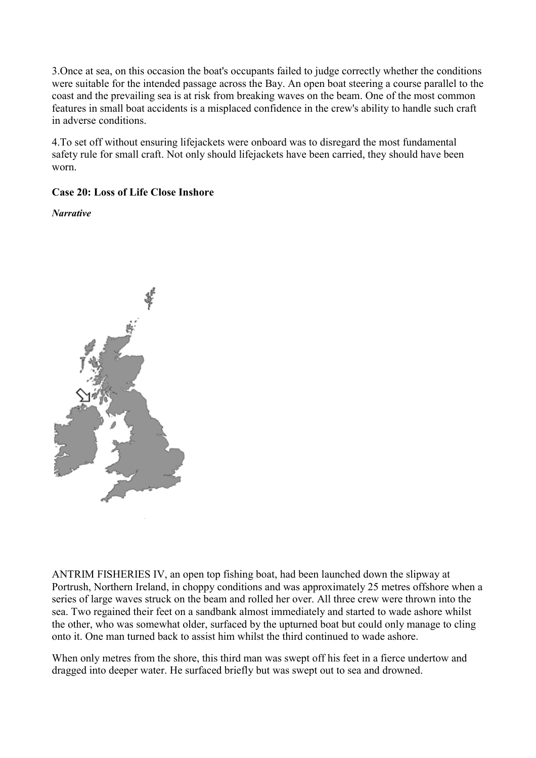3.Once at sea, on this occasion the boat's occupants failed to judge correctly whether the conditions were suitable for the intended passage across the Bay. An open boat steering a course parallel to the coast and the prevailing sea is at risk from breaking waves on the beam. One of the most common features in small boat accidents is a misplaced confidence in the crew's ability to handle such craft in adverse conditions.

4.To set off without ensuring lifejackets were onboard was to disregard the most fundamental safety rule for small craft. Not only should lifejackets have been carried, they should have been worn.

**Case 20: Loss of Life Close Inshore**

***Narrative***

ANTRIM FISHERIES IV, an open top fishing boat, had been launched down the slipway at Portrush, Northern Ireland, in choppy conditions and was approximately 25 metres offshore when a series of large waves struck on the beam and rolled her over. All three crew were thrown into the sea. Two regained their feet on a sandbank almost immediately and started to wade ashore whilst the other, who was somewhat older, surfaced by the upturned boat but could only manage to cling onto it. One man turned back to assist him whilst the third continued to wade ashore.

When only metres from the shore, this third man was swept off his feet in a fierce undertow and dragged into deeper water. He surfaced briefly but was swept out to sea and drowned.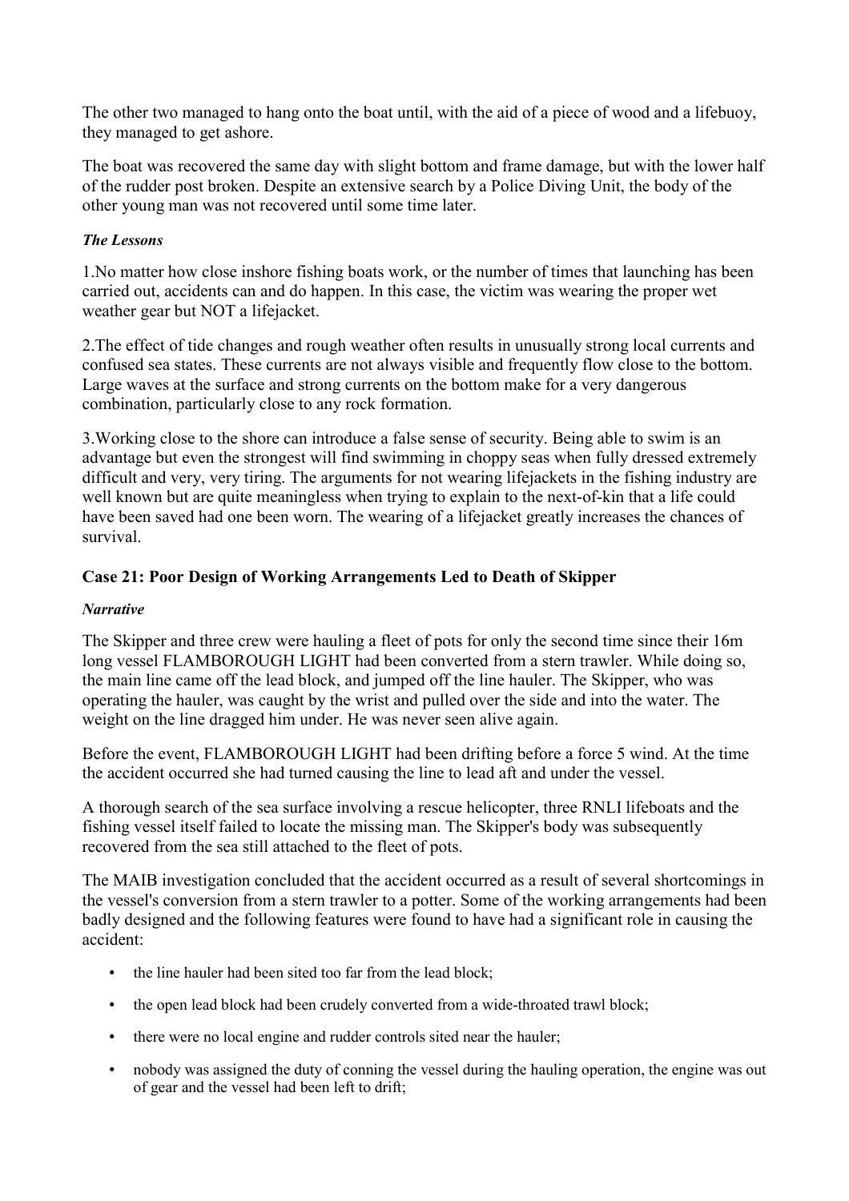The other two managed to hang onto the boat until, with the aid of a piece of wood and a lifebuoy, they managed to get ashore.

The boat was recovered the same day with slight bottom and frame damage, but with the lower half of the rudder post broken. Despite an extensive search by a Police Diving Unit, the body of the other young man was not recovered until some time later.

### *The Lessons*

1.No matter how close inshore fishing boats work, or the number of times that launching has been carried out, accidents can and do happen. In this case, the victim was wearing the proper wet weather gear but NOT a lifejacket.

2.The effect of tide changes and rough weather often results in unusually strong local currents and confused sea states. These currents are not always visible and frequently flow close to the bottom. Large waves at the surface and strong currents on the bottom make for a very dangerous combination, particularly close to any rock formation.

3.Working close to the shore can introduce a false sense of security. Being able to swim is an advantage but even the strongest will find swimming in choppy seas when fully dressed extremely difficult and very, very tiring. The arguments for not wearing lifejackets in the fishing industry are well known but are quite meaningless when trying to explain to the next-of-kin that a life could have been saved had one been worn. The wearing of a lifejacket greatly increases the chances of survival.

## Case 21: Poor Design of Working Arrangements Led to Death of Skipper

### *Narrative*

The Skipper and three crew were hauling a fleet of pots for only the second time since their 16m long vessel FLAMBOROUGH LIGHT had been converted from a stern trawler. While doing so, the main line came off the lead block, and jumped off the line hauler. The Skipper, who was operating the hauler, was caught by the wrist and pulled over the side and into the water. The weight on the line dragged him under. He was never seen alive again.

Before the event, FLAMBOROUGH LIGHT had been drifting before a force 5 wind. At the time the accident occurred she had turned causing the line to lead aft and under the vessel.

A thorough search of the sea surface involving a rescue helicopter, three RNLI lifeboats and the fishing vessel itself failed to locate the missing man. The Skipper's body was subsequently recovered from the sea still attached to the fleet of pots.

The MAIB investigation concluded that the accident occurred as a result of several shortcomings in the vessel's conversion from a stern trawler to a potter. Some of the working arrangements had been badly designed and the following features were found to have had a significant role in causing the accident:

- the line hauler had been sited too far from the lead block;
- the open lead block had been crudely converted from a wide-throated trawl block;
- there were no local engine and rudder controls sited near the hauler;
- nobody was assigned the duty of conning the vessel during the hauling operation, the engine was out of gear and the vessel had been left to drift;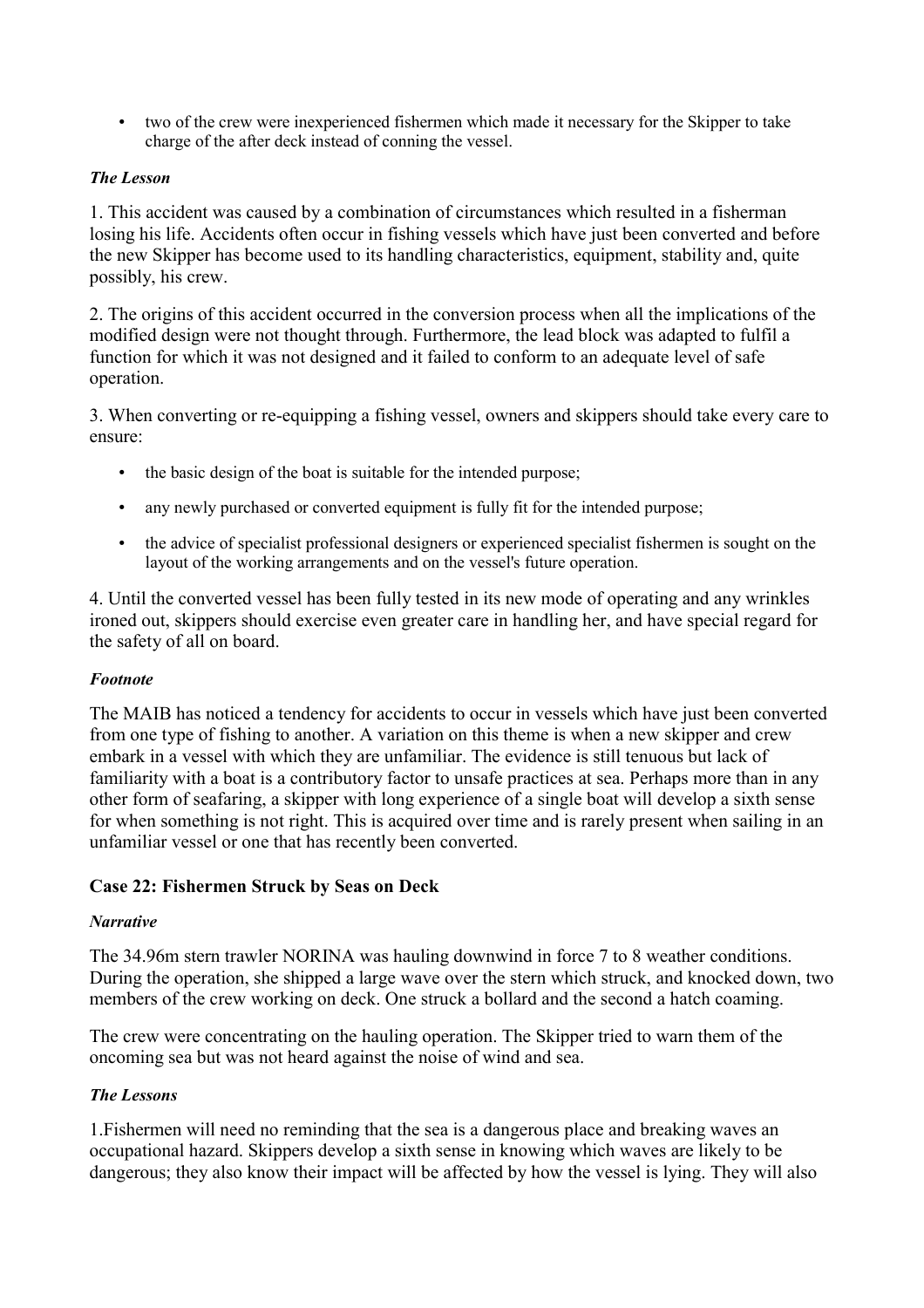- two of the crew were inexperienced fishermen which made it necessary for the Skipper to take charge of the after deck instead of conning the vessel.

#### *The Lesson*

1. This accident was caused by a combination of circumstances which resulted in a fisherman losing his life. Accidents often occur in fishing vessels which have just been converted and before the new Skipper has become used to its handling characteristics, equipment, stability and, quite possibly, his crew.

2. The origins of this accident occurred in the conversion process when all the implications of the modified design were not thought through. Furthermore, the lead block was adapted to fulfil a function for which it was not designed and it failed to conform to an adequate level of safe operation.

3. When converting or re-equipping a fishing vessel, owners and skippers should take every care to ensure:

- the basic design of the boat is suitable for the intended purpose;
- any newly purchased or converted equipment is fully fit for the intended purpose;
- the advice of specialist professional designers or experienced specialist fishermen is sought on the layout of the working arrangements and on the vessel's future operation.

4. Until the converted vessel has been fully tested in its new mode of operating and any wrinkles ironed out, skippers should exercise even greater care in handling her, and have special regard for the safety of all on board.

#### *Footnote*

The MAIB has noticed a tendency for accidents to occur in vessels which have just been converted from one type of fishing to another. A variation on this theme is when a new skipper and crew embark in a vessel with which they are unfamiliar. The evidence is still tenuous but lack of familiarity with a boat is a contributory factor to unsafe practices at sea. Perhaps more than in any other form of seafaring, a skipper with long experience of a single boat will develop a sixth sense for when something is not right. This is acquired over time and is rarely present when sailing in an unfamiliar vessel or one that has recently been converted.

### Case 22: Fishermen Struck by Seas on Deck

#### *Narrative*

The 34.96m stern trawler NORINA was hauling downwind in force 7 to 8 weather conditions. During the operation, she shipped a large wave over the stern which struck, and knocked down, two members of the crew working on deck. One struck a bollard and the second a hatch coaming.

The crew were concentrating on the hauling operation. The Skipper tried to warn them of the oncoming sea but was not heard against the noise of wind and sea.

#### *The Lessons*

1.Fishermen will need no reminding that the sea is a dangerous place and breaking waves an occupational hazard. Skippers develop a sixth sense in knowing which waves are likely to be dangerous; they also know their impact will be affected by how the vessel is lying. They will also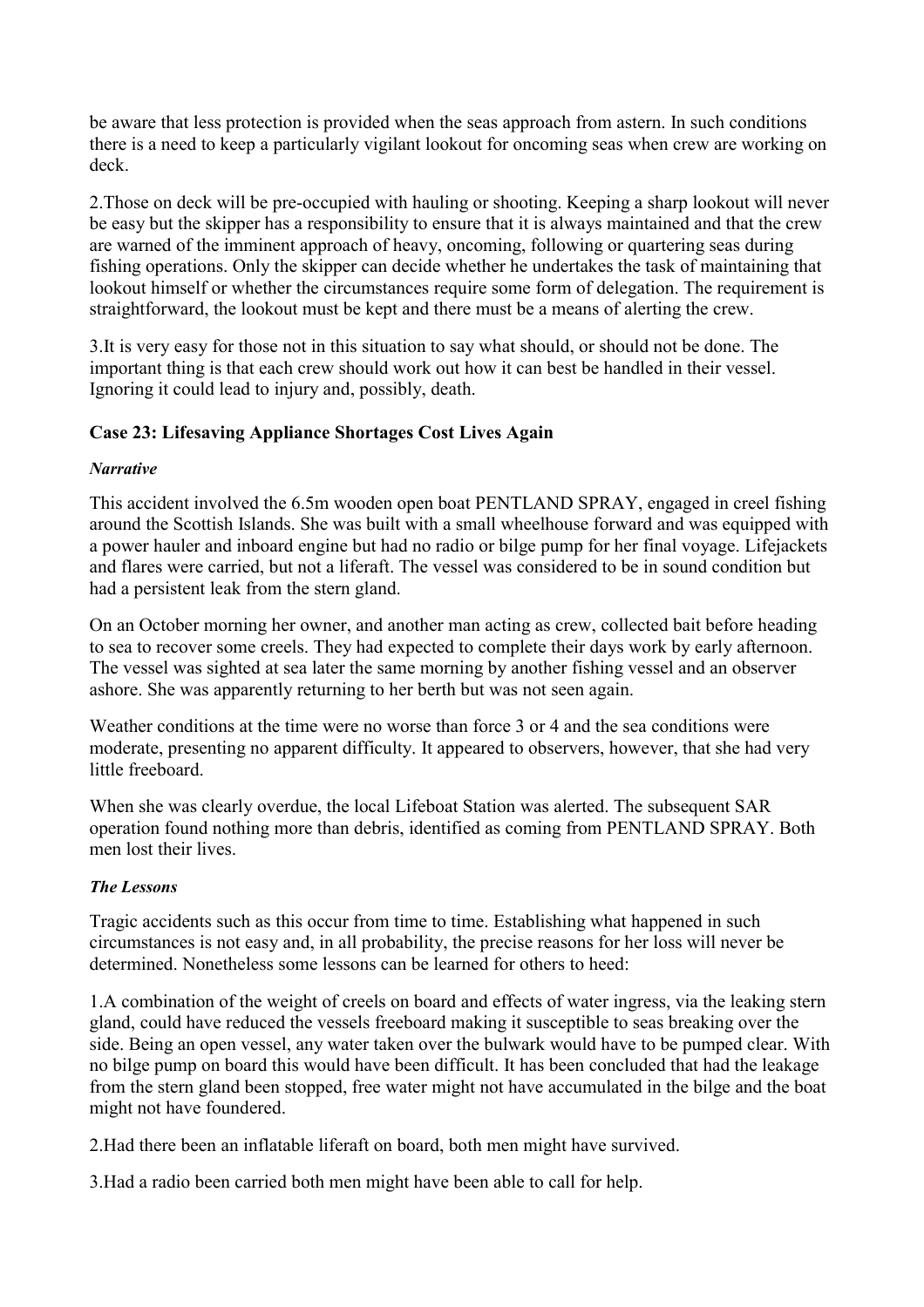be aware that less protection is provided when the seas approach from astern. In such conditions there is a need to keep a particularly vigilant lookout for oncoming seas when crew are working on deck.

2.Those on deck will be pre-occupied with hauling or shooting. Keeping a sharp lookout will never be easy but the skipper has a responsibility to ensure that it is always maintained and that the crew are warned of the imminent approach of heavy, oncoming, following or quartering seas during fishing operations. Only the skipper can decide whether he undertakes the task of maintaining that lookout himself or whether the circumstances require some form of delegation. The requirement is straightforward, the lookout must be kept and there must be a means of alerting the crew.

3.It is very easy for those not in this situation to say what should, or should not be done. The important thing is that each crew should work out how it can best be handled in their vessel. Ignoring it could lead to injury and, possibly, death.

### Case 23: Lifesaving Appliance Shortages Cost Lives Again

***Narrative***

This accident involved the 6.5m wooden open boat PENTLAND SPRAY, engaged in creel fishing around the Scottish Islands. She was built with a small wheelhouse forward and was equipped with a power hauler and inboard engine but had no radio or bilge pump for her final voyage. Lifejackets and flares were carried, but not a liferaft. The vessel was considered to be in sound condition but had a persistent leak from the stern gland.

On an October morning her owner, and another man acting as crew, collected bait before heading to sea to recover some creels. They had expected to complete their days work by early afternoon. The vessel was sighted at sea later the same morning by another fishing vessel and an observer ashore. She was apparently returning to her berth but was not seen again.

Weather conditions at the time were no worse than force 3 or 4 and the sea conditions were moderate, presenting no apparent difficulty. It appeared to observers, however, that she had very little freeboard.

When she was clearly overdue, the local Lifeboat Station was alerted. The subsequent SAR operation found nothing more than debris, identified as coming from PENTLAND SPRAY. Both men lost their lives.

***The Lessons***

Tragic accidents such as this occur from time to time. Establishing what happened in such circumstances is not easy and, in all probability, the precise reasons for her loss will never be determined. Nonetheless some lessons can be learned for others to heed:

1.A combination of the weight of creels on board and effects of water ingress, via the leaking stern gland, could have reduced the vessels freeboard making it susceptible to seas breaking over the side. Being an open vessel, any water taken over the bulwark would have to be pumped clear. With no bilge pump on board this would have been difficult. It has been concluded that had the leakage from the stern gland been stopped, free water might not have accumulated in the bilge and the boat might not have foundered.

2.Had there been an inflatable liferaft on board, both men might have survived.

3.Had a radio been carried both men might have been able to call for help.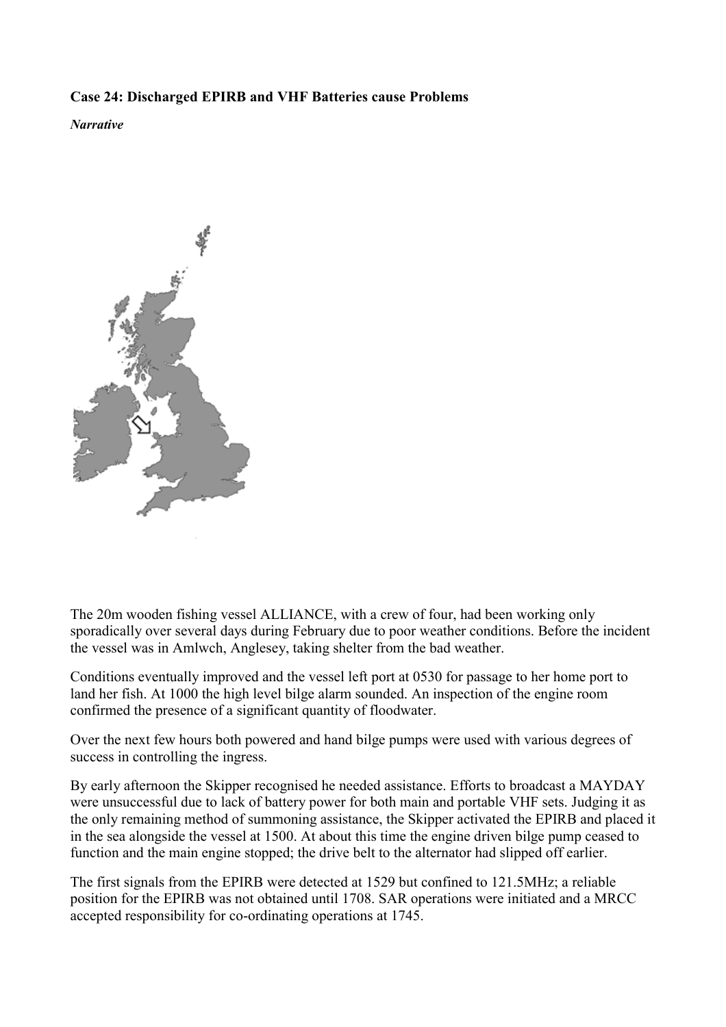**Case 24: Discharged EPIRB and VHF Batteries cause Problems**

***Narrative***

The 20m wooden fishing vessel ALLIANCE, with a crew of four, had been working only sporadically over several days during February due to poor weather conditions. Before the incident the vessel was in Amlwch, Anglesey, taking shelter from the bad weather.

Conditions eventually improved and the vessel left port at 0530 for passage to her home port to land her fish. At 1000 the high level bilge alarm sounded. An inspection of the engine room confirmed the presence of a significant quantity of floodwater.

Over the next few hours both powered and hand bilge pumps were used with various degrees of success in controlling the ingress.

By early afternoon the Skipper recognised he needed assistance. Efforts to broadcast a MAYDAY were unsuccessful due to lack of battery power for both main and portable VHF sets. Judging it as the only remaining method of summoning assistance, the Skipper activated the EPIRB and placed it in the sea alongside the vessel at 1500. At about this time the engine driven bilge pump ceased to function and the main engine stopped; the drive belt to the alternator had slipped off earlier.

The first signals from the EPIRB were detected at 1529 but confined to 121.5MHz; a reliable position for the EPIRB was not obtained until 1708. SAR operations were initiated and a MRCC accepted responsibility for co-ordinating operations at 1745.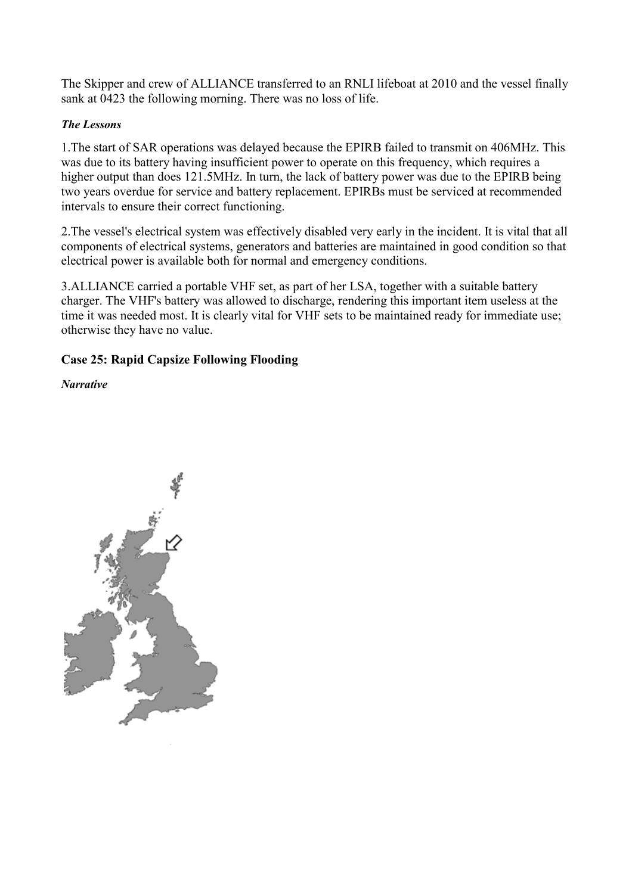The Skipper and crew of ALLIANCE transferred to an RNLI lifeboat at 2010 and the vessel finally sank at 0423 the following morning. There was no loss of life.

***The Lessons***

1.The start of SAR operations was delayed because the EPIRB failed to transmit on 406MHz. This was due to its battery having insufficient power to operate on this frequency, which requires a higher output than does 121.5MHz. In turn, the lack of battery power was due to the EPIRB being two years overdue for service and battery replacement. EPIRBs must be serviced at recommended intervals to ensure their correct functioning.

2.The vessel's electrical system was effectively disabled very early in the incident. It is vital that all components of electrical systems, generators and batteries are maintained in good condition so that electrical power is available both for normal and emergency conditions.

3.ALLIANCE carried a portable VHF set, as part of her LSA, together with a suitable battery charger. The VHF's battery was allowed to discharge, rendering this important item useless at the time it was needed most. It is clearly vital for VHF sets to be maintained ready for immediate use; otherwise they have no value.

### Case 25: Rapid Capsize Following Flooding

***Narrative***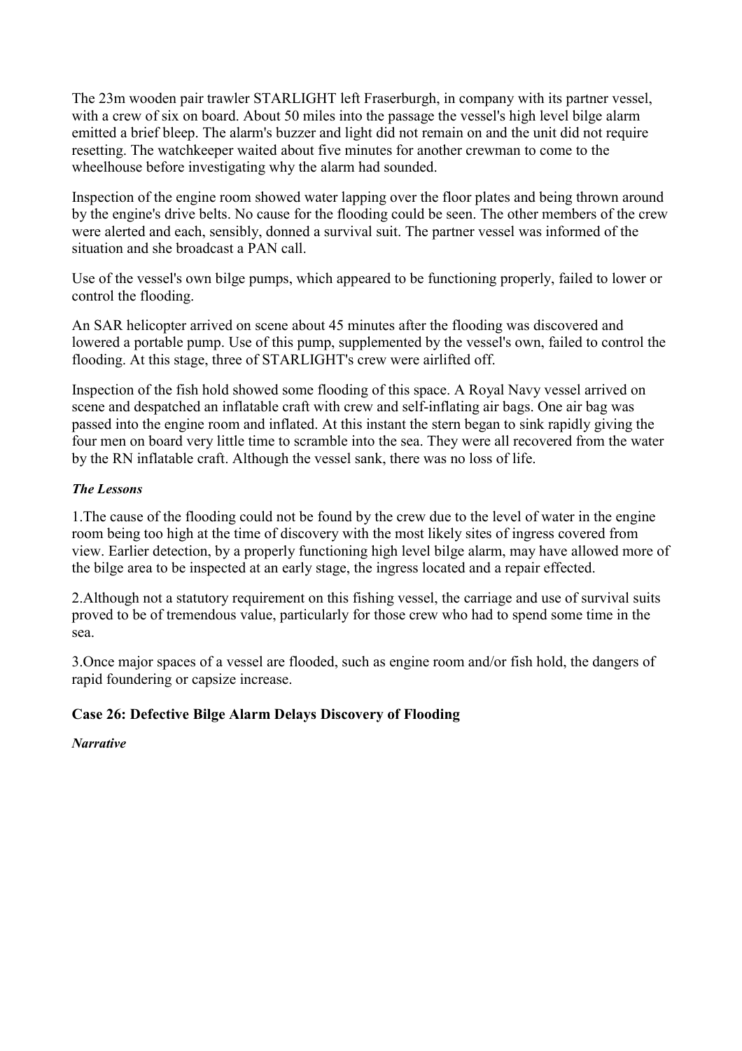The 23m wooden pair trawler STARLIGHT left Fraserburgh, in company with its partner vessel, with a crew of six on board. About 50 miles into the passage the vessel's high level bilge alarm emitted a brief bleep. The alarm's buzzer and light did not remain on and the unit did not require resetting. The watchkeeper waited about five minutes for another crewman to come to the wheelhouse before investigating why the alarm had sounded.

Inspection of the engine room showed water lapping over the floor plates and being thrown around by the engine's drive belts. No cause for the flooding could be seen. The other members of the crew were alerted and each, sensibly, donned a survival suit. The partner vessel was informed of the situation and she broadcast a PAN call.

Use of the vessel's own bilge pumps, which appeared to be functioning properly, failed to lower or control the flooding.

An SAR helicopter arrived on scene about 45 minutes after the flooding was discovered and lowered a portable pump. Use of this pump, supplemented by the vessel's own, failed to control the flooding. At this stage, three of STARLIGHT's crew were airlifted off.

Inspection of the fish hold showed some flooding of this space. A Royal Navy vessel arrived on scene and despatched an inflatable craft with crew and self-inflating air bags. One air bag was passed into the engine room and inflated. At this instant the stern began to sink rapidly giving the four men on board very little time to scramble into the sea. They were all recovered from the water by the RN inflatable craft. Although the vessel sank, there was no loss of life.

***The Lessons***

1.The cause of the flooding could not be found by the crew due to the level of water in the engine room being too high at the time of discovery with the most likely sites of ingress covered from view. Earlier detection, by a properly functioning high level bilge alarm, may have allowed more of the bilge area to be inspected at an early stage, the ingress located and a repair effected.

2.Although not a statutory requirement on this fishing vessel, the carriage and use of survival suits proved to be of tremendous value, particularly for those crew who had to spend some time in the sea.

3.Once major spaces of a vessel are flooded, such as engine room and/or fish hold, the dangers of rapid foundering or capsize increase.

### Case 26: Defective Bilge Alarm Delays Discovery of Flooding

***Narrative***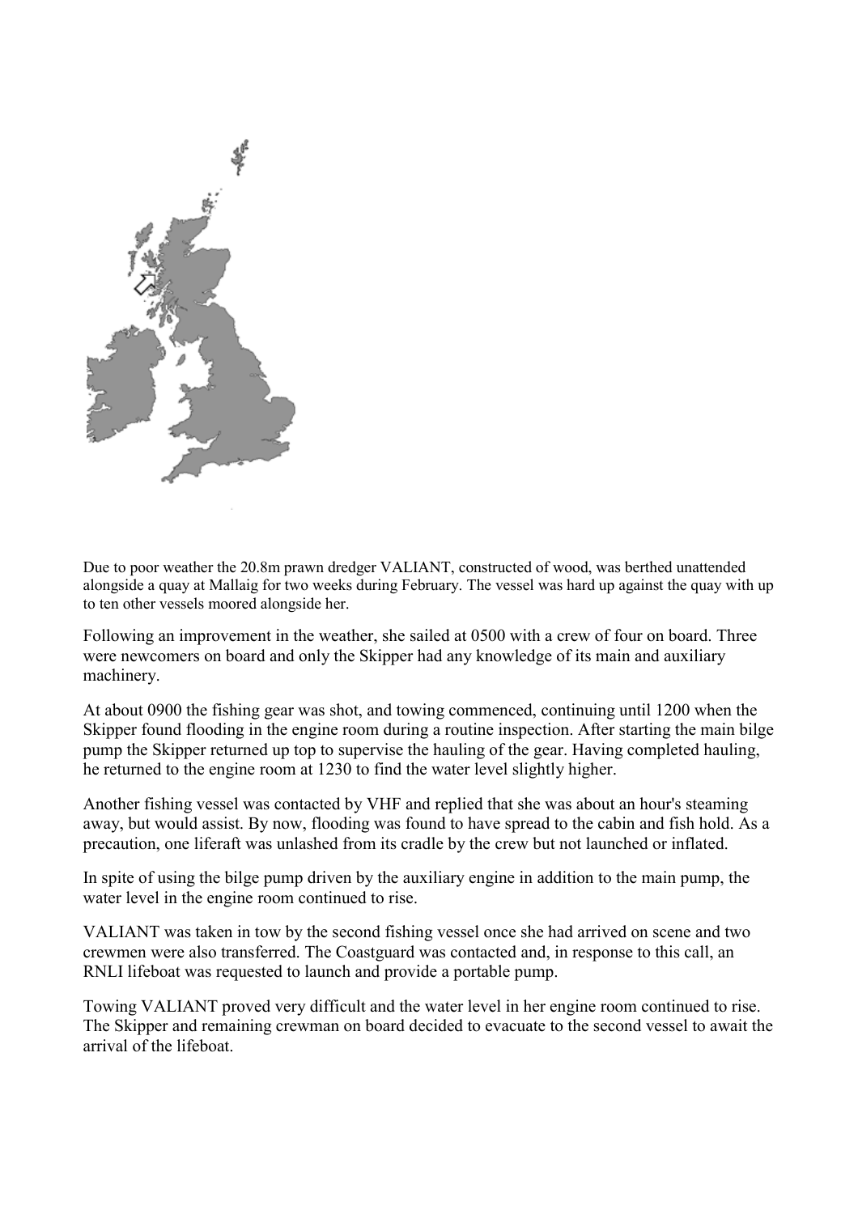Due to poor weather the 20.8m prawn dredger VALIANT, constructed of wood, was berthed unattended alongside a quay at Mallaig for two weeks during February. The vessel was hard up against the quay with up to ten other vessels moored alongside her.

Following an improvement in the weather, she sailed at 0500 with a crew of four on board. Three were newcomers on board and only the Skipper had any knowledge of its main and auxiliary machinery.

At about 0900 the fishing gear was shot, and towing commenced, continuing until 1200 when the Skipper found flooding in the engine room during a routine inspection. After starting the main bilge pump the Skipper returned up top to supervise the hauling of the gear. Having completed hauling, he returned to the engine room at 1230 to find the water level slightly higher.

Another fishing vessel was contacted by VHF and replied that she was about an hour's steaming away, but would assist. By now, flooding was found to have spread to the cabin and fish hold. As a precaution, one liferaft was unlashed from its cradle by the crew but not launched or inflated.

In spite of using the bilge pump driven by the auxiliary engine in addition to the main pump, the water level in the engine room continued to rise.

VALIANT was taken in tow by the second fishing vessel once she had arrived on scene and two crewmen were also transferred. The Coastguard was contacted and, in response to this call, an RNLI lifeboat was requested to launch and provide a portable pump.

Towing VALIANT proved very difficult and the water level in her engine room continued to rise. The Skipper and remaining crewman on board decided to evacuate to the second vessel to await the arrival of the lifeboat.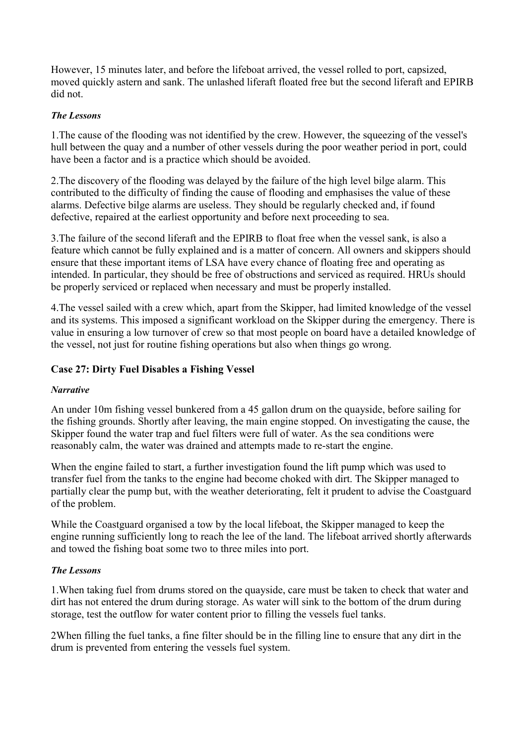However, 15 minutes later, and before the lifeboat arrived, the vessel rolled to port, capsized, moved quickly astern and sank. The unlashed liferaft floated free but the second liferaft and EPIRB did not.

***The Lessons***

1.The cause of the flooding was not identified by the crew. However, the squeezing of the vessel's hull between the quay and a number of other vessels during the poor weather period in port, could have been a factor and is a practice which should be avoided.

2.The discovery of the flooding was delayed by the failure of the high level bilge alarm. This contributed to the difficulty of finding the cause of flooding and emphasises the value of these alarms. Defective bilge alarms are useless. They should be regularly checked and, if found defective, repaired at the earliest opportunity and before next proceeding to sea.

3.The failure of the second liferaft and the EPIRB to float free when the vessel sank, is also a feature which cannot be fully explained and is a matter of concern. All owners and skippers should ensure that these important items of LSA have every chance of floating free and operating as intended. In particular, they should be free of obstructions and serviced as required. HRUs should be properly serviced or replaced when necessary and must be properly installed.

4.The vessel sailed with a crew which, apart from the Skipper, had limited knowledge of the vessel and its systems. This imposed a significant workload on the Skipper during the emergency. There is value in ensuring a low turnover of crew so that most people on board have a detailed knowledge of the vessel, not just for routine fishing operations but also when things go wrong.

## Case 27: Dirty Fuel Disables a Fishing Vessel

***Narrative***

An under 10m fishing vessel bunkered from a 45 gallon drum on the quayside, before sailing for the fishing grounds. Shortly after leaving, the main engine stopped. On investigating the cause, the Skipper found the water trap and fuel filters were full of water. As the sea conditions were reasonably calm, the water was drained and attempts made to re-start the engine.

When the engine failed to start, a further investigation found the lift pump which was used to transfer fuel from the tanks to the engine had become choked with dirt. The Skipper managed to partially clear the pump but, with the weather deteriorating, felt it prudent to advise the Coastguard of the problem.

While the Coastguard organised a tow by the local lifeboat, the Skipper managed to keep the engine running sufficiently long to reach the lee of the land. The lifeboat arrived shortly afterwards and towed the fishing boat some two to three miles into port.

***The Lessons***

1.When taking fuel from drums stored on the quayside, care must be taken to check that water and dirt has not entered the drum during storage. As water will sink to the bottom of the drum during storage, test the outflow for water content prior to filling the vessels fuel tanks.

2When filling the fuel tanks, a fine filter should be in the filling line to ensure that any dirt in the drum is prevented from entering the vessels fuel system.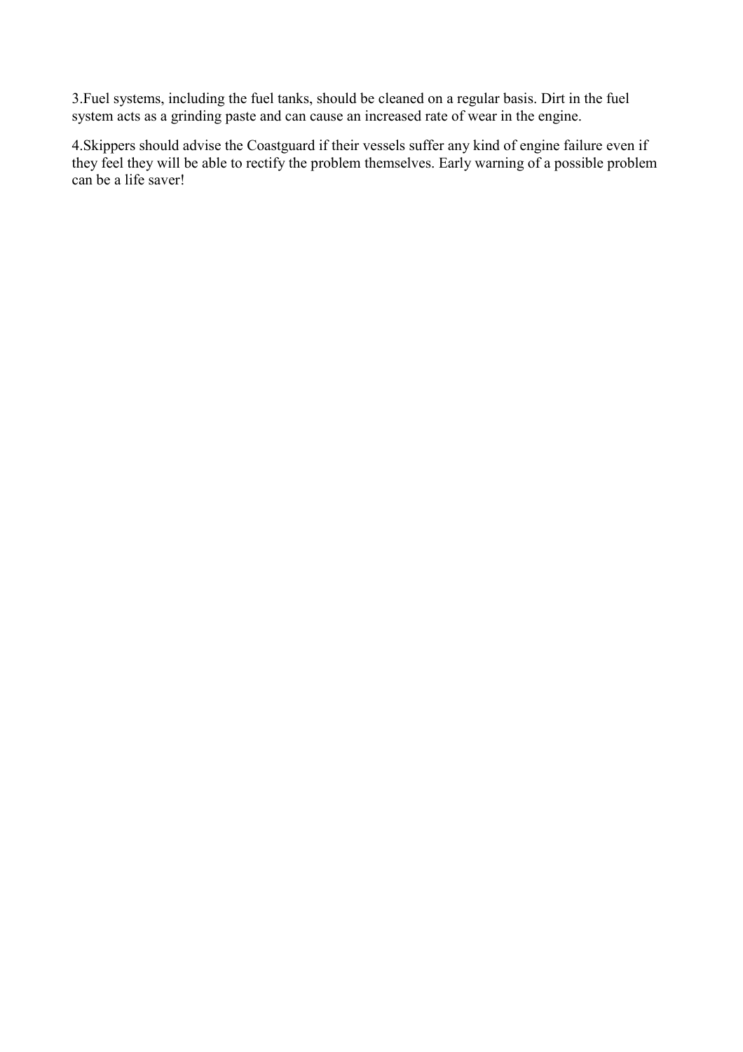3.Fuel systems, including the fuel tanks, should be cleaned on a regular basis. Dirt in the fuel system acts as a grinding paste and can cause an increased rate of wear in the engine.

4.Skippers should advise the Coastguard if their vessels suffer any kind of engine failure even if they feel they will be able to rectify the problem themselves. Early warning of a possible problem can be a life saver!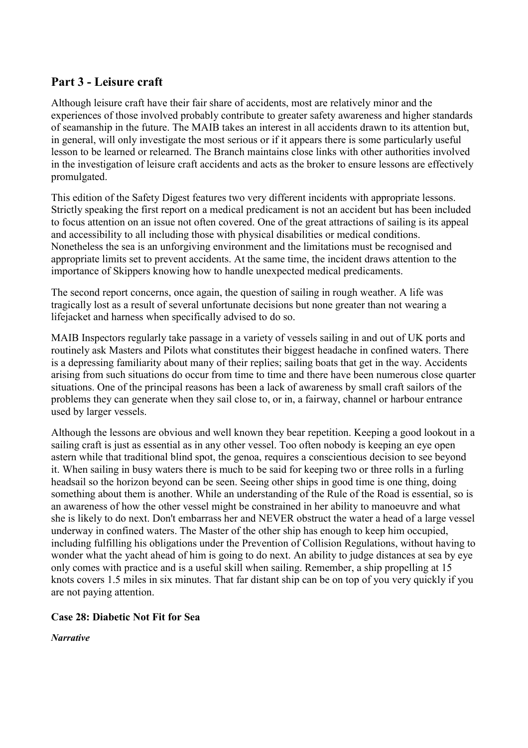## Part 3 - Leisure craft

Although leisure craft have their fair share of accidents, most are relatively minor and the experiences of those involved probably contribute to greater safety awareness and higher standards of seamanship in the future. The MAIB takes an interest in all accidents drawn to its attention but, in general, will only investigate the most serious or if it appears there is some particularly useful lesson to be learned or relearned. The Branch maintains close links with other authorities involved in the investigation of leisure craft accidents and acts as the broker to ensure lessons are effectively promulgated.

This edition of the Safety Digest features two very different incidents with appropriate lessons. Strictly speaking the first report on a medical predicament is not an accident but has been included to focus attention on an issue not often covered. One of the great attractions of sailing is its appeal and accessibility to all including those with physical disabilities or medical conditions. Nonetheless the sea is an unforgiving environment and the limitations must be recognised and appropriate limits set to prevent accidents. At the same time, the incident draws attention to the importance of Skippers knowing how to handle unexpected medical predicaments.

The second report concerns, once again, the question of sailing in rough weather. A life was tragically lost as a result of several unfortunate decisions but none greater than not wearing a lifejacket and harness when specifically advised to do so.

MAIB Inspectors regularly take passage in a variety of vessels sailing in and out of UK ports and routinely ask Masters and Pilots what constitutes their biggest headache in confined waters. There is a depressing familiarity about many of their replies; sailing boats that get in the way. Accidents arising from such situations do occur from time to time and there have been numerous close quarter situations. One of the principal reasons has been a lack of awareness by small craft sailors of the problems they can generate when they sail close to, or in, a fairway, channel or harbour entrance used by larger vessels.

Although the lessons are obvious and well known they bear repetition. Keeping a good lookout in a sailing craft is just as essential as in any other vessel. Too often nobody is keeping an eye open astern while that traditional blind spot, the genoa, requires a conscientious decision to see beyond it. When sailing in busy waters there is much to be said for keeping two or three rolls in a furling headsail so the horizon beyond can be seen. Seeing other ships in good time is one thing, doing something about them is another. While an understanding of the Rule of the Road is essential, so is an awareness of how the other vessel might be constrained in her ability to manoeuvre and what she is likely to do next. Don't embarrass her and NEVER obstruct the water a head of a large vessel underway in confined waters. The Master of the other ship has enough to keep him occupied, including fulfilling his obligations under the Prevention of Collision Regulations, without having to wonder what the yacht ahead of him is going to do next. An ability to judge distances at sea by eye only comes with practice and is a useful skill when sailing. Remember, a ship propelling at 15 knots covers 1.5 miles in six minutes. That far distant ship can be on top of you very quickly if you are not paying attention.

**Case 28: Diabetic Not Fit for Sea**

***Narrative***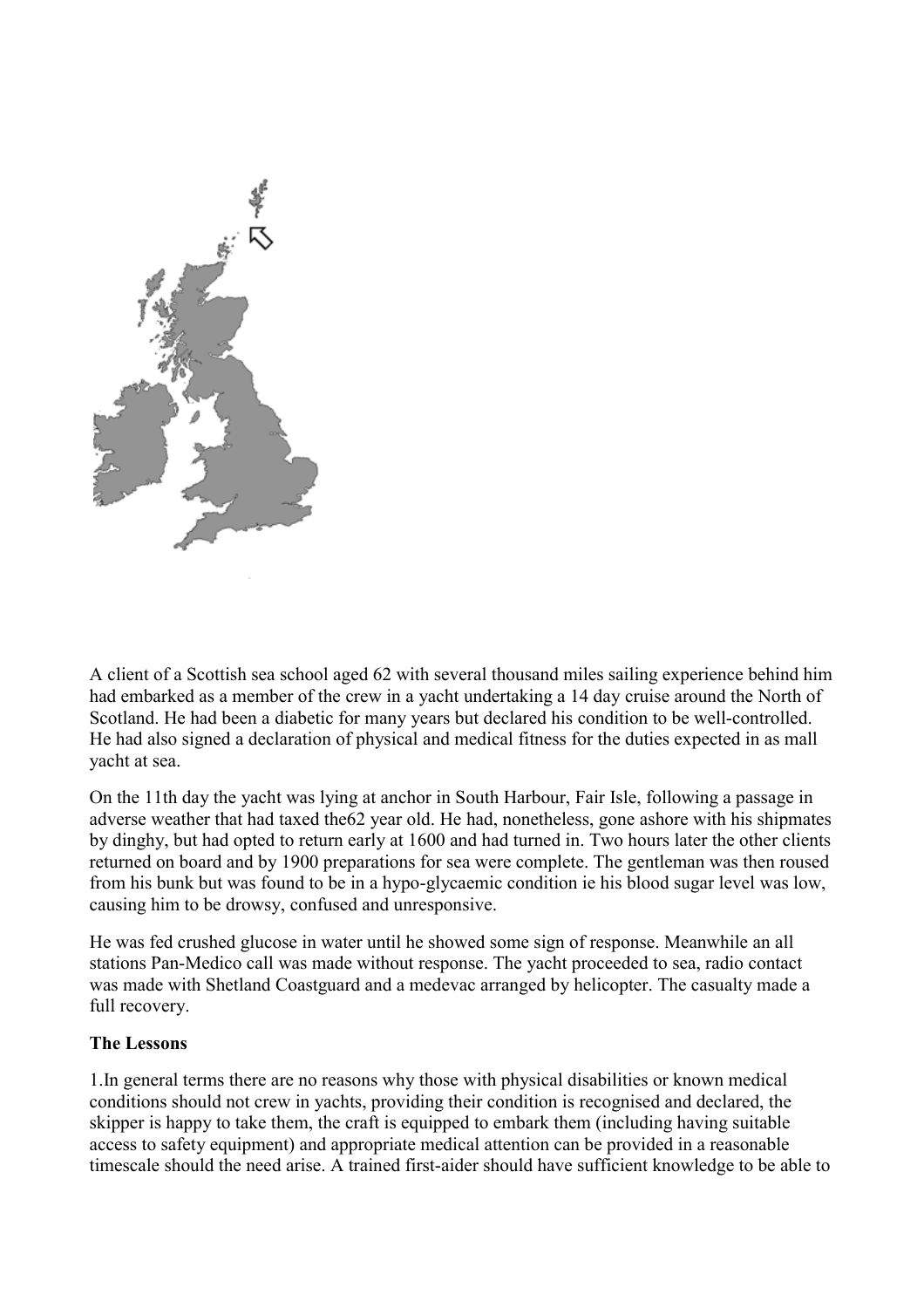A client of a Scottish sea school aged 62 with several thousand miles sailing experience behind him had embarked as a member of the crew in a yacht undertaking a 14 day cruise around the North of Scotland. He had been a diabetic for many years but declared his condition to be well-controlled. He had also signed a declaration of physical and medical fitness for the duties expected in as mall yacht at sea.

On the 11th day the yacht was lying at anchor in South Harbour, Fair Isle, following a passage in adverse weather that had taxed the62 year old. He had, nonetheless, gone ashore with his shipmates by dinghy, but had opted to return early at 1600 and had turned in. Two hours later the other clients returned on board and by 1900 preparations for sea were complete. The gentleman was then roused from his bunk but was found to be in a hypo-glycaemic condition ie his blood sugar level was low, causing him to be drowsy, confused and unresponsive.

He was fed crushed glucose in water until he showed some sign of response. Meanwhile an all stations Pan-Medico call was made without response. The yacht proceeded to sea, radio contact was made with Shetland Coastguard and a medevac arranged by helicopter. The casualty made a full recovery.

**The Lessons**

1.In general terms there are no reasons why those with physical disabilities or known medical conditions should not crew in yachts, providing their condition is recognised and declared, the skipper is happy to take them, the craft is equipped to embark them (including having suitable access to safety equipment) and appropriate medical attention can be provided in a reasonable timescale should the need arise. A trained first-aider should have sufficient knowledge to be able to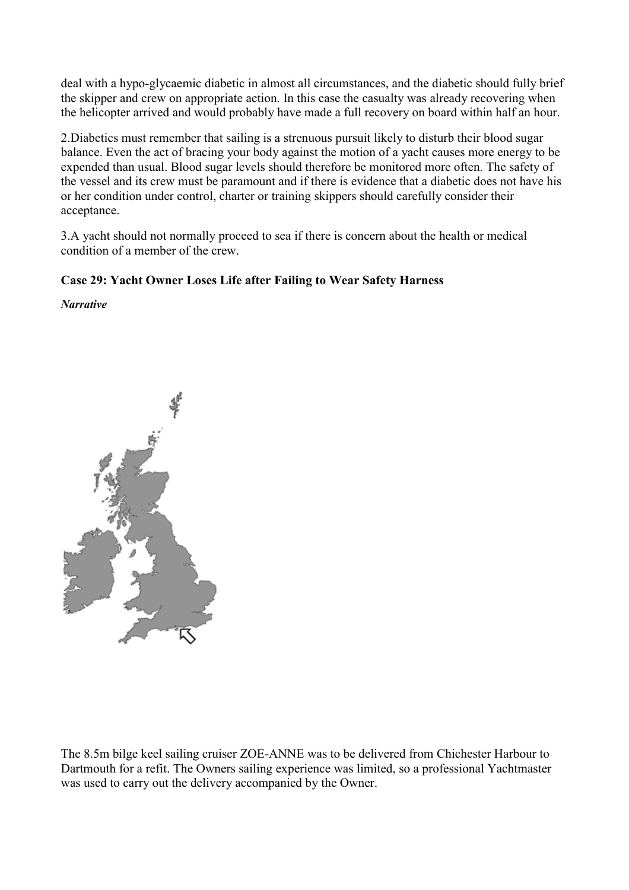deal with a hypo-glycaemic diabetic in almost all circumstances, and the diabetic should fully brief the skipper and crew on appropriate action. In this case the casualty was already recovering when the helicopter arrived and would probably have made a full recovery on board within half an hour.

2.Diabetics must remember that sailing is a strenuous pursuit likely to disturb their blood sugar balance. Even the act of bracing your body against the motion of a yacht causes more energy to be expended than usual. Blood sugar levels should therefore be monitored more often. The safety of the vessel and its crew must be paramount and if there is evidence that a diabetic does not have his or her condition under control, charter or training skippers should carefully consider their acceptance.

3.A yacht should not normally proceed to sea if there is concern about the health or medical condition of a member of the crew.

**Case 29: Yacht Owner Loses Life after Failing to Wear Safety Harness**

***Narrative***

The 8.5m bilge keel sailing cruiser ZOE-ANNE was to be delivered from Chichester Harbour to Dartmouth for a refit. The Owners sailing experience was limited, so a professional Yachtmaster was used to carry out the delivery accompanied by the Owner.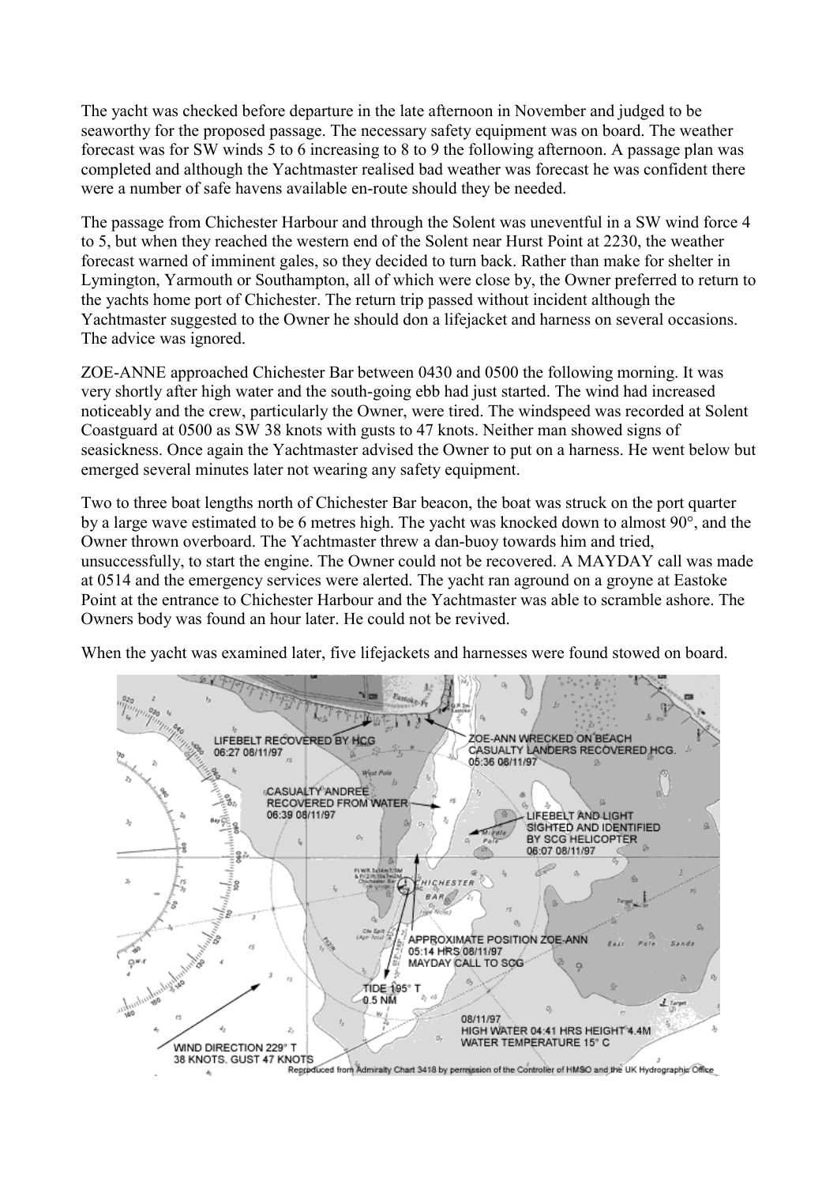The yacht was checked before departure in the late afternoon in November and judged to be seaworthy for the proposed passage. The necessary safety equipment was on board. The weather forecast was for SW winds 5 to 6 increasing to 8 to 9 the following afternoon. A passage plan was completed and although the Yachtmaster realised bad weather was forecast he was confident there were a number of safe havens available en-route should they be needed.

The passage from Chichester Harbour and through the Solent was uneventful in a SW wind force 4 to 5, but when they reached the western end of the Solent near Hurst Point at 2230, the weather forecast warned of imminent gales, so they decided to turn back. Rather than make for shelter in Lymington, Yarmouth or Southampton, all of which were close by, the Owner preferred to return to the yachts home port of Chichester. The return trip passed without incident although the Yachtmaster suggested to the Owner he should don a lifejacket and harness on several occasions. The advice was ignored.

ZOE-ANNE approached Chichester Bar between 0430 and 0500 the following morning. It was very shortly after high water and the south-going ebb had just started. The wind had increased noticeably and the crew, particularly the Owner, were tired. The windspeed was recorded at Solent Coastguard at 0500 as SW 38 knots with gusts to 47 knots. Neither man showed signs of seasickness. Once again the Yachtmaster advised the Owner to put on a harness. He went below but emerged several minutes later not wearing any safety equipment.

Two to three boat lengths north of Chichester Bar beacon, the boat was struck on the port quarter by a large wave estimated to be 6 metres high. The yacht was knocked down to almost 90°, and the Owner thrown overboard. The Yachtmaster threw a dan-buoy towards him and tried, unsuccessfully, to start the engine. The Owner could not be recovered. A MAYDAY call was made at 0514 and the emergency services were alerted. The yacht ran aground on a groyne at Eastoke Point at the entrance to Chichester Harbour and the Yachtmaster was able to scramble ashore. The Owners body was found an hour later. He could not be revived.

When the yacht was examined later, five lifejackets and harnesses were found stowed on board.

LIFEBELT RECOVERED BY HCG 06:27 08/11/97

ZOE-ANN WRECKED ON BEACH CASUALTY LANDERS RECOVERED HCG. 05:36 08/11/97

CASUALTY ANDREE RECOVERED FROM WATER 06:39 08/11/97

LIFEBELT AND LIGHT SIGHTED AND IDENTIFIED BY SCG HELICOPTER 06:07 08/11/97

APPROXIMATE POSITION ZOE-ANN 05:14 HRS 08/11/97 MAYDAY CALL TO SCG

TIDE 195° T 0.5 NM

08/11/97 HIGH WATER 04:41 HRS HEIGHT 4.4M WATER TEMPERATURE 15° C

WIND DIRECTION 229° T 38 KNOTS. GUST 47 KNOTS

Reproduced from Admiralty Chart 3418 by permission of the Controller of HMSO and the UK Hydrographic Office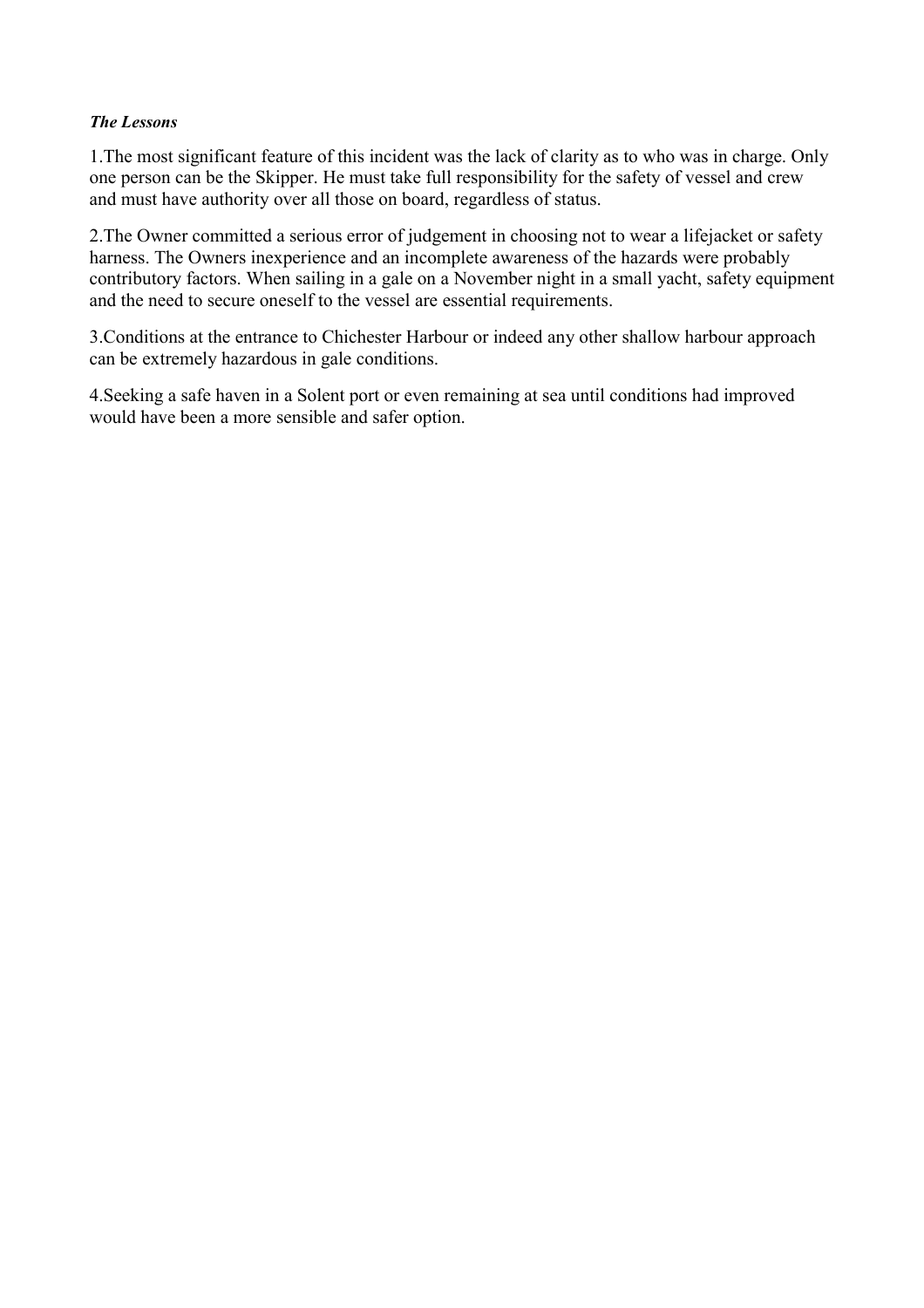***The Lessons***

1.The most significant feature of this incident was the lack of clarity as to who was in charge. Only one person can be the Skipper. He must take full responsibility for the safety of vessel and crew and must have authority over all those on board, regardless of status.

2.The Owner committed a serious error of judgement in choosing not to wear a lifejacket or safety harness. The Owners inexperience and an incomplete awareness of the hazards were probably contributory factors. When sailing in a gale on a November night in a small yacht, safety equipment and the need to secure oneself to the vessel are essential requirements.

3.Conditions at the entrance to Chichester Harbour or indeed any other shallow harbour approach can be extremely hazardous in gale conditions.

4.Seeking a safe haven in a Solent port or even remaining at sea until conditions had improved would have been a more sensible and safer option.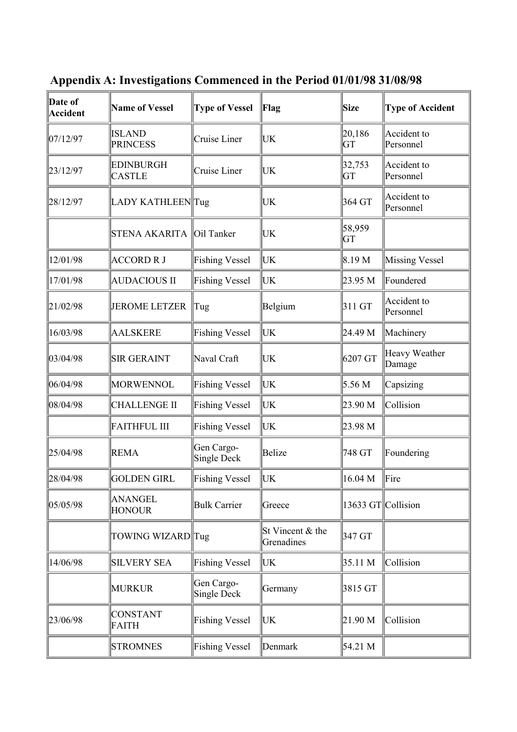## Appendix A: Investigations Commenced in the Period 01/01/98 31/08/98

| Date of Accident | Name of Vessel | Type of Vessel | Flag | Size | Type of Accident |
|---|---|---|---|---|---|
| 07/12/97 | ISLAND PRINCESS | Cruise Liner | UK | 20,186 GT | Accident to Personnel |
| 23/12/97 | EDINBURGH CASTLE | Cruise Liner | UK | 32,753 GT | Accident to Personnel |
| 28/12/97 | LADY KATHLEEN | Tug | UK | 364 GT | Accident to Personnel |
| | STENA AKARITA | Oil Tanker | UK | 58,959 GT | |
| 12/01/98 | ACCORD R J | Fishing Vessel | UK | 8.19 M | Missing Vessel |
| 17/01/98 | AUDACIOUS II | Fishing Vessel | UK | 23.95 M | Foundered |
| 21/02/98 | JEROME LETZER | Tug | Belgium | 311 GT | Accident to Personnel |
| 16/03/98 | AALSKERE | Fishing Vessel | UK | 24.49 M | Machinery |
| 03/04/98 | SIR GERAINT | Naval Craft | UK | 6207 GT | Heavy Weather Damage |
| 06/04/98 | MORWENNOL | Fishing Vessel | UK | 5.56 M | Capsizing |
| 08/04/98 | CHALLENGE II | Fishing Vessel | UK | 23.90 M | Collision |
| | FAITHFUL III | Fishing Vessel | UK | 23.98 M | |
| 25/04/98 | REMA | Gen Cargo-Single Deck | Belize | 748 GT | Foundering |
| 28/04/98 | GOLDEN GIRL | Fishing Vessel | UK | 16.04 M | Fire |
| 05/05/98 | ANANGEL HONOUR | Bulk Carrier | Greece | 13633 GT | Collision |
| | TOWING WIZARD | Tug | St Vincent & the Grenadines | 347 GT | |
| 14/06/98 | SILVERY SEA | Fishing Vessel | UK | 35.11 M | Collision |
| | MURKUR | Gen Cargo-Single Deck | Germany | 3815 GT | |
| 23/06/98 | CONSTANT FAITH | Fishing Vessel | UK | 21.90 M | Collision |
| | STROMNES | Fishing Vessel | Denmark | 54.21 M | |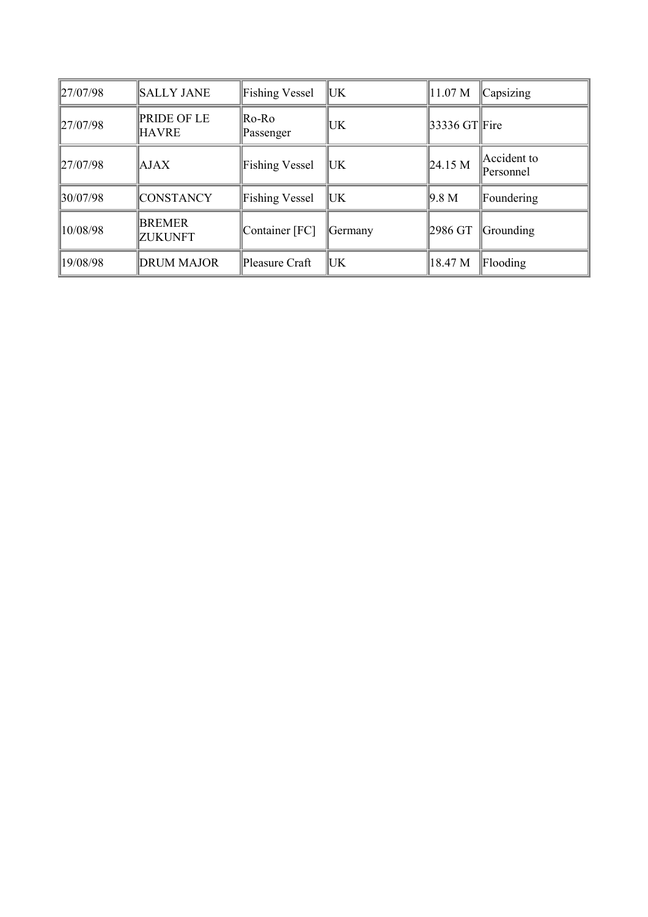| 27/07/98 | SALLY JANE | Fishing Vessel | UK | 11.07 M | Capsizing |
|---|---|---|---|---|---|
| 27/07/98 | PRIDE OF LE HAVRE | Ro-Ro Passenger | UK | 33336 GT | Fire |
| 27/07/98 | AJAX | Fishing Vessel | UK | 24.15 M | Accident to Personnel |
| 30/07/98 | CONSTANCY | Fishing Vessel | UK | 9.8 M | Foundering |
| 10/08/98 | BREMER ZUKUNFT | Container [FC] | Germany | 2986 GT | Grounding |
| 19/08/98 | DRUM MAJOR | Pleasure Craft | UK | 18.47 M | Flooding |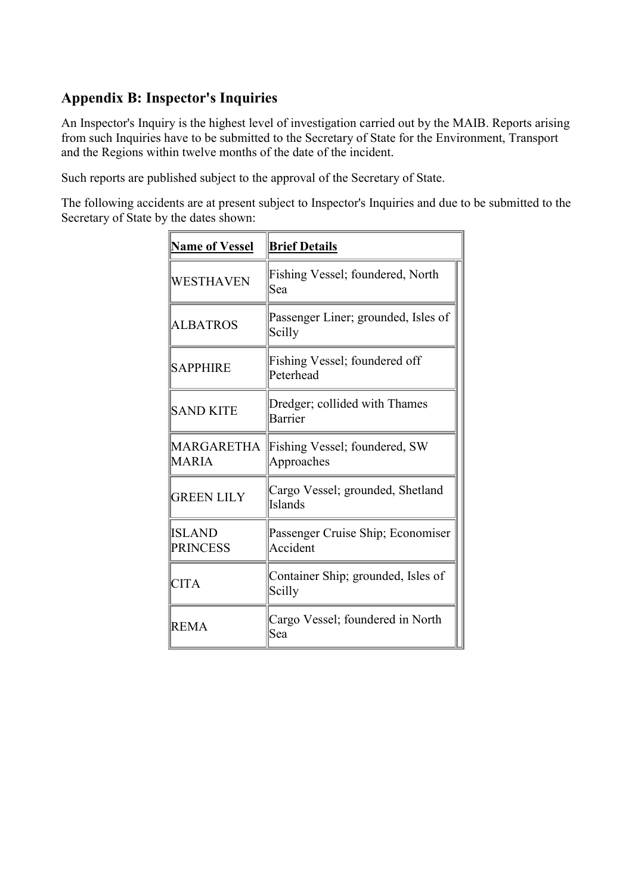## Appendix B: Inspector's Inquiries

An Inspector's Inquiry is the highest level of investigation carried out by the MAIB. Reports arising from such Inquiries have to be submitted to the Secretary of State for the Environment, Transport and the Regions within twelve months of the date of the incident.

Such reports are published subject to the approval of the Secretary of State.

The following accidents are at present subject to Inspector's Inquiries and due to be submitted to the Secretary of State by the dates shown:

| Name of Vessel | Brief Details |
|---|---|
| WESTHAVEN | Fishing Vessel; foundered, North Sea |
| ALBATROS | Passenger Liner; grounded, Isles of Scilly |
| SAPPHIRE | Fishing Vessel; foundered off Peterhead |
| SAND KITE | Dredger; collided with Thames Barrier |
| MARGARETHA MARIA | Fishing Vessel; foundered, SW Approaches |
| GREEN LILY | Cargo Vessel; grounded, Shetland Islands |
| ISLAND PRINCESS | Passenger Cruise Ship; Economiser Accident |
| CITA | Container Ship; grounded, Isles of Scilly |
| REMA | Cargo Vessel; foundered in North Sea |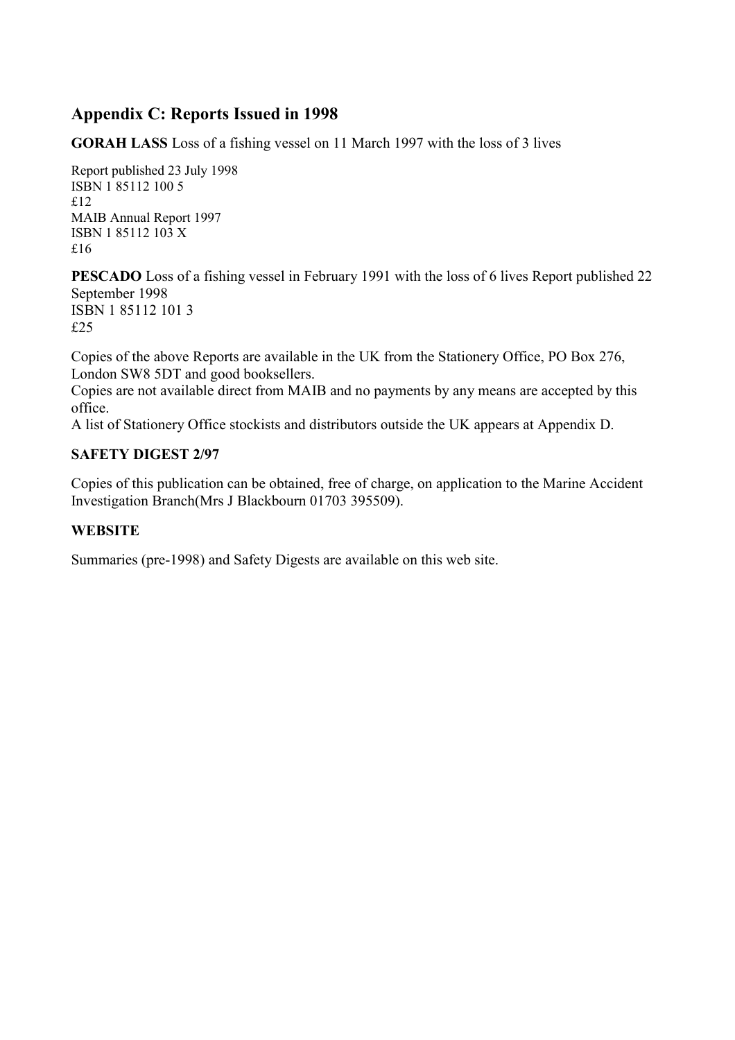## Appendix C: Reports Issued in 1998

**GORAH LASS** Loss of a fishing vessel on 11 March 1997 with the loss of 3 lives

Report published 23 July 1998
ISBN 1 85112 100 5
£12
MAIB Annual Report 1997
ISBN 1 85112 103 X
£16

**PESCADO** Loss of a fishing vessel in February 1991 with the loss of 6 lives Report published 22 September 1998
ISBN 1 85112 101 3
£25

Copies of the above Reports are available in the UK from the Stationery Office, PO Box 276, London SW8 5DT and good booksellers.
Copies are not available direct from MAIB and no payments by any means are accepted by this office.
A list of Stationery Office stockists and distributors outside the UK appears at Appendix D.

**SAFETY DIGEST 2/97**

Copies of this publication can be obtained, free of charge, on application to the Marine Accident Investigation Branch(Mrs J Blackbourn 01703 395509).

**WEBSITE**

Summaries (pre-1998) and Safety Digests are available on this web site.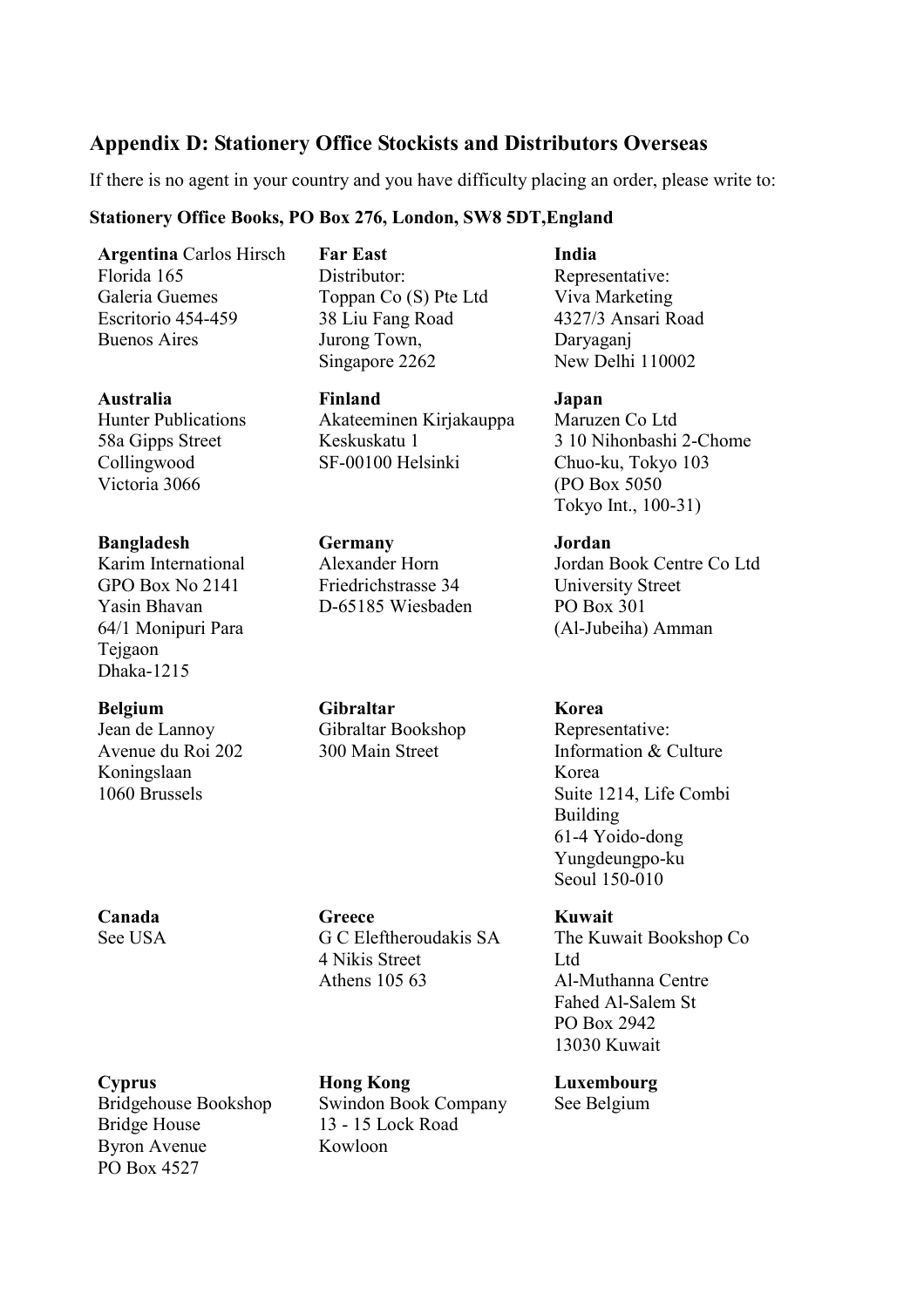## Appendix D: Stationery Office Stockists and Distributors Overseas

If there is no agent in your country and you have difficulty placing an order, please write to:

**Stationery Office Books, PO Box 276, London, SW8 5DT,England**

**Argentina** Carlos Hirsch
Florida 165
Galeria Guemes
Escritorio 454-459
Buenos Aires

**Australia**
Hunter Publications
58a Gipps Street
Collingwood
Victoria 3066

**Bangladesh**
Karim International
GPO Box No 2141
Yasin Bhavan
64/1 Monipuri Para
Tejgaon
Dhaka-1215

**Belgium**
Jean de Lannoy
Avenue du Roi 202
Koningslaan
1060 Brussels

**Canada**
See USA

**Cyprus**
Bridgehouse Bookshop
Bridge House
Byron Avenue
PO Box 4527

**Far East**
Distributor:
Toppan Co (S) Pte Ltd
38 Liu Fang Road
Jurong Town,
Singapore 2262

**Finland**
Akateeminen Kirjakauppa
Keskuskatu 1
SF-00100 Helsinki

**Germany**
Alexander Horn
Friedrichstrasse 34
D-65185 Wiesbaden

**Gibraltar**
Gibraltar Bookshop
300 Main Street

**Greece**
G C Eleftheroudakis SA
4 Nikis Street
Athens 105 63

**Hong Kong**
Swindon Book Company
13 - 15 Lock Road
Kowloon

**India**
Representative:
Viva Marketing
4327/3 Ansari Road
Daryaganj
New Delhi 110002

**Japan**
Maruzen Co Ltd
3 10 Nihonbashi 2-Chome
Chuo-ku, Tokyo 103
(PO Box 5050
Tokyo Int., 100-31)

**Jordan**
Jordan Book Centre Co Ltd
University Street
PO Box 301
(Al-Jubeiha) Amman

**Korea**
Representative:
Information & Culture
Korea
Suite 1214, Life Combi
Building
61-4 Yoido-dong
Yungdeungpo-ku
Seoul 150-010

**Kuwait**
The Kuwait Bookshop Co
Ltd
Al-Muthanna Centre
Fahed Al-Salem St
PO Box 2942
13030 Kuwait

**Luxembourg**
See Belgium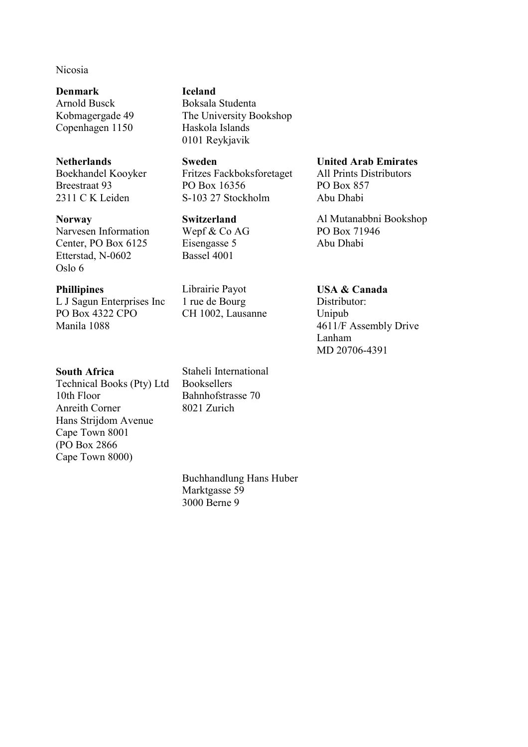Nicosia

**Denmark**
Arnold Busck
Kobmagergade 49
Copenhagen 1150

**Netherlands**
Boekhandel Kooyker
Breestraat 93
2311 C K Leiden

**Norway**
Narvesen Information
Center, PO Box 6125
Etterstad, N-0602
Oslo 6

**Phillipines**
L J Sagun Enterprises Inc
PO Box 4322 CPO
Manila 1088

**South Africa**
Technical Books (Pty) Ltd
10th Floor
Anreith Corner
Hans Strijdom Avenue
Cape Town 8001
(PO Box 2866
Cape Town 8000)

**Iceland**
Boksala Studenta
The University Bookshop
Haskola Islands
0101 Reykjavik

**Sweden**
Fritzes Fackboksforetaget
PO Box 16356
S-103 27 Stockholm

**Switzerland**
Wepf & Co AG
Eisengasse 5
Bassel 4001

Librairie Payot
1 rue de Bourg
CH 1002, Lausanne

Staheli International
Booksellers
Bahnhofstrasse 70
8021 Zurich

Buchhandlung Hans Huber
Marktgasse 59
3000 Berne 9

**United Arab Emirates**
All Prints Distributors
PO Box 857
Abu Dhabi

Al Mutanabbni Bookshop
PO Box 71946
Abu Dhabi

**USA & Canada**
Distributor:
Unipub
4611/F Assembly Drive
Lanham
MD 20706-4391